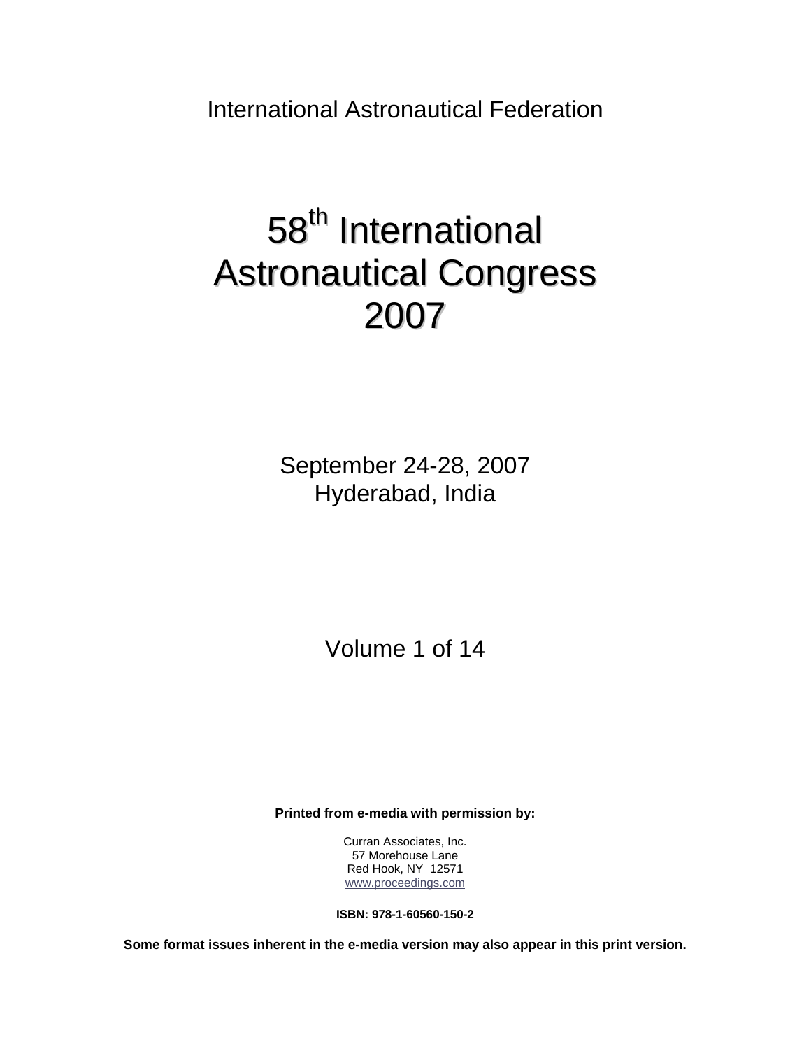International Astronautical Federation

# 58th International Astronautical Congress 2007

September 24-28, 2007
Hyderabad, India

Volume 1 of 14

**Printed from e-media with permission by:**

Curran Associates, Inc.
57 Morehouse Lane
Red Hook, NY 12571
www.proceedings.com

**ISBN: 978-1-60560-150-2**

**Some format issues inherent in the e-media version may also appear in this print version.**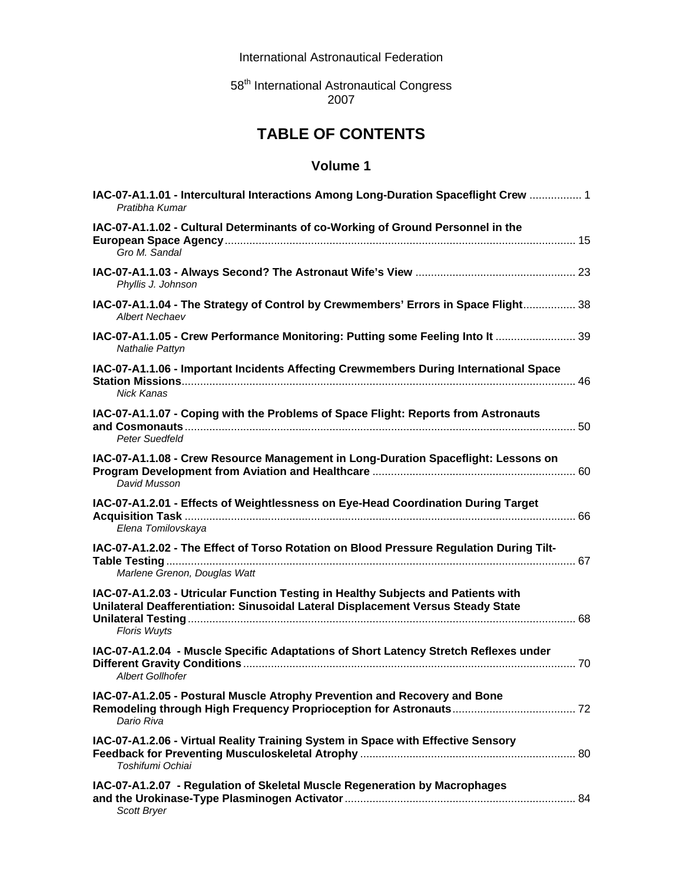International Astronautical Federation

58th International Astronautical Congress
2007

# TABLE OF CONTENTS

## Volume 1

**IAC-07-A1.1.01 - Intercultural Interactions Among Long-Duration Spaceflight Crew** ................. 1
*Pratibha Kumar*

**IAC-07-A1.1.02 - Cultural Determinants of co-Working of Ground Personnel in the European Space Agency** ................. 15
*Gro M. Sandal*

**IAC-07-A1.1.03 - Always Second? The Astronaut Wife's View** ................. 23
*Phyllis J. Johnson*

**IAC-07-A1.1.04 - The Strategy of Control by Crewmembers' Errors in Space Flight** ................. 38
*Albert Nechaev*

**IAC-07-A1.1.05 - Crew Performance Monitoring: Putting some Feeling Into It** ................. 39
*Nathalie Pattyn*

**IAC-07-A1.1.06 - Important Incidents Affecting Crewmembers During International Space Station Missions** ................. 46
*Nick Kanas*

**IAC-07-A1.1.07 - Coping with the Problems of Space Flight: Reports from Astronauts and Cosmonauts** ................. 50
*Peter Suedfeld*

**IAC-07-A1.1.08 - Crew Resource Management in Long-Duration Spaceflight: Lessons on Program Development from Aviation and Healthcare** ................. 60
*David Musson*

**IAC-07-A1.2.01 - Effects of Weightlessness on Eye-Head Coordination During Target Acquisition Task** ................. 66
*Elena Tomilovskaya*

**IAC-07-A1.2.02 - The Effect of Torso Rotation on Blood Pressure Regulation During Tilt-Table Testing** ................. 67
*Marlene Grenon, Douglas Watt*

**IAC-07-A1.2.03 - Utricular Function Testing in Healthy Subjects and Patients with Unilateral Deafferentiation: Sinusoidal Lateral Displacement Versus Steady State Unilateral Testing** ................. 68
*Floris Wuyts*

**IAC-07-A1.2.04 - Muscle Specific Adaptations of Short Latency Stretch Reflexes under Different Gravity Conditions** ................. 70
*Albert Gollhofer*

**IAC-07-A1.2.05 - Postural Muscle Atrophy Prevention and Recovery and Bone Remodeling through High Frequency Proprioception for Astronauts** ................. 72
*Dario Riva*

**IAC-07-A1.2.06 - Virtual Reality Training System in Space with Effective Sensory Feedback for Preventing Musculoskeletal Atrophy** ................. 80
*Toshifumi Ochiai*

**IAC-07-A1.2.07 - Regulation of Skeletal Muscle Regeneration by Macrophages and the Urokinase-Type Plasminogen Activator** ................. 84
*Scott Bryer*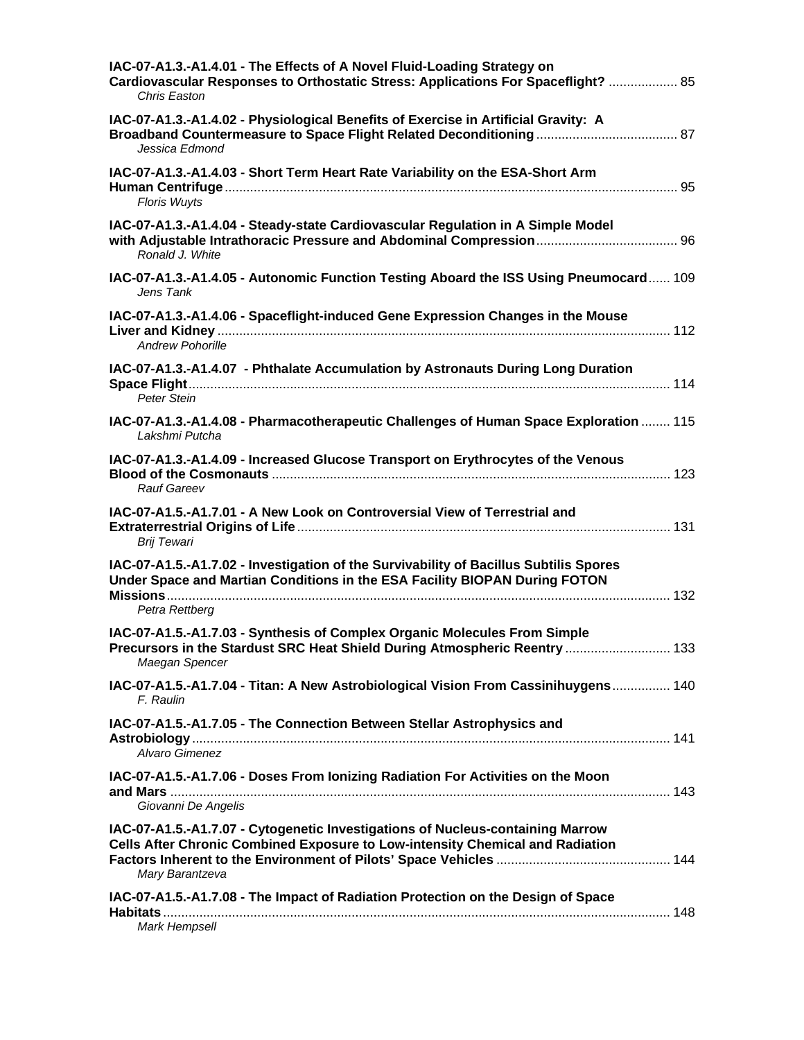**IAC-07-A1.3.-A1.4.01 - The Effects of A Novel Fluid-Loading Strategy on Cardiovascular Responses to Orthostatic Stress: Applications For Spaceflight?** .................. 85
*Chris Easton*

**IAC-07-A1.3.-A1.4.02 - Physiological Benefits of Exercise in Artificial Gravity: A Broadband Countermeasure to Space Flight Related Deconditioning** ...................................... 87
*Jessica Edmond*

**IAC-07-A1.3.-A1.4.03 - Short Term Heart Rate Variability on the ESA-Short Arm Human Centrifuge** ........................................................................................................................... 95
*Floris Wuyts*

**IAC-07-A1.3.-A1.4.04 - Steady-state Cardiovascular Regulation in A Simple Model with Adjustable Intrathoracic Pressure and Abdominal Compression** ...................................... 96
*Ronald J. White*

**IAC-07-A1.3.-A1.4.05 - Autonomic Function Testing Aboard the ISS Using Pneumocard** ...... 109
*Jens Tank*

**IAC-07-A1.3.-A1.4.06 - Spaceflight-induced Gene Expression Changes in the Mouse Liver and Kidney** ........................................................................................................................... 112
*Andrew Pohorille*

**IAC-07-A1.3.-A1.4.07 - Phthalate Accumulation by Astronauts During Long Duration Space Flight** ........................................................................................................................... 114
*Peter Stein*

**IAC-07-A1.3.-A1.4.08 - Pharmacotherapeutic Challenges of Human Space Exploration** ........ 115
*Lakshmi Putcha*

**IAC-07-A1.3.-A1.4.09 - Increased Glucose Transport on Erythrocytes of the Venous Blood of the Cosmonauts** ............................................................................................................. 123
*Rauf Gareev*

**IAC-07-A1.5.-A1.7.01 - A New Look on Controversial View of Terrestrial and Extraterrestrial Origins of Life** ...................................................................................................... 131
*Brij Tewari*

**IAC-07-A1.5.-A1.7.02 - Investigation of the Survivability of Bacillus Subtilis Spores Under Space and Martian Conditions in the ESA Facility BIOPAN During FOTON Missions** ......................................................................................................................... 132
*Petra Rettberg*

**IAC-07-A1.5.-A1.7.03 - Synthesis of Complex Organic Molecules From Simple Precursors in the Stardust SRC Heat Shield During Atmospheric Reentry** ............................ 133
*Maegan Spencer*

**IAC-07-A1.5.-A1.7.04 - Titan: A New Astrobiological Vision From Cassinihuygens** ................ 140
*F. Raulin*

**IAC-07-A1.5.-A1.7.05 - The Connection Between Stellar Astrophysics and Astrobiology** ......................................................................................................................... 141
*Alvaro Gimenez*

**IAC-07-A1.5.-A1.7.06 - Doses From Ionizing Radiation For Activities on the Moon and Mars** ......................................................................................................................... 143
*Giovanni De Angelis*

**IAC-07-A1.5.-A1.7.07 - Cytogenetic Investigations of Nucleus-containing Marrow Cells After Chronic Combined Exposure to Low-intensity Chemical and Radiation Factors Inherent to the Environment of Pilots' Space Vehicles** ............................................... 144
*Mary Barantzeva*

**IAC-07-A1.5.-A1.7.08 - The Impact of Radiation Protection on the Design of Space Habitats** ......................................................................................................................... 148
*Mark Hempsell*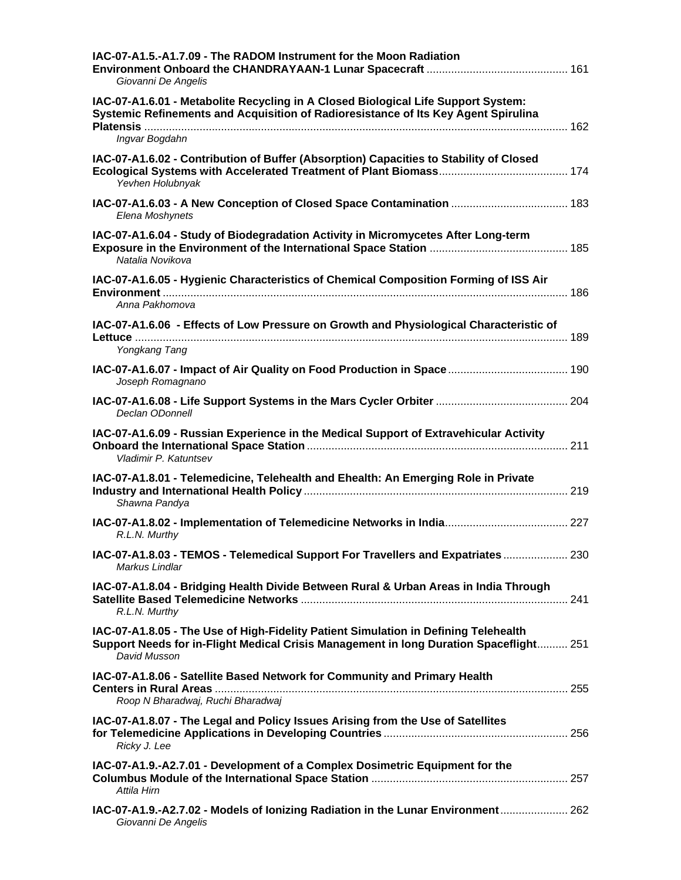**IAC-07-A1.5.-A1.7.09 - The RADOM Instrument for the Moon Radiation Environment Onboard the CHANDRAYAAN-1 Lunar Spacecraft** ............................................. 161
*Giovanni De Angelis*

**IAC-07-A1.6.01 - Metabolite Recycling in A Closed Biological Life Support System: Systemic Refinements and Acquisition of Radioresistance of Its Key Agent Spirulina Platensis** ......................................................................................................................................... 162
*Ingvar Bogdahn*

**IAC-07-A1.6.02 - Contribution of Buffer (Absorption) Capacities to Stability of Closed Ecological Systems with Accelerated Treatment of Plant Biomass**......................................... 174
*Yevhen Holubnyak*

**IAC-07-A1.6.03 - A New Conception of Closed Space Contamination** ...................................... 183
*Elena Moshynets*

**IAC-07-A1.6.04 - Study of Biodegradation Activity in Micromycetes After Long-term Exposure in the Environment of the International Space Station** ............................................ 185
*Natalia Novikova*

**IAC-07-A1.6.05 - Hygienic Characteristics of Chemical Composition Forming of ISS Air Environment** ................................................................................................................................... 186
*Anna Pakhomova*

**IAC-07-A1.6.06 - Effects of Low Pressure on Growth and Physiological Characteristic of Lettuce** ........................................................................................................................................... 189
*Yongkang Tang*

**IAC-07-A1.6.07 - Impact of Air Quality on Food Production in Space** ....................................... 190
*Joseph Romagnano*

**IAC-07-A1.6.08 - Life Support Systems in the Mars Cycler Orbiter** ........................................... 204
*Declan ODonnell*

**IAC-07-A1.6.09 - Russian Experience in the Medical Support of Extravehicular Activity Onboard the International Space Station** .................................................................................... 211
*Vladimir P. Katuntsev*

**IAC-07-A1.8.01 - Telemedicine, Telehealth and Ehealth: An Emerging Role in Private Industry and International Health Policy** ..................................................................................... 219
*Shawna Pandya*

**IAC-07-A1.8.02 - Implementation of Telemedicine Networks in India**........................................ 227
*R.L.N. Murthy*

**IAC-07-A1.8.03 - TEMOS - Telemedical Support For Travellers and Expatriates** ..................... 230
*Markus Lindlar*

**IAC-07-A1.8.04 - Bridging Health Divide Between Rural & Urban Areas in India Through Satellite Based Telemedicine Networks** ...................................................................................... 241
*R.L.N. Murthy*

**IAC-07-A1.8.05 - The Use of High-Fidelity Patient Simulation in Defining Telehealth Support Needs for in-Flight Medical Crisis Management in long Duration Spaceflight**.......... 251
*David Musson*

**IAC-07-A1.8.06 - Satellite Based Network for Community and Primary Health Centers in Rural Areas** .................................................................................................................. 255
*Roop N Bharadwaj, Ruchi Bharadwaj*

**IAC-07-A1.8.07 - The Legal and Policy Issues Arising from the Use of Satellites for Telemedicine Applications in Developing Countries** ........................................................... 256
*Ricky J. Lee*

**IAC-07-A1.9.-A2.7.01 - Development of a Complex Dosimetric Equipment for the Columbus Module of the International Space Station** ............................................................... 257
*Attila Hirn*

**IAC-07-A1.9.-A2.7.02 - Models of Ionizing Radiation in the Lunar Environment** ...................... 262
*Giovanni De Angelis*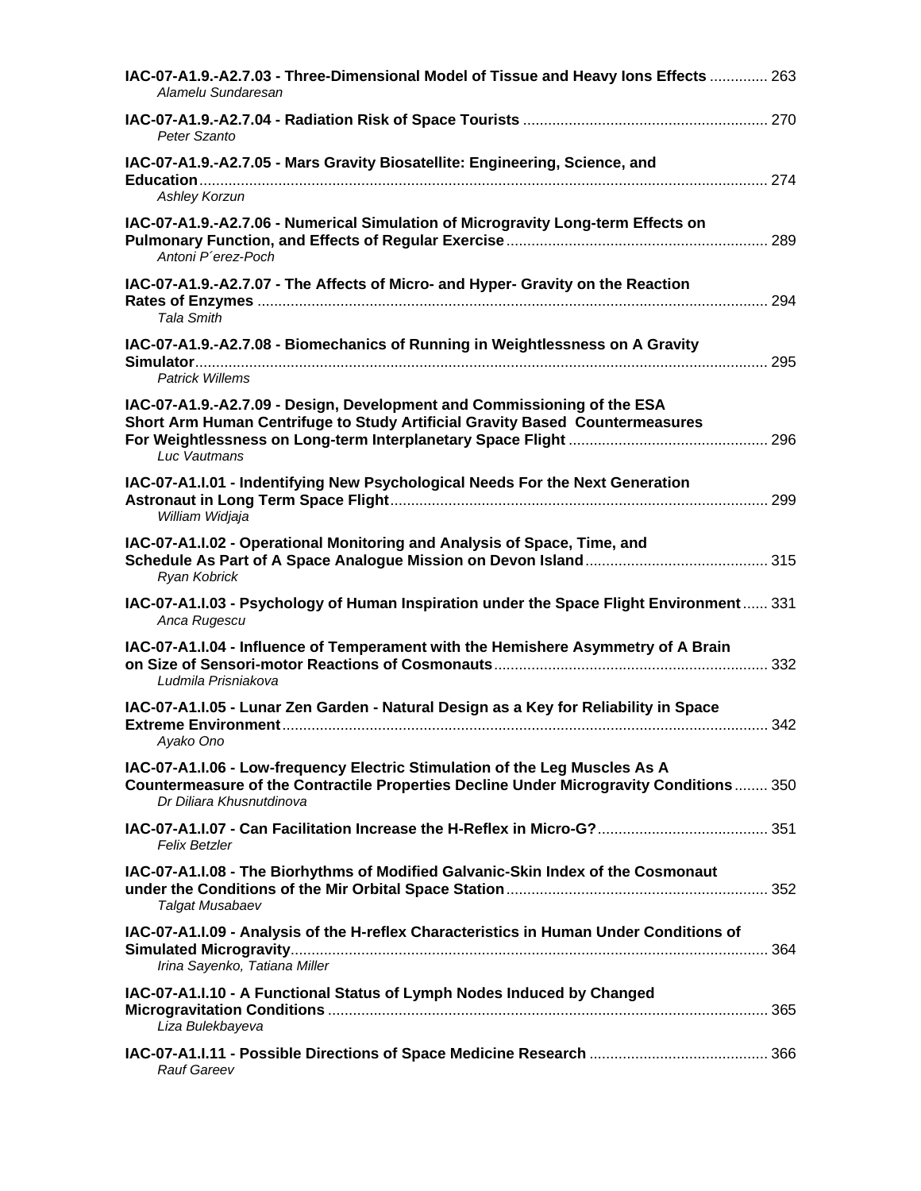**IAC-07-A1.9.-A2.7.03 - Three-Dimensional Model of Tissue and Heavy Ions Effects** .............. 263
*Alamelu Sundaresan*

**IAC-07-A1.9.-A2.7.04 - Radiation Risk of Space Tourists** ........................................................... 270
*Peter Szanto*

**IAC-07-A1.9.-A2.7.05 - Mars Gravity Biosatellite: Engineering, Science, and Education**.......................................................................................................................................... 274
*Ashley Korzun*

**IAC-07-A1.9.-A2.7.06 - Numerical Simulation of Microgravity Long-term Effects on Pulmonary Function, and Effects of Regular Exercise**............................................................... 289
*Antoni P´erez-Poch*

**IAC-07-A1.9.-A2.7.07 - The Affects of Micro- and Hyper- Gravity on the Reaction Rates of Enzymes** ......................................................................................................................... 294
*Tala Smith*

**IAC-07-A1.9.-A2.7.08 - Biomechanics of Running in Weightlessness on A Gravity Simulator**.......................................................................................................................................... 295
*Patrick Willems*

**IAC-07-A1.9.-A2.7.09 - Design, Development and Commissioning of the ESA Short Arm Human Centrifuge to Study Artificial Gravity Based Countermeasures For Weightlessness on Long-term Interplanetary Space Flight** ................................................ 296
*Luc Vautmans*

**IAC-07-A1.I.01 - Indentifying New Psychological Needs For the Next Generation Astronaut in Long Term Space Flight**.......................................................................................... 299
*William Widjaja*

**IAC-07-A1.I.02 - Operational Monitoring and Analysis of Space, Time, and Schedule As Part of A Space Analogue Mission on Devon Island**............................................ 315
*Ryan Kobrick*

**IAC-07-A1.I.03 - Psychology of Human Inspiration under the Space Flight Environment**...... 331
*Anca Rugescu*

**IAC-07-A1.I.04 - Influence of Temperament with the Hemishere Asymmetry of A Brain on Size of Sensori-motor Reactions of Cosmonauts**................................................................. 332
*Ludmila Prisniakova*

**IAC-07-A1.I.05 - Lunar Zen Garden - Natural Design as a Key for Reliability in Space Extreme Environment**.................................................................................................................... 342
*Ayako Ono*

**IAC-07-A1.I.06 - Low-frequency Electric Stimulation of the Leg Muscles As A Countermeasure of the Contractile Properties Decline Under Microgravity Conditions**........ 350
*Dr Diliara Khusnutdinova*

**IAC-07-A1.I.07 - Can Facilitation Increase the H-Reflex in Micro-G?**......................................... 351
*Felix Betzler*

**IAC-07-A1.I.08 - The Biorhythms of Modified Galvanic-Skin Index of the Cosmonaut under the Conditions of the Mir Orbital Space Station**.............................................................. 352
*Talgat Musabaev*

**IAC-07-A1.I.09 - Analysis of the H-reflex Characteristics in Human Under Conditions of Simulated Microgravity**.................................................................................................................. 364
*Irina Sayenko, Tatiana Miller*

**IAC-07-A1.I.10 - A Functional Status of Lymph Nodes Induced by Changed Microgravitation Conditions** ......................................................................................................... 365
*Liza Bulekbayeva*

**IAC-07-A1.I.11 - Possible Directions of Space Medicine Research** ........................................... 366
*Rauf Gareev*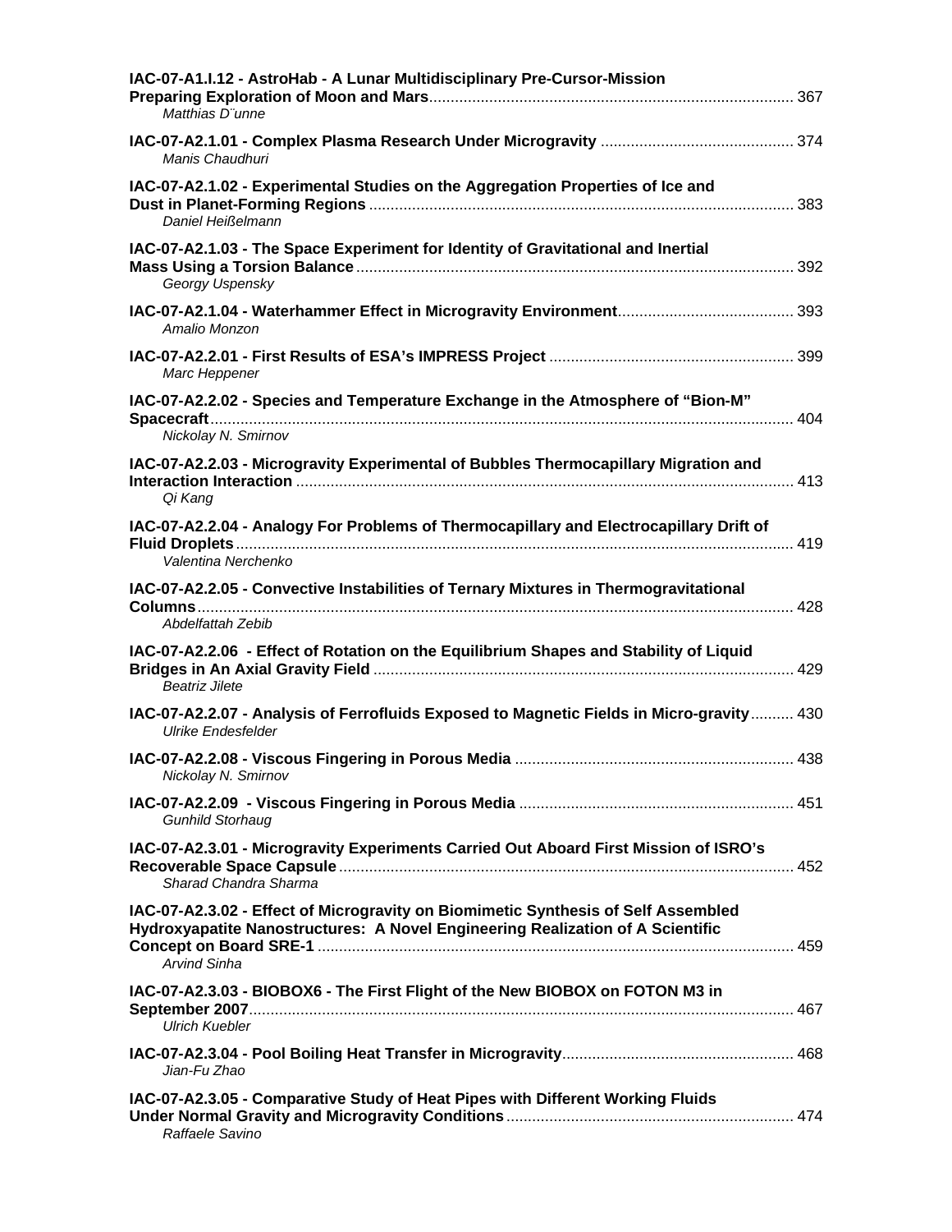**IAC-07-A1.I.12 - AstroHab - A Lunar Multidisciplinary Pre-Cursor-Mission Preparing Exploration of Moon and Mars** .................... 367
*Matthias D¨unne*

**IAC-07-A2.1.01 - Complex Plasma Research Under Microgravity** .................... 374
*Manis Chaudhuri*

**IAC-07-A2.1.02 - Experimental Studies on the Aggregation Properties of Ice and Dust in Planet-Forming Regions** .................... 383
*Daniel Heißelmann*

**IAC-07-A2.1.03 - The Space Experiment for Identity of Gravitational and Inertial Mass Using a Torsion Balance** .................... 392
*Georgy Uspensky*

**IAC-07-A2.1.04 - Waterhammer Effect in Microgravity Environment** .................... 393
*Amalio Monzon*

**IAC-07-A2.2.01 - First Results of ESA's IMPRESS Project** .................... 399
*Marc Heppener*

**IAC-07-A2.2.02 - Species and Temperature Exchange in the Atmosphere of "Bion-M" Spacecraft** .................... 404
*Nickolay N. Smirnov*

**IAC-07-A2.2.03 - Microgravity Experimental of Bubbles Thermocapillary Migration and Interaction Interaction** .................... 413
*Qi Kang*

**IAC-07-A2.2.04 - Analogy For Problems of Thermocapillary and Electrocapillary Drift of Fluid Droplets** .................... 419
*Valentina Nerchenko*

**IAC-07-A2.2.05 - Convective Instabilities of Ternary Mixtures in Thermogravitational Columns** .................... 428
*Abdelfattah Zebib*

**IAC-07-A2.2.06 - Effect of Rotation on the Equilibrium Shapes and Stability of Liquid Bridges in An Axial Gravity Field** .................... 429
*Beatriz Jilete*

**IAC-07-A2.2.07 - Analysis of Ferrofluids Exposed to Magnetic Fields in Micro-gravity** .................... 430
*Ulrike Endesfelder*

**IAC-07-A2.2.08 - Viscous Fingering in Porous Media** .................... 438
*Nickolay N. Smirnov*

**IAC-07-A2.2.09 - Viscous Fingering in Porous Media** .................... 451
*Gunhild Storhaug*

**IAC-07-A2.3.01 - Microgravity Experiments Carried Out Aboard First Mission of ISRO's Recoverable Space Capsule** .................... 452
*Sharad Chandra Sharma*

**IAC-07-A2.3.02 - Effect of Microgravity on Biomimetic Synthesis of Self Assembled Hydroxyapatite Nanostructures: A Novel Engineering Realization of A Scientific Concept on Board SRE-1** .................... 459
*Arvind Sinha*

**IAC-07-A2.3.03 - BIOBOX6 - The First Flight of the New BIOBOX on FOTON M3 in September 2007** .................... 467
*Ulrich Kuebler*

**IAC-07-A2.3.04 - Pool Boiling Heat Transfer in Microgravity** .................... 468
*Jian-Fu Zhao*

**IAC-07-A2.3.05 - Comparative Study of Heat Pipes with Different Working Fluids Under Normal Gravity and Microgravity Conditions** .................... 474
*Raffaele Savino*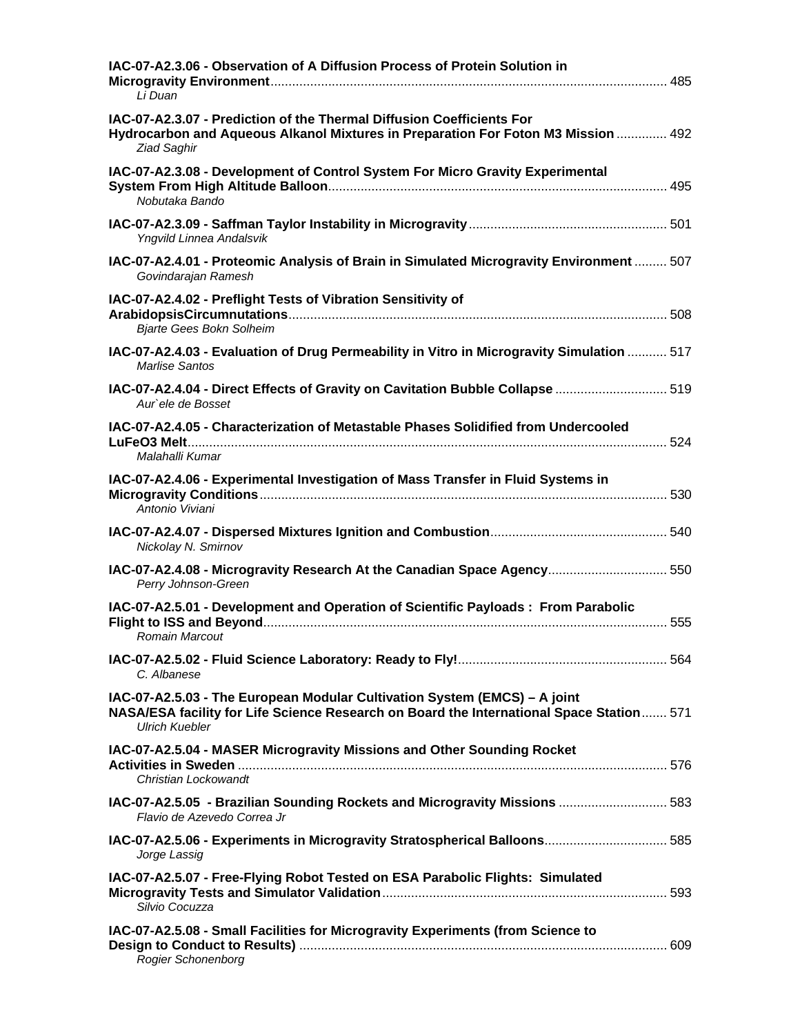**IAC-07-A2.3.06 - Observation of A Diffusion Process of Protein Solution in Microgravity Environment** ............................................................. 485
*Li Duan*

**IAC-07-A2.3.07 - Prediction of the Thermal Diffusion Coefficients For Hydrocarbon and Aqueous Alkanol Mixtures in Preparation For Foton M3 Mission** .............. 492
*Ziad Saghir*

**IAC-07-A2.3.08 - Development of Control System For Micro Gravity Experimental System From High Altitude Balloon** ............................................................. 495
*Nobutaka Bando*

**IAC-07-A2.3.09 - Saffman Taylor Instability in Microgravity** ............................................................. 501
*Yngvild Linnea Andalsvik*

**IAC-07-A2.4.01 - Proteomic Analysis of Brain in Simulated Microgravity Environment** ......... 507
*Govindarajan Ramesh*

**IAC-07-A2.4.02 - Preflight Tests of Vibration Sensitivity of ArabidopsisCircumnutations** ............................................................. 508
*Bjarte Gees Bokn Solheim*

**IAC-07-A2.4.03 - Evaluation of Drug Permeability in Vitro in Microgravity Simulation** ........... 517
*Marlise Santos*

**IAC-07-A2.4.04 - Direct Effects of Gravity on Cavitation Bubble Collapse** ............................... 519
*Aur`ele de Bosset*

**IAC-07-A2.4.05 - Characterization of Metastable Phases Solidified from Undercooled LuFeO3 Melt** ............................................................. 524
*Malahalli Kumar*

**IAC-07-A2.4.06 - Experimental Investigation of Mass Transfer in Fluid Systems in Microgravity Conditions** ............................................................. 530
*Antonio Viviani*

**IAC-07-A2.4.07 - Dispersed Mixtures Ignition and Combustion** ................................................ 540
*Nickolay N. Smirnov*

**IAC-07-A2.4.08 - Microgravity Research At the Canadian Space Agency** ................................ 550
*Perry Johnson-Green*

**IAC-07-A2.5.01 - Development and Operation of Scientific Payloads : From Parabolic Flight to ISS and Beyond** ............................................................. 555
*Romain Marcout*

**IAC-07-A2.5.02 - Fluid Science Laboratory: Ready to Fly!** ......................................................... 564
*C. Albanese*

**IAC-07-A2.5.03 - The European Modular Cultivation System (EMCS) – A joint NASA/ESA facility for Life Science Research on Board the International Space Station** ....... 571
*Ulrich Kuebler*

**IAC-07-A2.5.04 - MASER Microgravity Missions and Other Sounding Rocket Activities in Sweden** ............................................................. 576
*Christian Lockowandt*

**IAC-07-A2.5.05 - Brazilian Sounding Rockets and Microgravity Missions** ............................. 583
*Flavio de Azevedo Correa Jr*

**IAC-07-A2.5.06 - Experiments in Microgravity Stratospherical Balloons** ................................. 585
*Jorge Lassig*

**IAC-07-A2.5.07 - Free-Flying Robot Tested on ESA Parabolic Flights: Simulated Microgravity Tests and Simulator Validation** ............................................................. 593
*Silvio Cocuzza*

**IAC-07-A2.5.08 - Small Facilities for Microgravity Experiments (from Science to Design to Conduct to Results)** ............................................................. 609
*Rogier Schonenborg*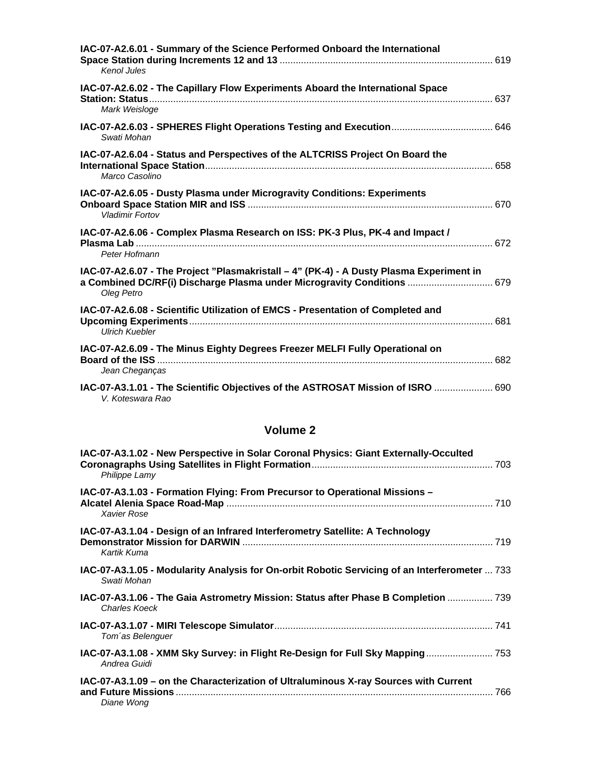**IAC-07-A2.6.01 - Summary of the Science Performed Onboard the International Space Station during Increments 12 and 13** ............................................................................... 619
*Kenol Jules*

**IAC-07-A2.6.02 - The Capillary Flow Experiments Aboard the International Space Station: Status** ................................................................................................................................ 637
*Mark Weisloge*

**IAC-07-A2.6.03 - SPHERES Flight Operations Testing and Execution** ..................................... 646
*Swati Mohan*

**IAC-07-A2.6.04 - Status and Perspectives of the ALTCRISS Project On Board the International Space Station** ........................................................................................................... 658
*Marco Casolino*

**IAC-07-A2.6.05 - Dusty Plasma under Microgravity Conditions: Experiments Onboard Space Station MIR and ISS** ........................................................................................... 670
*Vladimir Fortov*

**IAC-07-A2.6.06 - Complex Plasma Research on ISS: PK-3 Plus, PK-4 and Impact / Plasma Lab** .................................................................................................................................... 672
*Peter Hofmann*

**IAC-07-A2.6.07 - The Project "Plasmakristall – 4" (PK-4) - A Dusty Plasma Experiment in a Combined DC/RF(i) Discharge Plasma under Microgravity Conditions** ................................ 679
*Oleg Petro*

**IAC-07-A2.6.08 - Scientific Utilization of EMCS - Presentation of Completed and Upcoming Experiments** ................................................................................................................. 681
*Ulrich Kuebler*

**IAC-07-A2.6.09 - The Minus Eighty Degrees Freezer MELFI Fully Operational on Board of the ISS** ............................................................................................................................. 682
*Jean Cheganças*

**IAC-07-A3.1.01 - The Scientific Objectives of the ASTROSAT Mission of ISRO** ...................... 690
*V. Koteswara Rao*

## Volume 2

**IAC-07-A3.1.02 - New Perspective in Solar Coronal Physics: Giant Externally-Occulted Coronagraphs Using Satellites in Flight Formation** ................................................................... 703
*Philippe Lamy*

**IAC-07-A3.1.03 - Formation Flying: From Precursor to Operational Missions – Alcatel Alenia Space Road-Map** ................................................................................................... 710
*Xavier Rose*

**IAC-07-A3.1.04 - Design of an Infrared Interferometry Satellite: A Technology Demonstrator Mission for DARWIN** ............................................................................................. 719
*Kartik Kuma*

**IAC-07-A3.1.05 - Modularity Analysis for On-orbit Robotic Servicing of an Interferometer** ... 733
*Swati Mohan*

**IAC-07-A3.1.06 - The Gaia Astrometry Mission: Status after Phase B Completion** ................. 739
*Charles Koeck*

**IAC-07-A3.1.07 - MIRI Telescope Simulator** ................................................................................. 741
*Tom´as Belenguer*

**IAC-07-A3.1.08 - XMM Sky Survey: in Flight Re-Design for Full Sky Mapping** ......................... 753
*Andrea Guidi*

**IAC-07-A3.1.09 – on the Characterization of Ultraluminous X-ray Sources with Current and Future Missions** ...................................................................................................................... 766
*Diane Wong*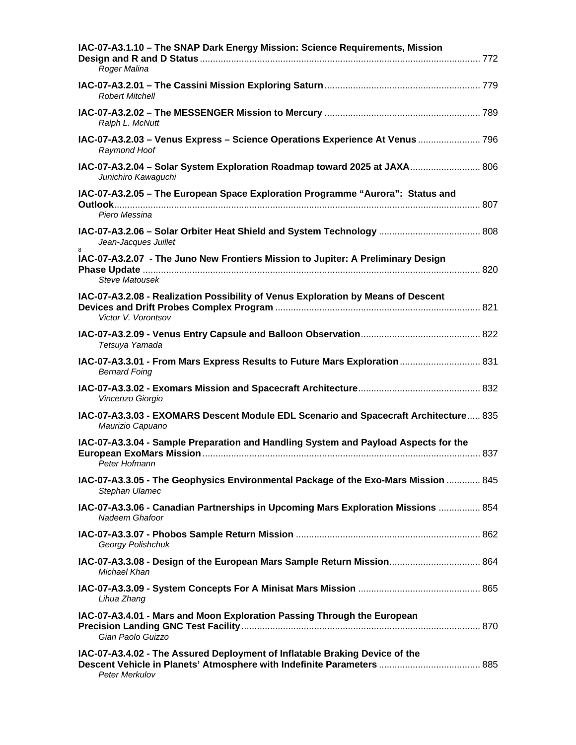**IAC-07-A3.1.10 – The SNAP Dark Energy Mission: Science Requirements, Mission Design and R and D Status** ........ 772
*Roger Malina*

**IAC-07-A3.2.01 – The Cassini Mission Exploring Saturn** ........ 779
*Robert Mitchell*

**IAC-07-A3.2.02 – The MESSENGER Mission to Mercury** ........ 789
*Ralph L. McNutt*

**IAC-07-A3.2.03 – Venus Express – Science Operations Experience At Venus** ........ 796
*Raymond Hoof*

**IAC-07-A3.2.04 – Solar System Exploration Roadmap toward 2025 at JAXA** ........ 806
*Junichiro Kawaguchi*

**IAC-07-A3.2.05 – The European Space Exploration Programme "Aurora": Status and Outlook** ........ 807
*Piero Messina*

**IAC-07-A3.2.06 – Solar Orbiter Heat Shield and System Technology** ........ 808
*Jean-Jacques Juillet*

**IAC-07-A3.2.07 - The Juno New Frontiers Mission to Jupiter: A Preliminary Design Phase Update** ........ 820
*Steve Matousek*

**IAC-07-A3.2.08 - Realization Possibility of Venus Exploration by Means of Descent Devices and Drift Probes Complex Program** ........ 821
*Victor V. Vorontsov*

**IAC-07-A3.2.09 - Venus Entry Capsule and Balloon Observation** ........ 822
*Tetsuya Yamada*

**IAC-07-A3.3.01 - From Mars Express Results to Future Mars Exploration** ........ 831
*Bernard Foing*

**IAC-07-A3.3.02 - Exomars Mission and Spacecraft Architecture** ........ 832
*Vincenzo Giorgio*

**IAC-07-A3.3.03 - EXOMARS Descent Module EDL Scenario and Spacecraft Architecture** ........ 835
*Maurizio Capuano*

**IAC-07-A3.3.04 - Sample Preparation and Handling System and Payload Aspects for the European ExoMars Mission** ........ 837
*Peter Hofmann*

**IAC-07-A3.3.05 - The Geophysics Environmental Package of the Exo-Mars Mission** ........ 845
*Stephan Ulamec*

**IAC-07-A3.3.06 - Canadian Partnerships in Upcoming Mars Exploration Missions** ........ 854
*Nadeem Ghafoor*

**IAC-07-A3.3.07 - Phobos Sample Return Mission** ........ 862
*Georgy Polishchuk*

**IAC-07-A3.3.08 - Design of the European Mars Sample Return Mission** ........ 864
*Michael Khan*

**IAC-07-A3.3.09 - System Concepts For A Minisat Mars Mission** ........ 865
*Lihua Zhang*

**IAC-07-A3.4.01 - Mars and Moon Exploration Passing Through the European Precision Landing GNC Test Facility** ........ 870
*Gian Paolo Guizzo*

**IAC-07-A3.4.02 - The Assured Deployment of Inflatable Braking Device of the Descent Vehicle in Planets' Atmosphere with Indefinite Parameters** ........ 885
*Peter Merkulov*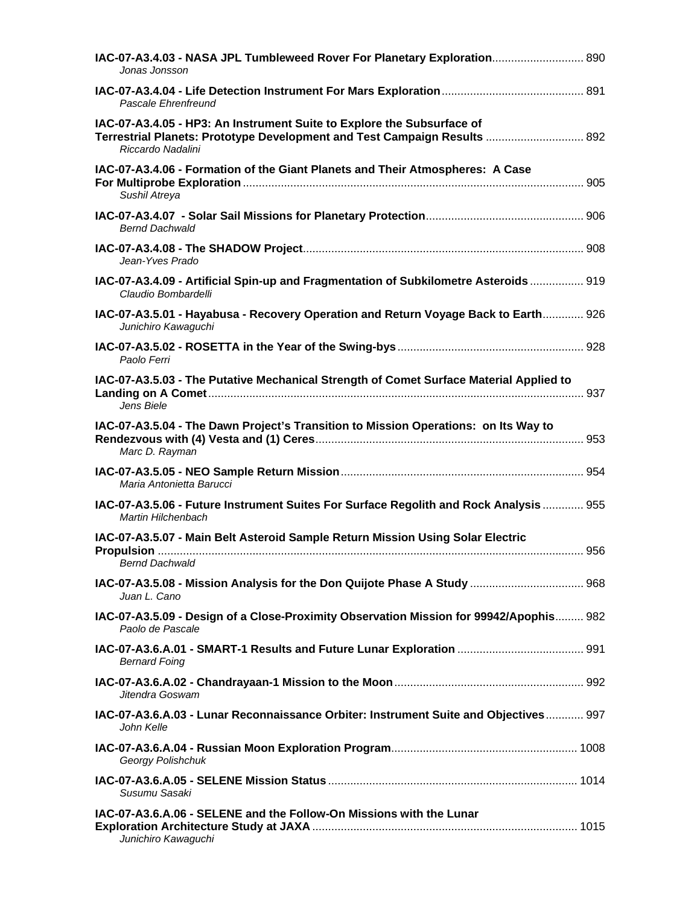**IAC-07-A3.4.03 - NASA JPL Tumbleweed Rover For Planetary Exploration** ............................ 890
*Jonas Jonsson*

**IAC-07-A3.4.04 - Life Detection Instrument For Mars Exploration** ............................................ 891
*Pascale Ehrenfreund*

**IAC-07-A3.4.05 - HP3: An Instrument Suite to Explore the Subsurface of Terrestrial Planets: Prototype Development and Test Campaign Results** .............................. 892
*Riccardo Nadalini*

**IAC-07-A3.4.06 - Formation of the Giant Planets and Their Atmospheres: A Case For Multiprobe Exploration** ........................................................................................................ 905
*Sushil Atreya*

**IAC-07-A3.4.07 - Solar Sail Missions for Planetary Protection** ................................................. 906
*Bernd Dachwald*

**IAC-07-A3.4.08 - The SHADOW Project** ........................................................................................ 908
*Jean-Yves Prado*

**IAC-07-A3.4.09 - Artificial Spin-up and Fragmentation of Subkilometre Asteroids** ................. 919
*Claudio Bombardelli*

**IAC-07-A3.5.01 - Hayabusa - Recovery Operation and Return Voyage Back to Earth** ............. 926
*Junichiro Kawaguchi*

**IAC-07-A3.5.02 - ROSETTA in the Year of the Swing-bys** .......................................................... 928
*Paolo Ferri*

**IAC-07-A3.5.03 - The Putative Mechanical Strength of Comet Surface Material Applied to Landing on A Comet** ...................................................................................................................... 937
*Jens Biele*

**IAC-07-A3.5.04 - The Dawn Project's Transition to Mission Operations: on Its Way to Rendezvous with (4) Vesta and (1) Ceres** .................................................................................... 953
*Marc D. Rayman*

**IAC-07-A3.5.05 - NEO Sample Return Mission** ............................................................................ 954
*Maria Antonietta Barucci*

**IAC-07-A3.5.06 - Future Instrument Suites For Surface Regolith and Rock Analysis** ............. 955
*Martin Hilchenbach*

**IAC-07-A3.5.07 - Main Belt Asteroid Sample Return Mission Using Solar Electric Propulsion** ...................................................................................................................................... 956
*Bernd Dachwald*

**IAC-07-A3.5.08 - Mission Analysis for the Don Quijote Phase A Study** .................................... 968
*Juan L. Cano*

**IAC-07-A3.5.09 - Design of a Close-Proximity Observation Mission for 99942/Apophis** ......... 982
*Paolo de Pascale*

**IAC-07-A3.6.A.01 - SMART-1 Results and Future Lunar Exploration** ........................................ 991
*Bernard Foing*

**IAC-07-A3.6.A.02 - Chandrayaan-1 Mission to the Moon** ........................................................... 992
*Jitendra Goswam*

**IAC-07-A3.6.A.03 - Lunar Reconnaissance Orbiter: Instrument Suite and Objectives** ............ 997
*John Kelle*

**IAC-07-A3.6.A.04 - Russian Moon Exploration Program** ........................................................... 1008
*Georgy Polishchuk*

**IAC-07-A3.6.A.05 - SELENE Mission Status** ............................................................................... 1014
*Susumu Sasaki*

**IAC-07-A3.6.A.06 - SELENE and the Follow-On Missions with the Lunar Exploration Architecture Study at JAXA** ................................................................................... 1015
*Junichiro Kawaguchi*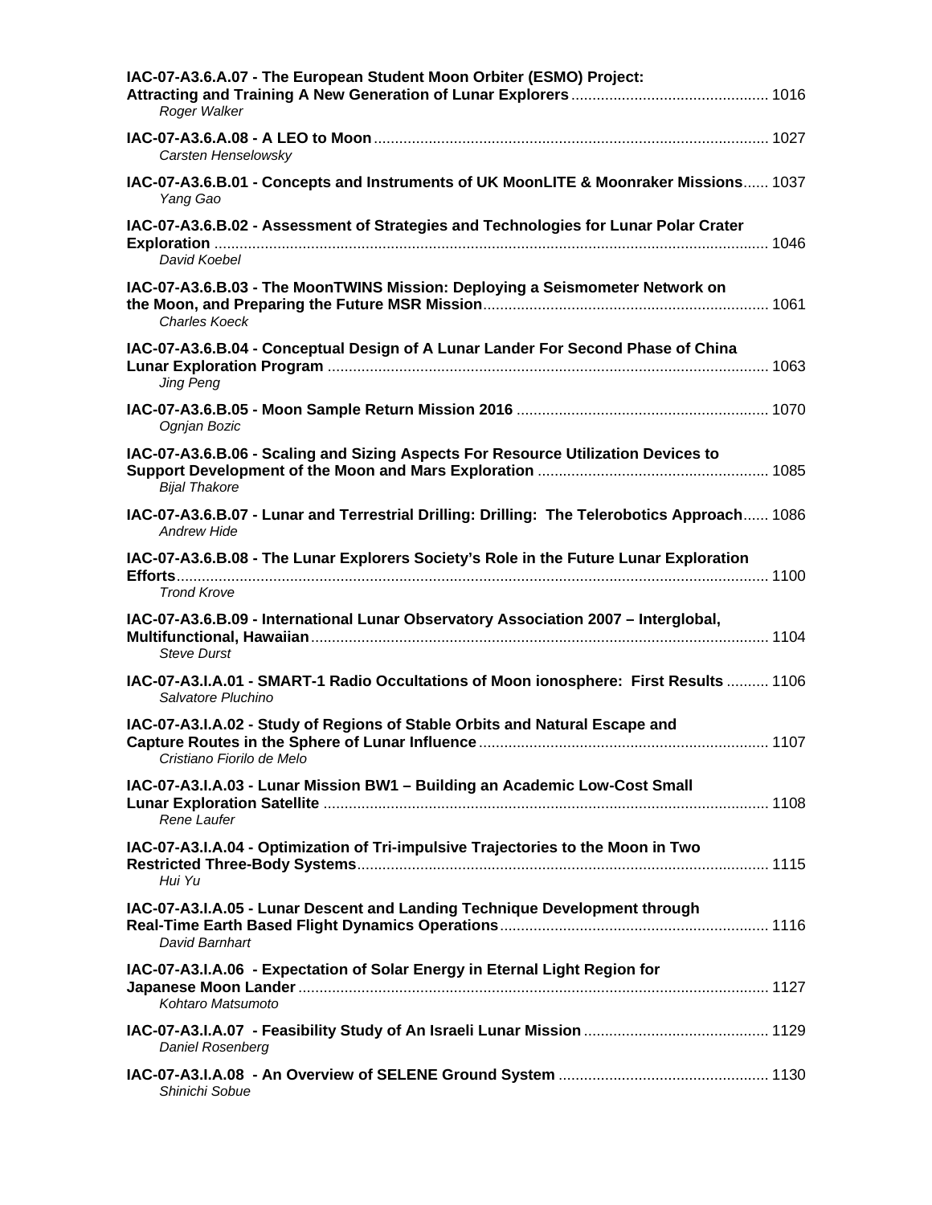**IAC-07-A3.6.A.07 - The European Student Moon Orbiter (ESMO) Project: Attracting and Training A New Generation of Lunar Explorers** ............................................ 1016
*Roger Walker*

**IAC-07-A3.6.A.08 - A LEO to Moon** ............................................................................................ 1027
*Carsten Henselowsky*

**IAC-07-A3.6.B.01 - Concepts and Instruments of UK MoonLITE & Moonraker Missions** ...... 1037
*Yang Gao*

**IAC-07-A3.6.B.02 - Assessment of Strategies and Technologies for Lunar Polar Crater Exploration** ............................................................................................................................ 1046
*David Koebel*

**IAC-07-A3.6.B.03 - The MoonTWINS Mission: Deploying a Seismometer Network on the Moon, and Preparing the Future MSR Mission** ................................................................. 1061
*Charles Koeck*

**IAC-07-A3.6.B.04 - Conceptual Design of A Lunar Lander For Second Phase of China Lunar Exploration Program** ........................................................................................................ 1063
*Jing Peng*

**IAC-07-A3.6.B.05 - Moon Sample Return Mission 2016** ........................................................... 1070
*Ognjan Bozic*

**IAC-07-A3.6.B.06 - Scaling and Sizing Aspects For Resource Utilization Devices to Support Development of the Moon and Mars Exploration** ...................................................... 1085
*Bijal Thakore*

**IAC-07-A3.6.B.07 - Lunar and Terrestrial Drilling: Drilling: The Telerobotics Approach** ...... 1086
*Andrew Hide*

**IAC-07-A3.6.B.08 - The Lunar Explorers Society's Role in the Future Lunar Exploration Efforts** ........................................................................................................................................... 1100
*Trond Krove*

**IAC-07-A3.6.B.09 - International Lunar Observatory Association 2007 – Interglobal, Multifunctional, Hawaiian** ........................................................................................................... 1104
*Steve Durst*

**IAC-07-A3.I.A.01 - SMART-1 Radio Occultations of Moon ionosphere: First Results** .......... 1106
*Salvatore Pluchino*

**IAC-07-A3.I.A.02 - Study of Regions of Stable Orbits and Natural Escape and Capture Routes in the Sphere of Lunar Influence** ................................................................... 1107
*Cristiano Fiorilo de Melo*

**IAC-07-A3.I.A.03 - Lunar Mission BW1 – Building an Academic Low-Cost Small Lunar Exploration Satellite** ......................................................................................................... 1108
*Rene Laufer*

**IAC-07-A3.I.A.04 - Optimization of Tri-impulsive Trajectories to the Moon in Two Restricted Three-Body Systems** ................................................................................................ 1115
*Hui Yu*

**IAC-07-A3.I.A.05 - Lunar Descent and Landing Technique Development through Real-Time Earth Based Flight Dynamics Operations** ............................................................... 1116
*David Barnhart*

**IAC-07-A3.I.A.06 - Expectation of Solar Energy in Eternal Light Region for Japanese Moon Lander** ............................................................................................................... 1127
*Kohtaro Matsumoto*

**IAC-07-A3.I.A.07 - Feasibility Study of An Israeli Lunar Mission** ........................................... 1129
*Daniel Rosenberg*

**IAC-07-A3.I.A.08 - An Overview of SELENE Ground System** ................................................. 1130
*Shinichi Sobue*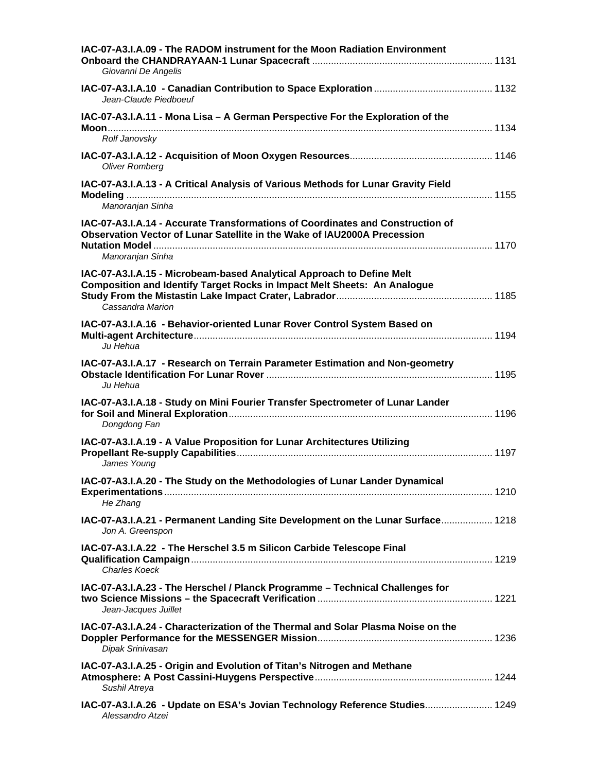**IAC-07-A3.I.A.09 - The RADOM instrument for the Moon Radiation Environment Onboard the CHANDRAYAAN-1 Lunar Spacecraft** .................... 1131
*Giovanni De Angelis*

**IAC-07-A3.I.A.10 - Canadian Contribution to Space Exploration** .................... 1132
*Jean-Claude Piedboeuf*

**IAC-07-A3.I.A.11 - Mona Lisa – A German Perspective For the Exploration of the Moon** .................... 1134
*Rolf Janovsky*

**IAC-07-A3.I.A.12 - Acquisition of Moon Oxygen Resources** .................... 1146
*Oliver Romberg*

**IAC-07-A3.I.A.13 - A Critical Analysis of Various Methods for Lunar Gravity Field Modeling** .................... 1155
*Manoranjan Sinha*

**IAC-07-A3.I.A.14 - Accurate Transformations of Coordinates and Construction of Observation Vector of Lunar Satellite in the Wake of IAU2000A Precession Nutation Model** .................... 1170
*Manoranjan Sinha*

**IAC-07-A3.I.A.15 - Microbeam-based Analytical Approach to Define Melt Composition and Identify Target Rocks in Impact Melt Sheets: An Analogue Study From the Mistastin Lake Impact Crater, Labrador** .................... 1185
*Cassandra Marion*

**IAC-07-A3.I.A.16 - Behavior-oriented Lunar Rover Control System Based on Multi-agent Architecture** .................... 1194
*Ju Hehua*

**IAC-07-A3.I.A.17 - Research on Terrain Parameter Estimation and Non-geometry Obstacle Identification For Lunar Rover** .................... 1195
*Ju Hehua*

**IAC-07-A3.I.A.18 - Study on Mini Fourier Transfer Spectrometer of Lunar Lander for Soil and Mineral Exploration** .................... 1196
*Dongdong Fan*

**IAC-07-A3.I.A.19 - A Value Proposition for Lunar Architectures Utilizing Propellant Re-supply Capabilities** .................... 1197
*James Young*

**IAC-07-A3.I.A.20 - The Study on the Methodologies of Lunar Lander Dynamical Experimentations** .................... 1210
*He Zhang*

**IAC-07-A3.I.A.21 - Permanent Landing Site Development on the Lunar Surface** .................... 1218
*Jon A. Greenspon*

**IAC-07-A3.I.A.22 - The Herschel 3.5 m Silicon Carbide Telescope Final Qualification Campaign** .................... 1219
*Charles Koeck*

**IAC-07-A3.I.A.23 - The Herschel / Planck Programme – Technical Challenges for two Science Missions – the Spacecraft Verification** .................... 1221
*Jean-Jacques Juillet*

**IAC-07-A3.I.A.24 - Characterization of the Thermal and Solar Plasma Noise on the Doppler Performance for the MESSENGER Mission** .................... 1236
*Dipak Srinivasan*

**IAC-07-A3.I.A.25 - Origin and Evolution of Titan's Nitrogen and Methane Atmosphere: A Post Cassini-Huygens Perspective** .................... 1244
*Sushil Atreya*

**IAC-07-A3.I.A.26 - Update on ESA's Jovian Technology Reference Studies** .................... 1249
*Alessandro Atzei*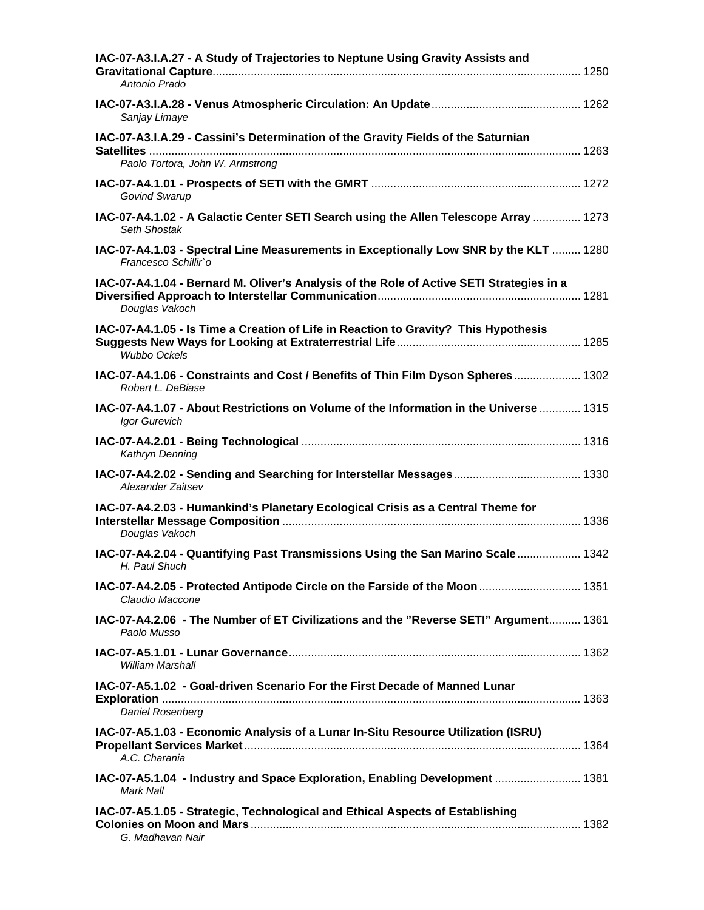**IAC-07-A3.I.A.27 - A Study of Trajectories to Neptune Using Gravity Assists and Gravitational Capture**...................................................................................................................... 1250
*Antonio Prado*

**IAC-07-A3.I.A.28 - Venus Atmospheric Circulation: An Update**.............................................. 1262
*Sanjay Limaye*

**IAC-07-A3.I.A.29 - Cassini's Determination of the Gravity Fields of the Saturnian Satellites** ........................................................................................................................ 1263
*Paolo Tortora, John W. Armstrong*

**IAC-07-A4.1.01 - Prospects of SETI with the GMRT** ................................................................. 1272
*Govind Swarup*

**IAC-07-A4.1.02 - A Galactic Center SETI Search using the Allen Telescope Array** ............... 1273
*Seth Shostak*

**IAC-07-A4.1.03 - Spectral Line Measurements in Exceptionally Low SNR by the KLT** ......... 1280
*Francesco Schillir`o*

**IAC-07-A4.1.04 - Bernard M. Oliver's Analysis of the Role of Active SETI Strategies in a Diversified Approach to Interstellar Communication**............................................................... 1281
*Douglas Vakoch*

**IAC-07-A4.1.05 - Is Time a Creation of Life in Reaction to Gravity? This Hypothesis Suggests New Ways for Looking at Extraterrestrial Life**......................................................... 1285
*Wubbo Ockels*

**IAC-07-A4.1.06 - Constraints and Cost / Benefits of Thin Film Dyson Spheres**..................... 1302
*Robert L. DeBiase*

**IAC-07-A4.1.07 - About Restrictions on Volume of the Information in the Universe** ............. 1315
*Igor Gurevich*

**IAC-07-A4.2.01 - Being Technological** ....................................................................................... 1316
*Kathryn Denning*

**IAC-07-A4.2.02 - Sending and Searching for Interstellar Messages**........................................ 1330
*Alexander Zaitsev*

**IAC-07-A4.2.03 - Humankind's Planetary Ecological Crisis as a Central Theme for Interstellar Message Composition** ............................................................................................ 1336
*Douglas Vakoch*

**IAC-07-A4.2.04 - Quantifying Past Transmissions Using the San Marino Scale**.................... 1342
*H. Paul Shuch*

**IAC-07-A4.2.05 - Protected Antipode Circle on the Farside of the Moon**................................ 1351
*Claudio Maccone*

**IAC-07-A4.2.06 - The Number of ET Civilizations and the "Reverse SETI" Argument**.......... 1361
*Paolo Musso*

**IAC-07-A5.1.01 - Lunar Governance**........................................................................................... 1362
*William Marshall*

**IAC-07-A5.1.02 - Goal-driven Scenario For the First Decade of Manned Lunar Exploration** ................................................................................................................................... 1363
*Daniel Rosenberg*

**IAC-07-A5.1.03 - Economic Analysis of a Lunar In-Situ Resource Utilization (ISRU) Propellant Services Market**........................................................................................................ 1364
*A.C. Charania*

**IAC-07-A5.1.04 - Industry and Space Exploration, Enabling Development** ........................... 1381
*Mark Nall*

**IAC-07-A5.1.05 - Strategic, Technological and Ethical Aspects of Establishing Colonies on Moon and Mars**...................................................................................................... 1382
*G. Madhavan Nair*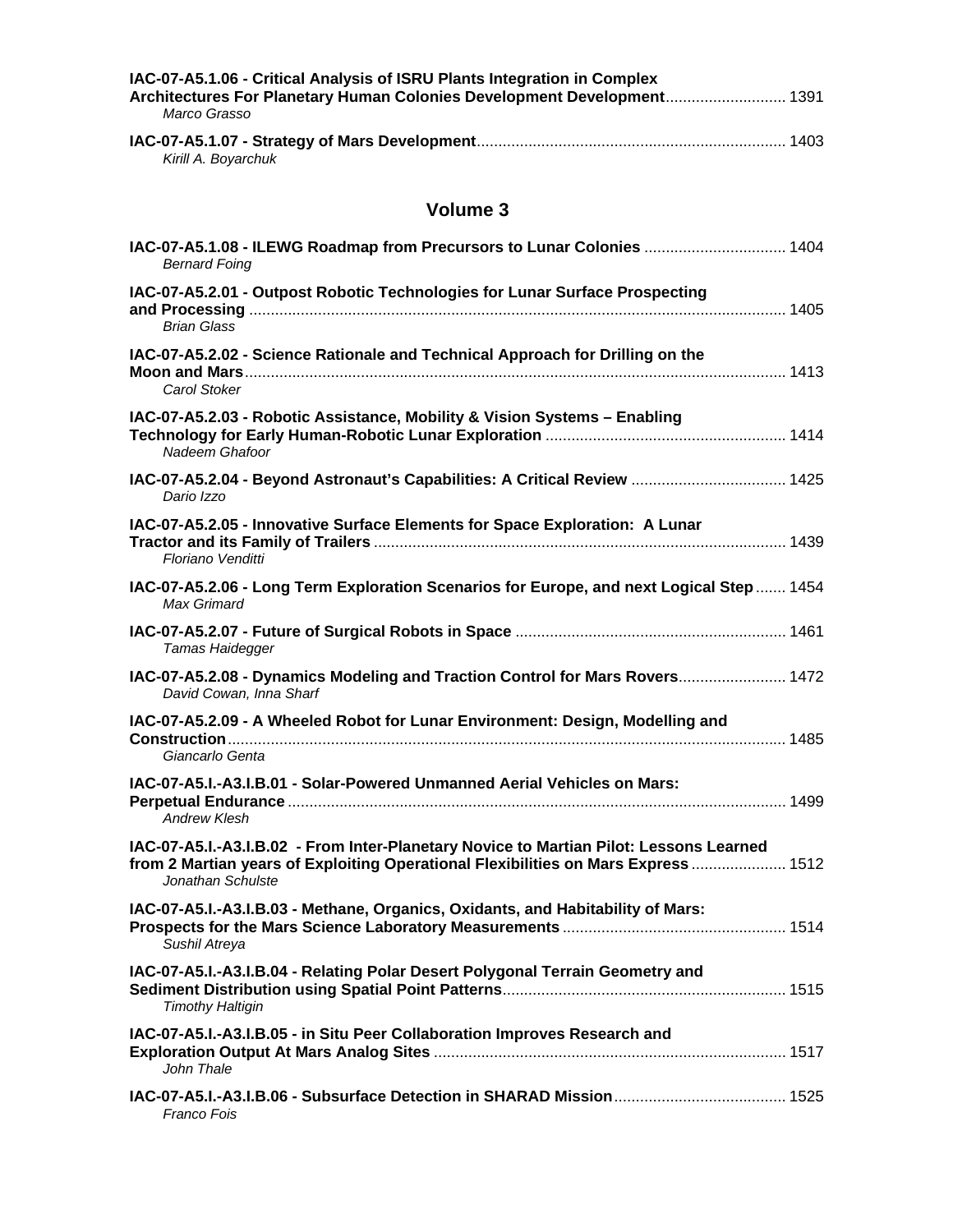**IAC-07-A5.1.06 - Critical Analysis of ISRU Plants Integration in Complex Architectures For Planetary Human Colonies Development Development** ........................... 1391
*Marco Grasso*

**IAC-07-A5.1.07 - Strategy of Mars Development** ....................................................................... 1403
*Kirill A. Boyarchuk*

## Volume 3

**IAC-07-A5.1.08 - ILEWG Roadmap from Precursors to Lunar Colonies** ................................ 1404
*Bernard Foing*

**IAC-07-A5.2.01 - Outpost Robotic Technologies for Lunar Surface Prospecting and Processing** ........................................................................................................................... 1405
*Brian Glass*

**IAC-07-A5.2.02 - Science Rationale and Technical Approach for Drilling on the Moon and Mars** ............................................................................................................................ 1413
*Carol Stoker*

**IAC-07-A5.2.03 - Robotic Assistance, Mobility & Vision Systems – Enabling Technology for Early Human-Robotic Lunar Exploration** ....................................................... 1414
*Nadeem Ghafoor*

**IAC-07-A5.2.04 - Beyond Astronaut's Capabilities: A Critical Review** .................................... 1425
*Dario Izzo*

**IAC-07-A5.2.05 - Innovative Surface Elements for Space Exploration: A Lunar Tractor and its Family of Trailers** .............................................................................................. 1439
*Floriano Venditti*

**IAC-07-A5.2.06 - Long Term Exploration Scenarios for Europe, and next Logical Step** ....... 1454
*Max Grimard*

**IAC-07-A5.2.07 - Future of Surgical Robots in Space** .............................................................. 1461
*Tamas Haidegger*

**IAC-07-A5.2.08 - Dynamics Modeling and Traction Control for Mars Rovers** ......................... 1472
*David Cowan, Inna Sharf*

**IAC-07-A5.2.09 - A Wheeled Robot for Lunar Environment: Design, Modelling and Construction** ................................................................................................................................ 1485
*Giancarlo Genta*

**IAC-07-A5.I.-A3.I.B.01 - Solar-Powered Unmanned Aerial Vehicles on Mars: Perpetual Endurance** ................................................................................................................... 1499
*Andrew Klesh*

**IAC-07-A5.I.-A3.I.B.02 - From Inter-Planetary Novice to Martian Pilot: Lessons Learned from 2 Martian years of Exploiting Operational Flexibilities on Mars Express** ...................... 1512
*Jonathan Schulste*

**IAC-07-A5.I.-A3.I.B.03 - Methane, Organics, Oxidants, and Habitability of Mars: Prospects for the Mars Science Laboratory Measurements** .................................................... 1514
*Sushil Atreya*

**IAC-07-A5.I.-A3.I.B.04 - Relating Polar Desert Polygonal Terrain Geometry and Sediment Distribution using Spatial Point Patterns** ................................................................. 1515
*Timothy Haltigin*

**IAC-07-A5.I.-A3.I.B.05 - in Situ Peer Collaboration Improves Research and Exploration Output At Mars Analog Sites** ................................................................................. 1517
*John Thale*

**IAC-07-A5.I.-A3.I.B.06 - Subsurface Detection in SHARAD Mission** ....................................... 1525
*Franco Fois*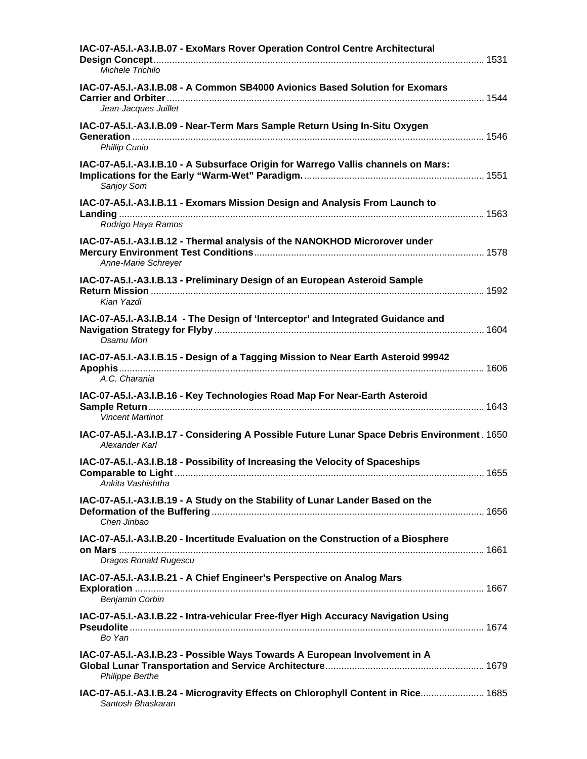**IAC-07-A5.I.-A3.I.B.07 - ExoMars Rover Operation Control Centre Architectural Design Concept** ........ 1531
*Michele Trichilo*

**IAC-07-A5.I.-A3.I.B.08 - A Common SB4000 Avionics Based Solution for Exomars Carrier and Orbiter** ........ 1544
*Jean-Jacques Juillet*

**IAC-07-A5.I.-A3.I.B.09 - Near-Term Mars Sample Return Using In-Situ Oxygen Generation** ........ 1546
*Phillip Cunio*

**IAC-07-A5.I.-A3.I.B.10 - A Subsurface Origin for Warrego Vallis channels on Mars: Implications for the Early "Warm-Wet" Paradigm.** ........ 1551
*Sanjoy Som*

**IAC-07-A5.I.-A3.I.B.11 - Exomars Mission Design and Analysis From Launch to Landing** ........ 1563
*Rodrigo Haya Ramos*

**IAC-07-A5.I.-A3.I.B.12 - Thermal analysis of the NANOKHOD Microrover under Mercury Environment Test Conditions** ........ 1578
*Anne-Marie Schreyer*

**IAC-07-A5.I.-A3.I.B.13 - Preliminary Design of an European Asteroid Sample Return Mission** ........ 1592
*Kian Yazdi*

**IAC-07-A5.I.-A3.I.B.14 - The Design of 'Interceptor' and Integrated Guidance and Navigation Strategy for Flyby** ........ 1604
*Osamu Mori*

**IAC-07-A5.I.-A3.I.B.15 - Design of a Tagging Mission to Near Earth Asteroid 99942 Apophis** ........ 1606
*A.C. Charania*

**IAC-07-A5.I.-A3.I.B.16 - Key Technologies Road Map For Near-Earth Asteroid Sample Return** ........ 1643
*Vincent Martinot*

**IAC-07-A5.I.-A3.I.B.17 - Considering A Possible Future Lunar Space Debris Environment** . 1650
*Alexander Karl*

**IAC-07-A5.I.-A3.I.B.18 - Possibility of Increasing the Velocity of Spaceships Comparable to Light** ........ 1655
*Ankita Vashishtha*

**IAC-07-A5.I.-A3.I.B.19 - A Study on the Stability of Lunar Lander Based on the Deformation of the Buffering** ........ 1656
*Chen Jinbao*

**IAC-07-A5.I.-A3.I.B.20 - Incertitude Evaluation on the Construction of a Biosphere on Mars** ........ 1661
*Dragos Ronald Rugescu*

**IAC-07-A5.I.-A3.I.B.21 - A Chief Engineer's Perspective on Analog Mars Exploration** ........ 1667
*Benjamin Corbin*

**IAC-07-A5.I.-A3.I.B.22 - Intra-vehicular Free-flyer High Accuracy Navigation Using Pseudolite** ........ 1674
*Bo Yan*

**IAC-07-A5.I.-A3.I.B.23 - Possible Ways Towards A European Involvement in A Global Lunar Transportation and Service Architecture** ........ 1679
*Philippe Berthe*

**IAC-07-A5.I.-A3.I.B.24 - Microgravity Effects on Chlorophyll Content in Rice** ........ 1685
*Santosh Bhaskaran*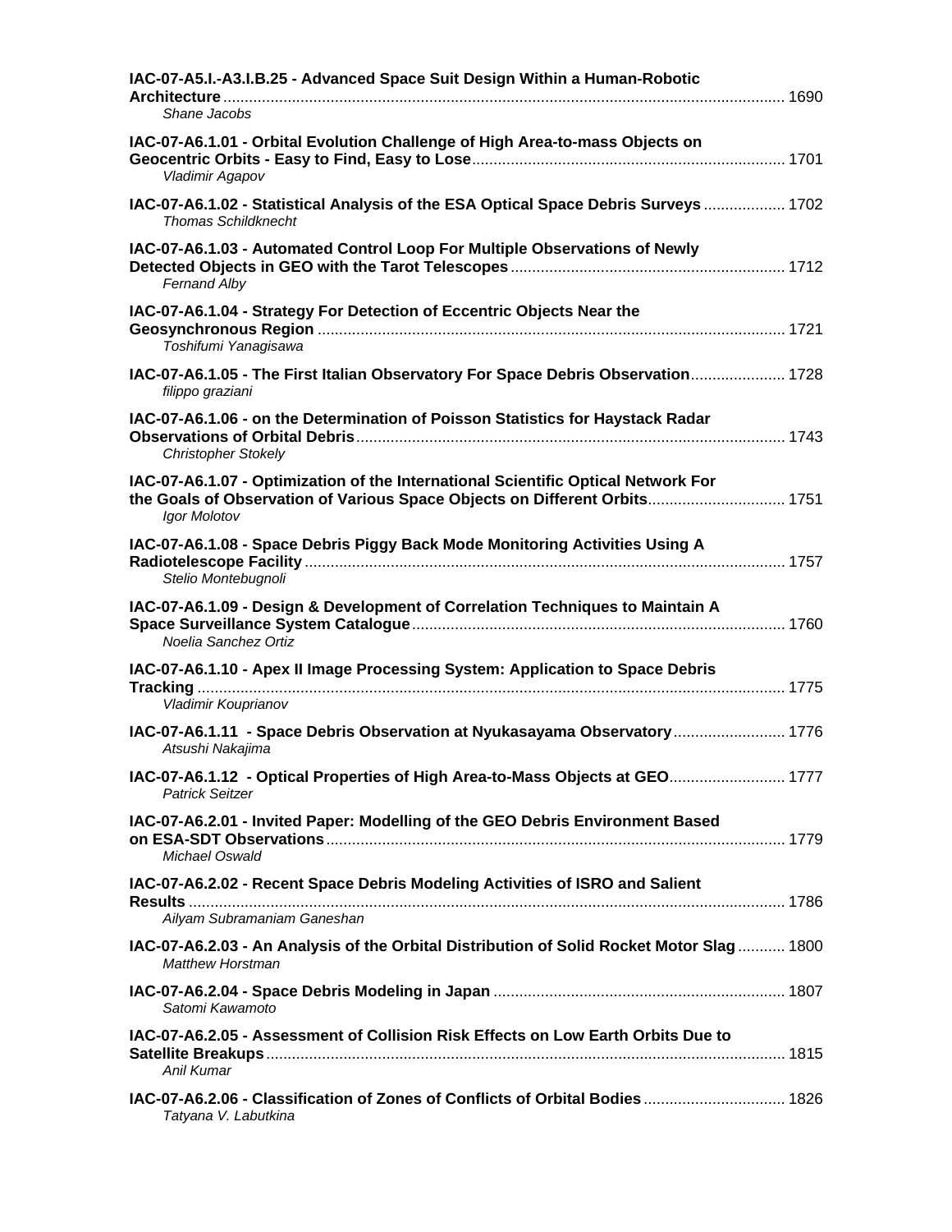**IAC-07-A5.I.-A3.I.B.25 - Advanced Space Suit Design Within a Human-Robotic Architecture** ........ 1690
*Shane Jacobs*

**IAC-07-A6.1.01 - Orbital Evolution Challenge of High Area-to-mass Objects on Geocentric Orbits - Easy to Find, Easy to Lose** ........ 1701
*Vladimir Agapov*

**IAC-07-A6.1.02 - Statistical Analysis of the ESA Optical Space Debris Surveys** ........ 1702
*Thomas Schildknecht*

**IAC-07-A6.1.03 - Automated Control Loop For Multiple Observations of Newly Detected Objects in GEO with the Tarot Telescopes** ........ 1712
*Fernand Alby*

**IAC-07-A6.1.04 - Strategy For Detection of Eccentric Objects Near the Geosynchronous Region** ........ 1721
*Toshifumi Yanagisawa*

**IAC-07-A6.1.05 - The First Italian Observatory For Space Debris Observation** ........ 1728
*filippo graziani*

**IAC-07-A6.1.06 - on the Determination of Poisson Statistics for Haystack Radar Observations of Orbital Debris** ........ 1743
*Christopher Stokely*

**IAC-07-A6.1.07 - Optimization of the International Scientific Optical Network For the Goals of Observation of Various Space Objects on Different Orbits** ........ 1751
*Igor Molotov*

**IAC-07-A6.1.08 - Space Debris Piggy Back Mode Monitoring Activities Using A Radiotelescope Facility** ........ 1757
*Stelio Montebugnoli*

**IAC-07-A6.1.09 - Design & Development of Correlation Techniques to Maintain A Space Surveillance System Catalogue** ........ 1760
*Noelia Sanchez Ortiz*

**IAC-07-A6.1.10 - Apex II Image Processing System: Application to Space Debris Tracking** ........ 1775
*Vladimir Kouprianov*

**IAC-07-A6.1.11 - Space Debris Observation at Nyukasayama Observatory** ........ 1776
*Atsushi Nakajima*

**IAC-07-A6.1.12 - Optical Properties of High Area-to-Mass Objects at GEO** ........ 1777
*Patrick Seitzer*

**IAC-07-A6.2.01 - Invited Paper: Modelling of the GEO Debris Environment Based on ESA-SDT Observations** ........ 1779
*Michael Oswald*

**IAC-07-A6.2.02 - Recent Space Debris Modeling Activities of ISRO and Salient Results** ........ 1786
*Ailyam Subramaniam Ganeshan*

**IAC-07-A6.2.03 - An Analysis of the Orbital Distribution of Solid Rocket Motor Slag** ........ 1800
*Matthew Horstman*

**IAC-07-A6.2.04 - Space Debris Modeling in Japan** ........ 1807
*Satomi Kawamoto*

**IAC-07-A6.2.05 - Assessment of Collision Risk Effects on Low Earth Orbits Due to Satellite Breakups** ........ 1815
*Anil Kumar*

**IAC-07-A6.2.06 - Classification of Zones of Conflicts of Orbital Bodies** ........ 1826
*Tatyana V. Labutkina*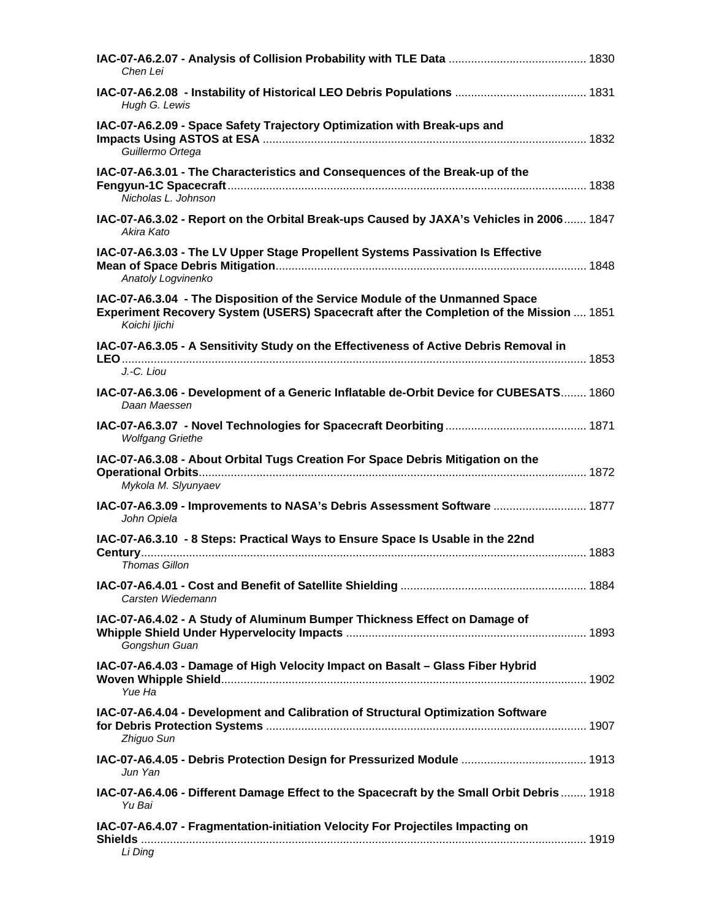**IAC-07-A6.2.07 - Analysis of Collision Probability with TLE Data** .......................................... 1830
*Chen Lei*

**IAC-07-A6.2.08 - Instability of Historical LEO Debris Populations** ........................................ 1831
*Hugh G. Lewis*

**IAC-07-A6.2.09 - Space Safety Trajectory Optimization with Break-ups and Impacts Using ASTOS at ESA** .................................................................................................... 1832
*Guillermo Ortega*

**IAC-07-A6.3.01 - The Characteristics and Consequences of the Break-up of the Fengyun-1C Spacecraft** ............................................................................................................... 1838
*Nicholas L. Johnson*

**IAC-07-A6.3.02 - Report on the Orbital Break-ups Caused by JAXA's Vehicles in 2006** ....... 1847
*Akira Kato*

**IAC-07-A6.3.03 - The LV Upper Stage Propellent Systems Passivation Is Effective Mean of Space Debris Mitigation** ................................................................................................ 1848
*Anatoly Logvinenko*

**IAC-07-A6.3.04 - The Disposition of the Service Module of the Unmanned Space Experiment Recovery System (USERS) Spacecraft after the Completion of the Mission** .... 1851
*Koichi Ijichi*

**IAC-07-A6.3.05 - A Sensitivity Study on the Effectiveness of Active Debris Removal in LEO** ................................................................................................................................ 1853
*J.-C. Liou*

**IAC-07-A6.3.06 - Development of a Generic Inflatable de-Orbit Device for CUBESATS** ........ 1860
*Daan Maessen*

**IAC-07-A6.3.07 - Novel Technologies for Spacecraft Deorbiting** ............................................ 1871
*Wolfgang Griethe*

**IAC-07-A6.3.08 - About Orbital Tugs Creation For Space Debris Mitigation on the Operational Orbits** ....................................................................................................................... 1872
*Mykola M. Slyunyaev*

**IAC-07-A6.3.09 - Improvements to NASA's Debris Assessment Software** ............................ 1877
*John Opiela*

**IAC-07-A6.3.10 - 8 Steps: Practical Ways to Ensure Space Is Usable in the 22nd Century** .......................................................................................................................................... 1883
*Thomas Gillon*

**IAC-07-A6.4.01 - Cost and Benefit of Satellite Shielding** ......................................................... 1884
*Carsten Wiedemann*

**IAC-07-A6.4.02 - A Study of Aluminum Bumper Thickness Effect on Damage of Whipple Shield Under Hypervelocity Impacts** .......................................................................... 1893
*Gongshun Guan*

**IAC-07-A6.4.03 - Damage of High Velocity Impact on Basalt – Glass Fiber Hybrid Woven Whipple Shield** ................................................................................................................. 1902
*Yue Ha*

**IAC-07-A6.4.04 - Development and Calibration of Structural Optimization Software for Debris Protection Systems** ................................................................................................... 1907
*Zhiguo Sun*

**IAC-07-A6.4.05 - Debris Protection Design for Pressurized Module** ....................................... 1913
*Jun Yan*

**IAC-07-A6.4.06 - Different Damage Effect to the Spacecraft by the Small Orbit Debris** ........ 1918
*Yu Bai*

**IAC-07-A6.4.07 - Fragmentation-initiation Velocity For Projectiles Impacting on Shields** .......................................................................................................................................... 1919
*Li Ding*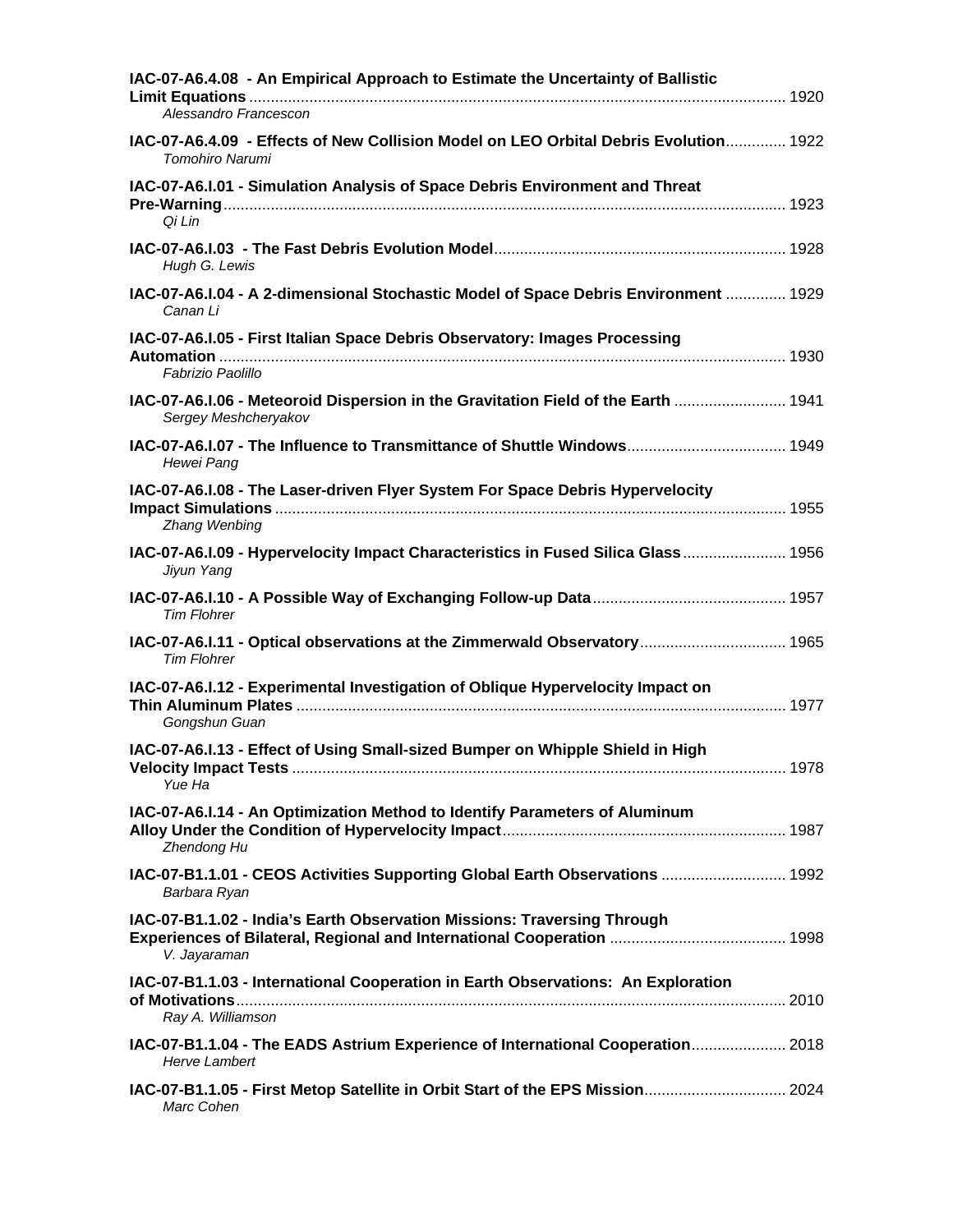**IAC-07-A6.4.08 - An Empirical Approach to Estimate the Uncertainty of Ballistic Limit Equations** ........................................................................................................................ 1920
*Alessandro Francescon*

**IAC-07-A6.4.09 - Effects of New Collision Model on LEO Orbital Debris Evolution**.............. 1922
*Tomohiro Narumi*

**IAC-07-A6.I.01 - Simulation Analysis of Space Debris Environment and Threat Pre-Warning**.................................................................................................................................. 1923
*Qi Lin*

**IAC-07-A6.I.03 - The Fast Debris Evolution Model**.................................................................. 1928
*Hugh G. Lewis*

**IAC-07-A6.I.04 - A 2-dimensional Stochastic Model of Space Debris Environment** .............. 1929
*Canan Li*

**IAC-07-A6.I.05 - First Italian Space Debris Observatory: Images Processing Automation** ................................................................................................................................. 1930
*Fabrizio Paolillo*

**IAC-07-A6.I.06 - Meteoroid Dispersion in the Gravitation Field of the Earth** .......................... 1941
*Sergey Meshcheryakov*

**IAC-07-A6.I.07 - The Influence to Transmittance of Shuttle Windows**..................................... 1949
*Hewei Pang*

**IAC-07-A6.I.08 - The Laser-driven Flyer System For Space Debris Hypervelocity Impact Simulations** ...................................................................................................................... 1955
*Zhang Wenbing*

**IAC-07-A6.I.09 - Hypervelocity Impact Characteristics in Fused Silica Glass**........................ 1956
*Jiyun Yang*

**IAC-07-A6.I.10 - A Possible Way of Exchanging Follow-up Data**............................................ 1957
*Tim Flohrer*

**IAC-07-A6.I.11 - Optical observations at the Zimmerwald Observatory**.................................. 1965
*Tim Flohrer*

**IAC-07-A6.I.12 - Experimental Investigation of Oblique Hypervelocity Impact on Thin Aluminum Plates** ................................................................................................................. 1977
*Gongshun Guan*

**IAC-07-A6.I.13 - Effect of Using Small-sized Bumper on Whipple Shield in High Velocity Impact Tests** .................................................................................................................. 1978
*Yue Ha*

**IAC-07-A6.I.14 - An Optimization Method to Identify Parameters of Aluminum Alloy Under the Condition of Hypervelocity Impact**................................................................. 1987
*Zhendong Hu*

**IAC-07-B1.1.01 - CEOS Activities Supporting Global Earth Observations** ............................. 1992
*Barbara Ryan*

**IAC-07-B1.1.02 - India's Earth Observation Missions: Traversing Through Experiences of Bilateral, Regional and International Cooperation** ......................................... 1998
*V. Jayaraman*

**IAC-07-B1.1.03 - International Cooperation in Earth Observations: An Exploration of Motivations**................................................................................................................................ 2010
*Ray A. Williamson*

**IAC-07-B1.1.04 - The EADS Astrium Experience of International Cooperation**...................... 2018
*Herve Lambert*

**IAC-07-B1.1.05 - First Metop Satellite in Orbit Start of the EPS Mission**................................. 2024
*Marc Cohen*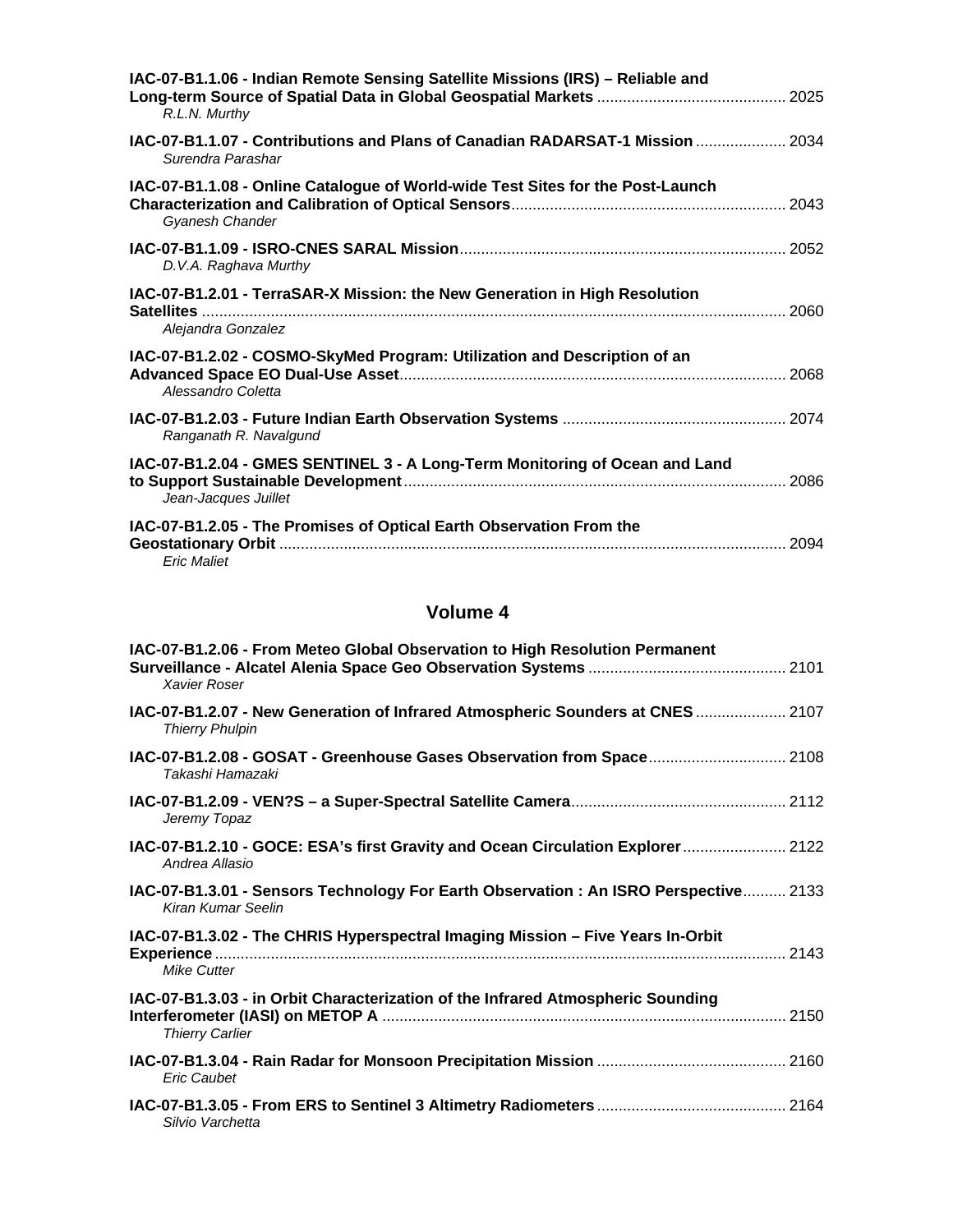**IAC-07-B1.1.06 - Indian Remote Sensing Satellite Missions (IRS) – Reliable and Long-term Source of Spatial Data in Global Geospatial Markets** ............................................ 2025
*R.L.N. Murthy*

**IAC-07-B1.1.07 - Contributions and Plans of Canadian RADARSAT-1 Mission** ..................... 2034
*Surendra Parashar*

**IAC-07-B1.1.08 - Online Catalogue of World-wide Test Sites for the Post-Launch Characterization and Calibration of Optical Sensors**............................................................... 2043
*Gyanesh Chander*

**IAC-07-B1.1.09 - ISRO-CNES SARAL Mission**........................................................................... 2052
*D.V.A. Raghava Murthy*

**IAC-07-B1.2.01 - TerraSAR-X Mission: the New Generation in High Resolution Satellites** ...................................................................................................................................... 2060
*Alejandra Gonzalez*

**IAC-07-B1.2.02 - COSMO-SkyMed Program: Utilization and Description of an Advanced Space EO Dual-Use Asset**......................................................................................... 2068
*Alessandro Coletta*

**IAC-07-B1.2.03 - Future Indian Earth Observation Systems** ................................................... 2074
*Ranganath R. Navalgund*

**IAC-07-B1.2.04 - GMES SENTINEL 3 - A Long-Term Monitoring of Ocean and Land to Support Sustainable Development**........................................................................................ 2086
*Jean-Jacques Juillet*

**IAC-07-B1.2.05 - The Promises of Optical Earth Observation From the Geostationary Orbit** ..................................................................................................................... 2094
*Eric Maliet*

## Volume 4

**IAC-07-B1.2.06 - From Meteo Global Observation to High Resolution Permanent Surveillance - Alcatel Alenia Space Geo Observation Systems** ............................................. 2101
*Xavier Roser*

**IAC-07-B1.2.07 - New Generation of Infrared Atmospheric Sounders at CNES** ..................... 2107
*Thierry Phulpin*

**IAC-07-B1.2.08 - GOSAT - Greenhouse Gases Observation from Space**................................ 2108
*Takashi Hamazaki*

**IAC-07-B1.2.09 - VEN?S – a Super-Spectral Satellite Camera**.................................................. 2112
*Jeremy Topaz*

**IAC-07-B1.2.10 - GOCE: ESA's first Gravity and Ocean Circulation Explorer**........................ 2122
*Andrea Allasio*

**IAC-07-B1.3.01 - Sensors Technology For Earth Observation : An ISRO Perspective**.......... 2133
*Kiran Kumar Seelin*

**IAC-07-B1.3.02 - The CHRIS Hyperspectral Imaging Mission – Five Years In-Orbit Experience** .................................................................................................................................... 2143
*Mike Cutter*

**IAC-07-B1.3.03 - in Orbit Characterization of the Infrared Atmospheric Sounding Interferometer (IASI) on METOP A** ............................................................................................. 2150
*Thierry Carlier*

**IAC-07-B1.3.04 - Rain Radar for Monsoon Precipitation Mission** ............................................ 2160
*Eric Caubet*

**IAC-07-B1.3.05 - From ERS to Sentinel 3 Altimetry Radiometers** ............................................ 2164
*Silvio Varchetta*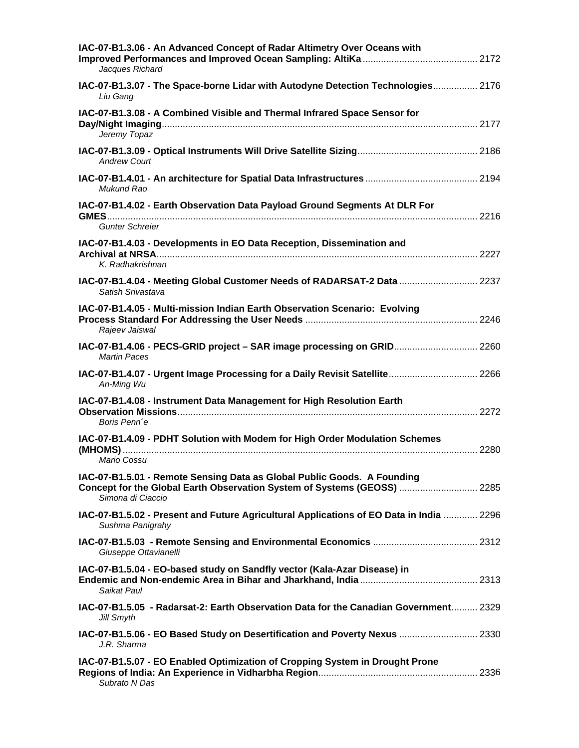**IAC-07-B1.3.06 - An Advanced Concept of Radar Altimetry Over Oceans with Improved Performances and Improved Ocean Sampling: AltiKa** ........................................... 2172
*Jacques Richard*

**IAC-07-B1.3.07 - The Space-borne Lidar with Autodyne Detection Technologies**................. 2176
*Liu Gang*

**IAC-07-B1.3.08 - A Combined Visible and Thermal Infrared Space Sensor for Day/Night Imaging**........................................................................................................................ 2177
*Jeremy Topaz*

**IAC-07-B1.3.09 - Optical Instruments Will Drive Satellite Sizing**............................................. 2186
*Andrew Court*

**IAC-07-B1.4.01 - An architecture for Spatial Data Infrastructures** .......................................... 2194
*Mukund Rao*

**IAC-07-B1.4.02 - Earth Observation Data Payload Ground Segments At DLR For GMES**............................................................................................................................................ 2216
*Gunter Schreier*

**IAC-07-B1.4.03 - Developments in EO Data Reception, Dissemination and Archival at NRSA**.......................................................................................................................... 2227
*K. Radhakrishnan*

**IAC-07-B1.4.04 - Meeting Global Customer Needs of RADARSAT-2 Data** ............................. 2237
*Satish Srivastava*

**IAC-07-B1.4.05 - Multi-mission Indian Earth Observation Scenario: Evolving Process Standard For Addressing the User Needs** ................................................................. 2246
*Rajeev Jaiswal*

**IAC-07-B1.4.06 - PECS-GRID project – SAR image processing on GRID**................................ 2260
*Martin Paces*

**IAC-07-B1.4.07 - Urgent Image Processing for a Daily Revisit Satellite**................................. 2266
*An-Ming Wu*

**IAC-07-B1.4.08 - Instrument Data Management for High Resolution Earth Observation Missions**.................................................................................................................. 2272
*Boris Penn´e*

**IAC-07-B1.4.09 - PDHT Solution with Modem for High Order Modulation Schemes (MHOMS)**....................................................................................................................................... 2280
*Mario Cossu*

**IAC-07-B1.5.01 - Remote Sensing Data as Global Public Goods. A Founding Concept for the Global Earth Observation System of Systems (GEOSS)** ............................. 2285
*Simona di Ciaccio*

**IAC-07-B1.5.02 - Present and Future Agricultural Applications of EO Data in India** ............. 2296
*Sushma Panigrahy*

**IAC-07-B1.5.03 - Remote Sensing and Environmental Economics** ........................................ 2312
*Giuseppe Ottavianelli*

**IAC-07-B1.5.04 - EO-based study on Sandfly vector (Kala-Azar Disease) in Endemic and Non-endemic Area in Bihar and Jharkhand, India**............................................ 2313
*Saikat Paul*

**IAC-07-B1.5.05 - Radarsat-2: Earth Observation Data for the Canadian Government**.......... 2329
*Jill Smyth*

**IAC-07-B1.5.06 - EO Based Study on Desertification and Poverty Nexus** ............................. 2330
*J.R. Sharma*

**IAC-07-B1.5.07 - EO Enabled Optimization of Cropping System in Drought Prone Regions of India: An Experience in Vidharbha Region**............................................................ 2336
*Subrato N Das*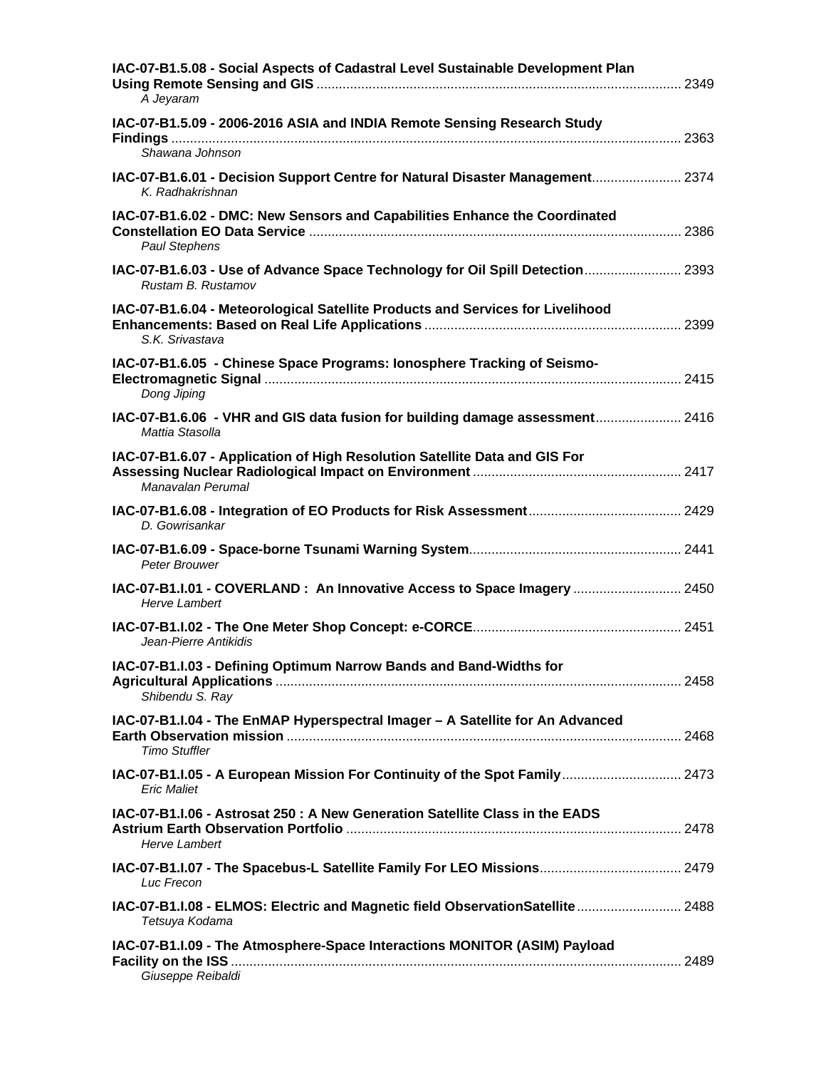**IAC-07-B1.5.08 - Social Aspects of Cadastral Level Sustainable Development Plan Using Remote Sensing and GIS** ........ 2349
*A Jeyaram*

**IAC-07-B1.5.09 - 2006-2016 ASIA and INDIA Remote Sensing Research Study Findings** ........ 2363
*Shawana Johnson*

**IAC-07-B1.6.01 - Decision Support Centre for Natural Disaster Management** ........ 2374
*K. Radhakrishnan*

**IAC-07-B1.6.02 - DMC: New Sensors and Capabilities Enhance the Coordinated Constellation EO Data Service** ........ 2386
*Paul Stephens*

**IAC-07-B1.6.03 - Use of Advance Space Technology for Oil Spill Detection** ........ 2393
*Rustam B. Rustamov*

**IAC-07-B1.6.04 - Meteorological Satellite Products and Services for Livelihood Enhancements: Based on Real Life Applications** ........ 2399
*S.K. Srivastava*

**IAC-07-B1.6.05 - Chinese Space Programs: Ionosphere Tracking of Seismo-Electromagnetic Signal** ........ 2415
*Dong Jiping*

**IAC-07-B1.6.06 - VHR and GIS data fusion for building damage assessment** ........ 2416
*Mattia Stasolla*

**IAC-07-B1.6.07 - Application of High Resolution Satellite Data and GIS For Assessing Nuclear Radiological Impact on Environment** ........ 2417
*Manavalan Perumal*

**IAC-07-B1.6.08 - Integration of EO Products for Risk Assessment** ........ 2429
*D. Gowrisankar*

**IAC-07-B1.6.09 - Space-borne Tsunami Warning System** ........ 2441
*Peter Brouwer*

**IAC-07-B1.I.01 - COVERLAND : An Innovative Access to Space Imagery** ........ 2450
*Herve Lambert*

**IAC-07-B1.I.02 - The One Meter Shop Concept: e-CORCE** ........ 2451
*Jean-Pierre Antikidis*

**IAC-07-B1.I.03 - Defining Optimum Narrow Bands and Band-Widths for Agricultural Applications** ........ 2458
*Shibendu S. Ray*

**IAC-07-B1.I.04 - The EnMAP Hyperspectral Imager – A Satellite for An Advanced Earth Observation mission** ........ 2468
*Timo Stuffler*

**IAC-07-B1.I.05 - A European Mission For Continuity of the Spot Family** ........ 2473
*Eric Maliet*

**IAC-07-B1.I.06 - Astrosat 250 : A New Generation Satellite Class in the EADS Astrium Earth Observation Portfolio** ........ 2478
*Herve Lambert*

**IAC-07-B1.I.07 - The Spacebus-L Satellite Family For LEO Missions** ........ 2479
*Luc Frecon*

**IAC-07-B1.I.08 - ELMOS: Electric and Magnetic field ObservationSatellite** ........ 2488
*Tetsuya Kodama*

**IAC-07-B1.I.09 - The Atmosphere-Space Interactions MONITOR (ASIM) Payload Facility on the ISS** ........ 2489
*Giuseppe Reibaldi*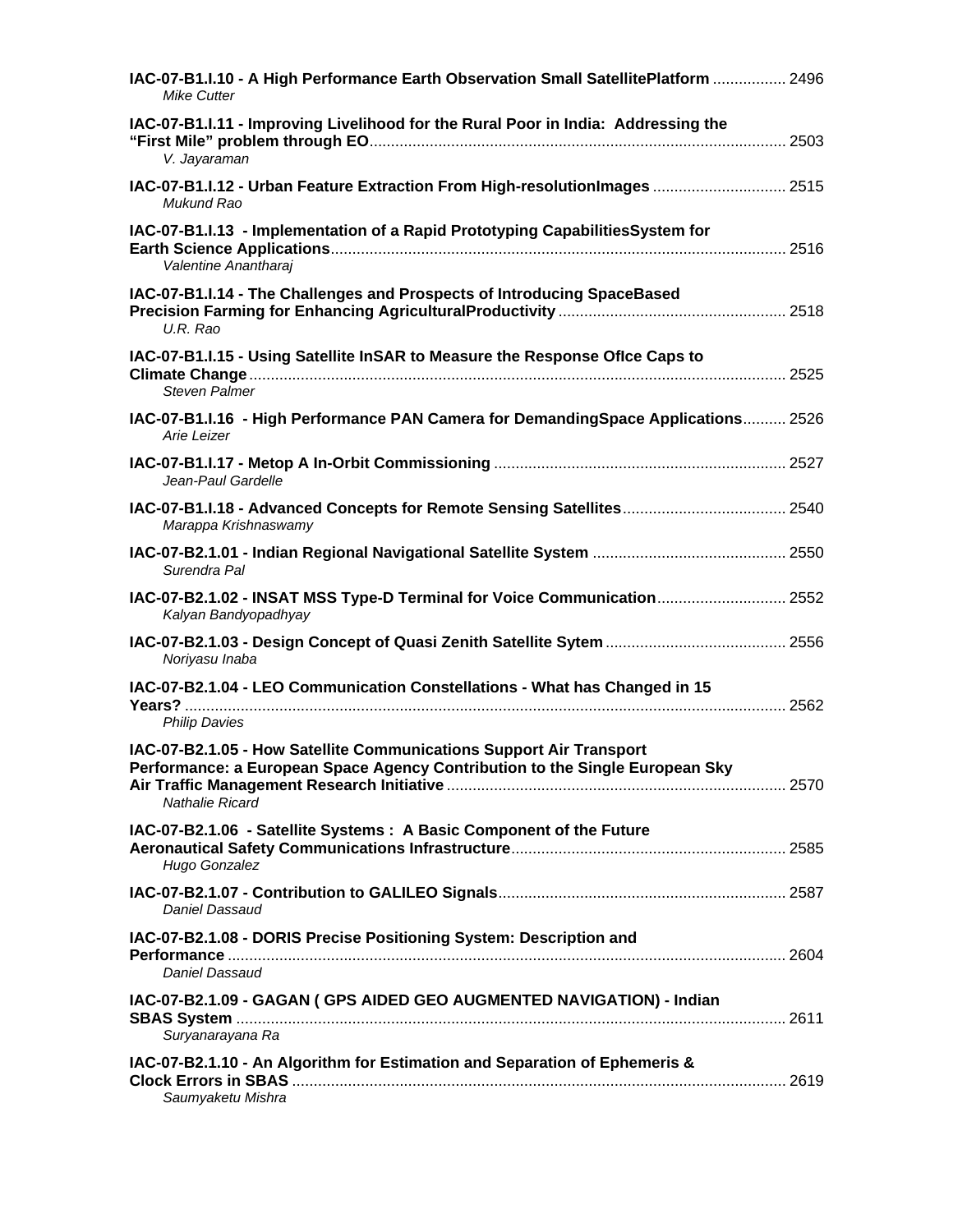**IAC-07-B1.I.10 - A High Performance Earth Observation Small SatellitePlatform** ................. 2496
*Mike Cutter*

**IAC-07-B1.I.11 - Improving Livelihood for the Rural Poor in India: Addressing the "First Mile" problem through EO**................................................................................................ 2503
*V. Jayaraman*

**IAC-07-B1.I.12 - Urban Feature Extraction From High-resolutionImages** ............................... 2515
*Mukund Rao*

**IAC-07-B1.I.13 - Implementation of a Rapid Prototyping CapabilitiesSystem for Earth Science Applications**.......................................................................................................... 2516
*Valentine Anantharaj*

**IAC-07-B1.I.14 - The Challenges and Prospects of Introducing SpaceBased Precision Farming for Enhancing AgriculturalProductivity** .................................................... 2518
*U.R. Rao*

**IAC-07-B1.I.15 - Using Satellite InSAR to Measure the Response OfIce Caps to Climate Change**.............................................................................................................................. 2525
*Steven Palmer*

**IAC-07-B1.I.16 - High Performance PAN Camera for DemandingSpace Applications**.......... 2526
*Arie Leizer*

**IAC-07-B1.I.17 - Metop A In-Orbit Commissioning** .................................................................... 2527
*Jean-Paul Gardelle*

**IAC-07-B1.I.18 - Advanced Concepts for Remote Sensing Satellites**...................................... 2540
*Marappa Krishnaswamy*

**IAC-07-B2.1.01 - Indian Regional Navigational Satellite System** ............................................ 2550
*Surendra Pal*

**IAC-07-B2.1.02 - INSAT MSS Type-D Terminal for Voice Communication**............................. 2552
*Kalyan Bandyopadhyay*

**IAC-07-B2.1.03 - Design Concept of Quasi Zenith Satellite Sytem** .......................................... 2556
*Noriyasu Inaba*

**IAC-07-B2.1.04 - LEO Communication Constellations - What has Changed in 15 Years?** ........................................................................................................................................... 2562
*Philip Davies*

**IAC-07-B2.1.05 - How Satellite Communications Support Air Transport Performance: a European Space Agency Contribution to the Single European Sky Air Traffic Management Research Initiative** .............................................................................. 2570
*Nathalie Ricard*

**IAC-07-B2.1.06 - Satellite Systems : A Basic Component of the Future Aeronautical Safety Communications Infrastructure**............................................................... 2585
*Hugo Gonzalez*

**IAC-07-B2.1.07 - Contribution to GALILEO Signals**.................................................................. 2587
*Daniel Dassaud*

**IAC-07-B2.1.08 - DORIS Precise Positioning System: Description and Performance** ................................................................................................................................ 2604
*Daniel Dassaud*

**IAC-07-B2.1.09 - GAGAN ( GPS AIDED GEO AUGMENTED NAVIGATION) - Indian SBAS System** ............................................................................................................................... 2611
*Suryanarayana Ra*

**IAC-07-B2.1.10 - An Algorithm for Estimation and Separation of Ephemeris & Clock Errors in SBAS** .................................................................................................................. 2619
*Saumyaketu Mishra*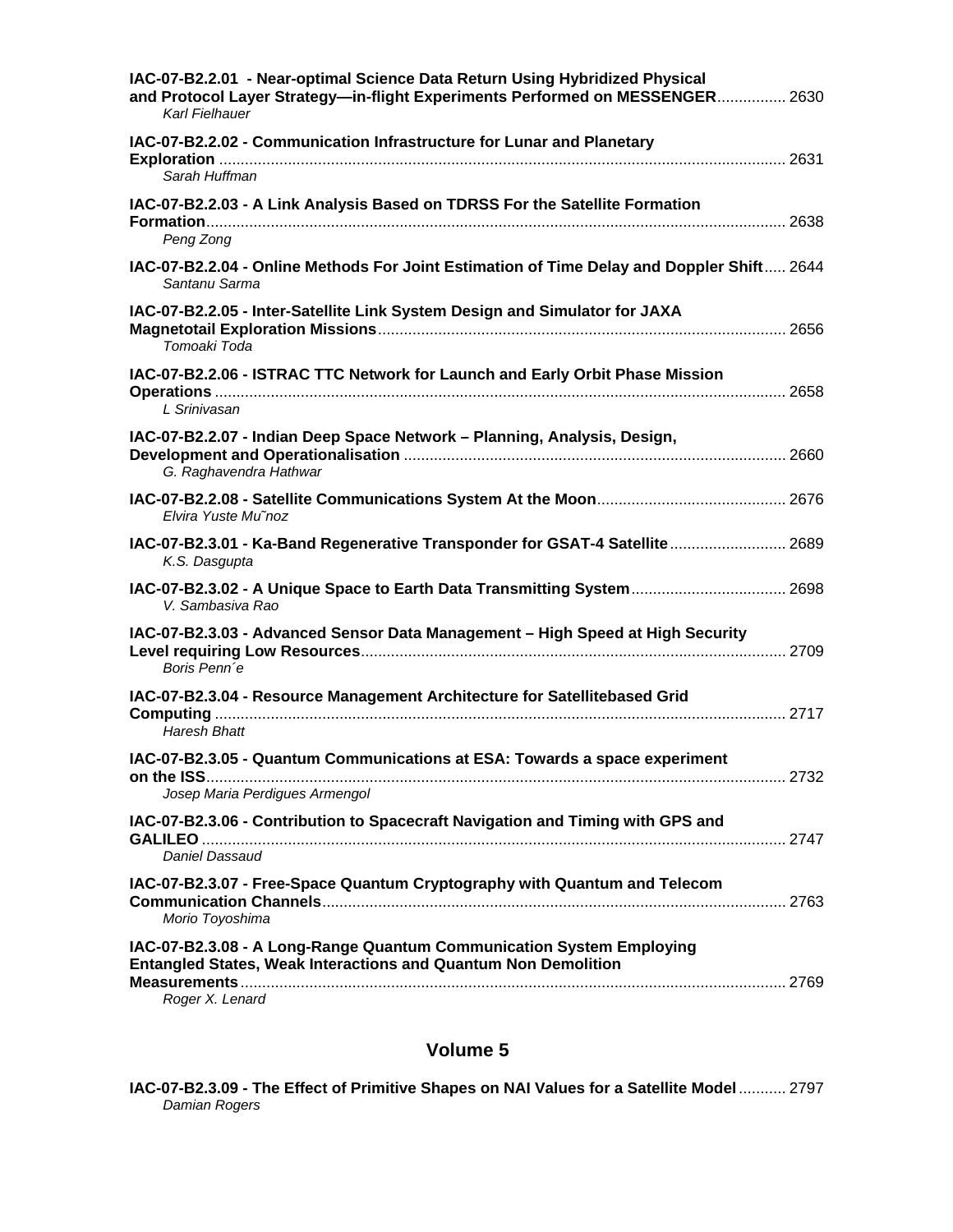**IAC-07-B2.2.01 - Near-optimal Science Data Return Using Hybridized Physical and Protocol Layer Strategy—in-flight Experiments Performed on MESSENGER** ................ 2630
*Karl Fielhauer*

**IAC-07-B2.2.02 - Communication Infrastructure for Lunar and Planetary Exploration** ................ 2631
*Sarah Huffman*

**IAC-07-B2.2.03 - A Link Analysis Based on TDRSS For the Satellite Formation Formation** ................ 2638
*Peng Zong*

**IAC-07-B2.2.04 - Online Methods For Joint Estimation of Time Delay and Doppler Shift** ..... 2644
*Santanu Sarma*

**IAC-07-B2.2.05 - Inter-Satellite Link System Design and Simulator for JAXA Magnetotail Exploration Missions** ................ 2656
*Tomoaki Toda*

**IAC-07-B2.2.06 - ISTRAC TTC Network for Launch and Early Orbit Phase Mission Operations** ................ 2658
*L Srinivasan*

**IAC-07-B2.2.07 - Indian Deep Space Network – Planning, Analysis, Design, Development and Operationalisation** ................ 2660
*G. Raghavendra Hathwar*

**IAC-07-B2.2.08 - Satellite Communications System At the Moon** ................ 2676
*Elvira Yuste Mu˜noz*

**IAC-07-B2.3.01 - Ka-Band Regenerative Transponder for GSAT-4 Satellite** ................ 2689
*K.S. Dasgupta*

**IAC-07-B2.3.02 - A Unique Space to Earth Data Transmitting System** ................ 2698
*V. Sambasiva Rao*

**IAC-07-B2.3.03 - Advanced Sensor Data Management – High Speed at High Security Level requiring Low Resources** ................ 2709
*Boris Penn´e*

**IAC-07-B2.3.04 - Resource Management Architecture for Satellitebased Grid Computing** ................ 2717
*Haresh Bhatt*

**IAC-07-B2.3.05 - Quantum Communications at ESA: Towards a space experiment on the ISS** ................ 2732
*Josep Maria Perdigues Armengol*

**IAC-07-B2.3.06 - Contribution to Spacecraft Navigation and Timing with GPS and GALILEO** ................ 2747
*Daniel Dassaud*

**IAC-07-B2.3.07 - Free-Space Quantum Cryptography with Quantum and Telecom Communication Channels** ................ 2763
*Morio Toyoshima*

**IAC-07-B2.3.08 - A Long-Range Quantum Communication System Employing Entangled States, Weak Interactions and Quantum Non Demolition Measurements** ................ 2769
*Roger X. Lenard*

## Volume 5

**IAC-07-B2.3.09 - The Effect of Primitive Shapes on NAI Values for a Satellite Model** ........... 2797
*Damian Rogers*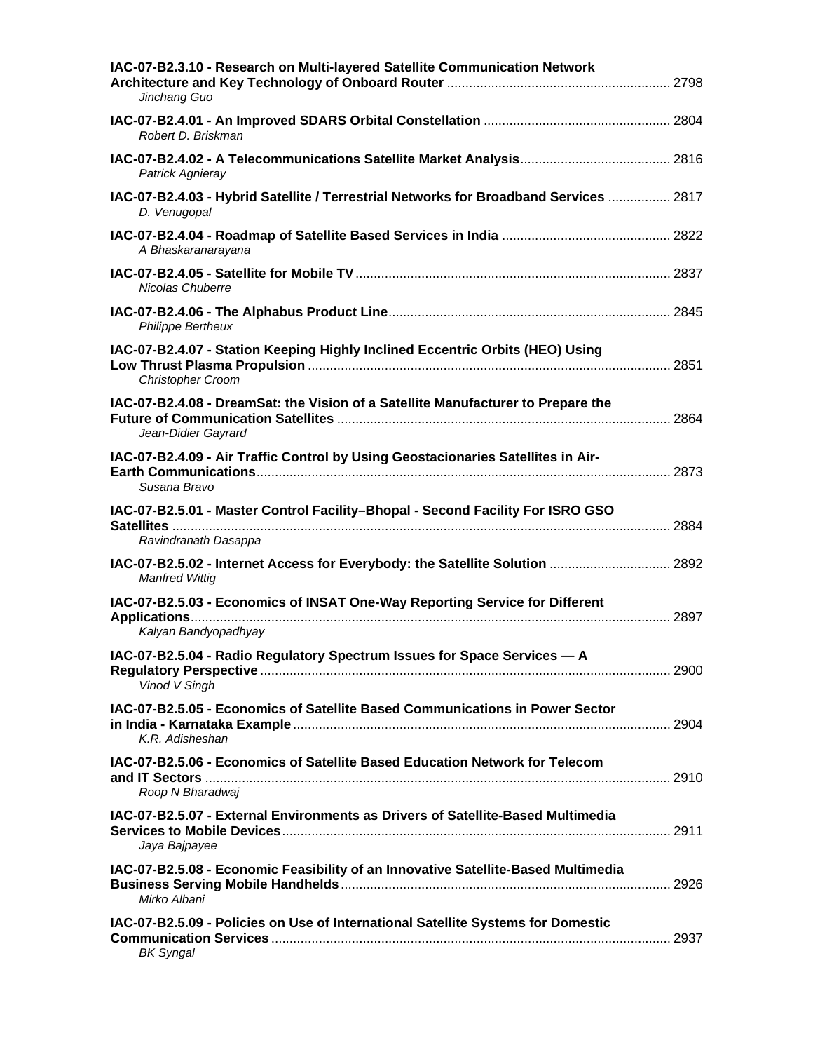**IAC-07-B2.3.10 - Research on Multi-layered Satellite Communication Network Architecture and Key Technology of Onboard Router** ............................................................ 2798
*Jinchang Guo*

**IAC-07-B2.4.01 - An Improved SDARS Orbital Constellation** .................................................. 2804
*Robert D. Briskman*

**IAC-07-B2.4.02 - A Telecommunications Satellite Market Analysis**......................................... 2816
*Patrick Agnieray*

**IAC-07-B2.4.03 - Hybrid Satellite / Terrestrial Networks for Broadband Services** ................ 2817
*D. Venugopal*

**IAC-07-B2.4.04 - Roadmap of Satellite Based Services in India** ............................................. 2822
*A Bhaskaranarayana*

**IAC-07-B2.4.05 - Satellite for Mobile TV** .................................................................................... 2837
*Nicolas Chuberre*

**IAC-07-B2.4.06 - The Alphabus Product Line**............................................................................ 2845
*Philippe Bertheux*

**IAC-07-B2.4.07 - Station Keeping Highly Inclined Eccentric Orbits (HEO) Using Low Thrust Plasma Propulsion** .................................................................................................. 2851
*Christopher Croom*

**IAC-07-B2.4.08 - DreamSat: the Vision of a Satellite Manufacturer to Prepare the Future of Communication Satellites** .......................................................................................... 2864
*Jean-Didier Gayrard*

**IAC-07-B2.4.09 - Air Traffic Control by Using Geostacionaries Satellites in Air-Earth Communications**................................................................................................................ 2873
*Susana Bravo*

**IAC-07-B2.5.01 - Master Control Facility–Bhopal - Second Facility For ISRO GSO Satellites** ....................................................................................................................................... 2884
*Ravindranath Dasappa*

**IAC-07-B2.5.02 - Internet Access for Everybody: the Satellite Solution** ................................. 2892
*Manfred Wittig*

**IAC-07-B2.5.03 - Economics of INSAT One-Way Reporting Service for Different Applications**.................................................................................................................................. 2897
*Kalyan Bandyopadhyay*

**IAC-07-B2.5.04 - Radio Regulatory Spectrum Issues for Space Services — A Regulatory Perspective** ............................................................................................................... 2900
*Vinod V Singh*

**IAC-07-B2.5.05 - Economics of Satellite Based Communications in Power Sector in India - Karnataka Example** ...................................................................................................... 2904
*K.R. Adisheshan*

**IAC-07-B2.5.06 - Economics of Satellite Based Education Network for Telecom and IT Sectors** .............................................................................................................................. 2910
*Roop N Bharadwaj*

**IAC-07-B2.5.07 - External Environments as Drivers of Satellite-Based Multimedia Services to Mobile Devices**.......................................................................................................... 2911
*Jaya Bajpayee*

**IAC-07-B2.5.08 - Economic Feasibility of an Innovative Satellite-Based Multimedia Business Serving Mobile Handhelds**......................................................................................... 2926
*Mirko Albani*

**IAC-07-B2.5.09 - Policies on Use of International Satellite Systems for Domestic Communication Services** ............................................................................................................ 2937
*BK Syngal*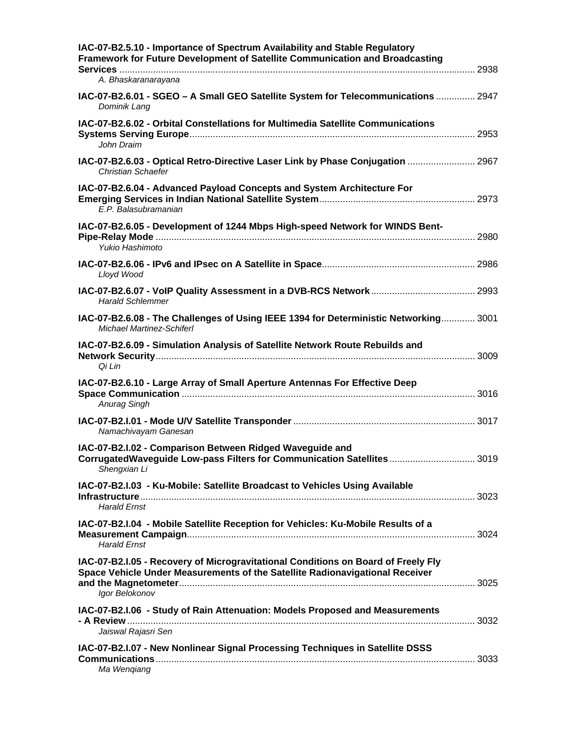**IAC-07-B2.5.10 - Importance of Spectrum Availability and Stable Regulatory Framework for Future Development of Satellite Communication and Broadcasting Services** ........ 2938
*A. Bhaskaranarayana*

**IAC-07-B2.6.01 - SGEO – A Small GEO Satellite System for Telecommunications** ........ 2947
*Dominik Lang*

**IAC-07-B2.6.02 - Orbital Constellations for Multimedia Satellite Communications Systems Serving Europe** ........ 2953
*John Draim*

**IAC-07-B2.6.03 - Optical Retro-Directive Laser Link by Phase Conjugation** ........ 2967
*Christian Schaefer*

**IAC-07-B2.6.04 - Advanced Payload Concepts and System Architecture For Emerging Services in Indian National Satellite System** ........ 2973
*E.P. Balasubramanian*

**IAC-07-B2.6.05 - Development of 1244 Mbps High-speed Network for WINDS Bent-Pipe-Relay Mode** ........ 2980
*Yukio Hashimoto*

**IAC-07-B2.6.06 - IPv6 and IPsec on A Satellite in Space** ........ 2986
*Lloyd Wood*

**IAC-07-B2.6.07 - VoIP Quality Assessment in a DVB-RCS Network** ........ 2993
*Harald Schlemmer*

**IAC-07-B2.6.08 - The Challenges of Using IEEE 1394 for Deterministic Networking** ........ 3001
*Michael Martinez-Schiferl*

**IAC-07-B2.6.09 - Simulation Analysis of Satellite Network Route Rebuilds and Network Security** ........ 3009
*Qi Lin*

**IAC-07-B2.6.10 - Large Array of Small Aperture Antennas For Effective Deep Space Communication** ........ 3016
*Anurag Singh*

**IAC-07-B2.I.01 - Mode U/V Satellite Transponder** ........ 3017
*Namachivayam Ganesan*

**IAC-07-B2.I.02 - Comparison Between Ridged Waveguide and CorrugatedWaveguide Low-pass Filters for Communication Satellites** ........ 3019
*Shengxian Li*

**IAC-07-B2.I.03 - Ku-Mobile: Satellite Broadcast to Vehicles Using Available Infrastructure** ........ 3023
*Harald Ernst*

**IAC-07-B2.I.04 - Mobile Satellite Reception for Vehicles: Ku-Mobile Results of a Measurement Campaign** ........ 3024
*Harald Ernst*

**IAC-07-B2.I.05 - Recovery of Microgravitational Conditions on Board of Freely Fly Space Vehicle Under Measurements of the Satellite Radionavigational Receiver and the Magnetometer** ........ 3025
*Igor Belokonov*

**IAC-07-B2.I.06 - Study of Rain Attenuation: Models Proposed and Measurements - A Review** ........ 3032
*Jaiswal Rajasri Sen*

**IAC-07-B2.I.07 - New Nonlinear Signal Processing Techniques in Satellite DSSS Communications** ........ 3033
*Ma Wenqiang*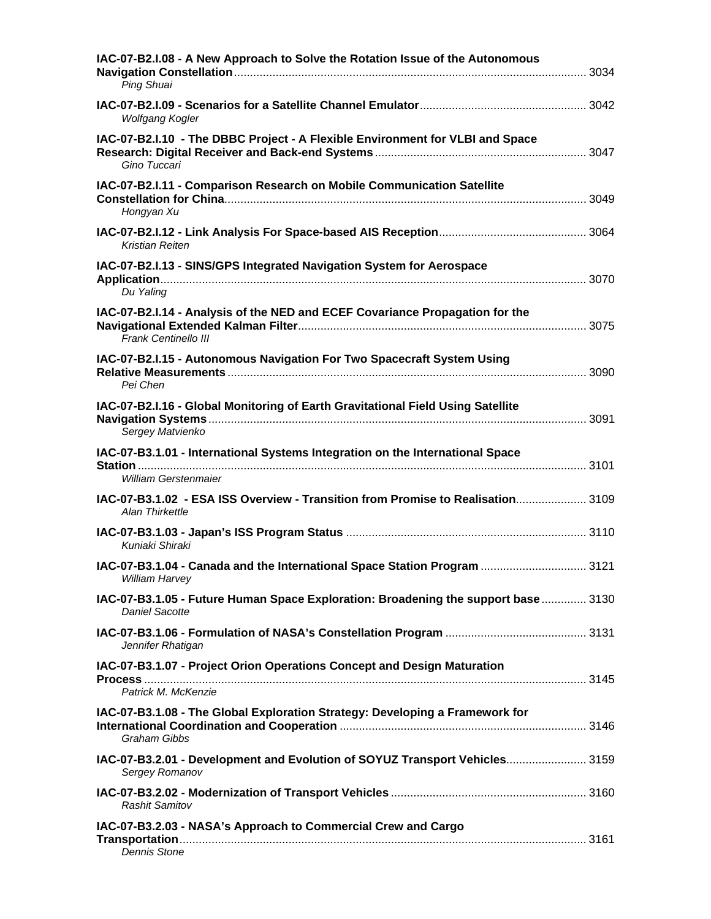**IAC-07-B2.I.08 - A New Approach to Solve the Rotation Issue of the Autonomous Navigation Constellation** ............ 3034
*Ping Shuai*

**IAC-07-B2.I.09 - Scenarios for a Satellite Channel Emulator** ............ 3042
*Wolfgang Kogler*

**IAC-07-B2.I.10 - The DBBC Project - A Flexible Environment for VLBI and Space Research: Digital Receiver and Back-end Systems** ............ 3047
*Gino Tuccari*

**IAC-07-B2.I.11 - Comparison Research on Mobile Communication Satellite Constellation for China** ............ 3049
*Hongyan Xu*

**IAC-07-B2.I.12 - Link Analysis For Space-based AIS Reception** ............ 3064
*Kristian Reiten*

**IAC-07-B2.I.13 - SINS/GPS Integrated Navigation System for Aerospace Application** ............ 3070
*Du Yaling*

**IAC-07-B2.I.14 - Analysis of the NED and ECEF Covariance Propagation for the Navigational Extended Kalman Filter** ............ 3075
*Frank Centinello III*

**IAC-07-B2.I.15 - Autonomous Navigation For Two Spacecraft System Using Relative Measurements** ............ 3090
*Pei Chen*

**IAC-07-B2.I.16 - Global Monitoring of Earth Gravitational Field Using Satellite Navigation Systems** ............ 3091
*Sergey Matvienko*

**IAC-07-B3.1.01 - International Systems Integration on the International Space Station** ............ 3101
*William Gerstenmaier*

**IAC-07-B3.1.02 - ESA ISS Overview - Transition from Promise to Realisation** ............ 3109
*Alan Thirkettle*

**IAC-07-B3.1.03 - Japan's ISS Program Status** ............ 3110
*Kuniaki Shiraki*

**IAC-07-B3.1.04 - Canada and the International Space Station Program** ............ 3121
*William Harvey*

**IAC-07-B3.1.05 - Future Human Space Exploration: Broadening the support base** ............ 3130
*Daniel Sacotte*

**IAC-07-B3.1.06 - Formulation of NASA's Constellation Program** ............ 3131
*Jennifer Rhatigan*

**IAC-07-B3.1.07 - Project Orion Operations Concept and Design Maturation Process** ............ 3145
*Patrick M. McKenzie*

**IAC-07-B3.1.08 - The Global Exploration Strategy: Developing a Framework for International Coordination and Cooperation** ............ 3146
*Graham Gibbs*

**IAC-07-B3.2.01 - Development and Evolution of SOYUZ Transport Vehicles** ............ 3159
*Sergey Romanov*

**IAC-07-B3.2.02 - Modernization of Transport Vehicles** ............ 3160
*Rashit Samitov*

**IAC-07-B3.2.03 - NASA's Approach to Commercial Crew and Cargo Transportation** ............ 3161
*Dennis Stone*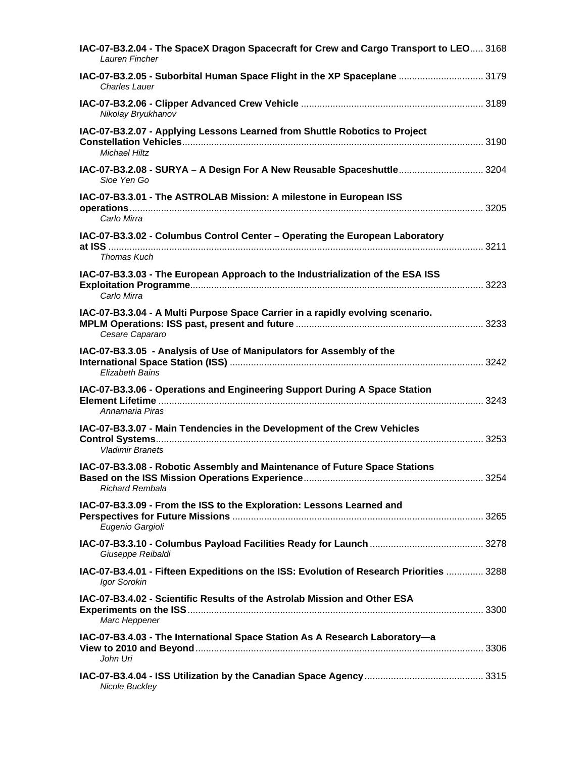**IAC-07-B3.2.04 - The SpaceX Dragon Spacecraft for Crew and Cargo Transport to LEO** ..... 3168
*Lauren Fincher*

**IAC-07-B3.2.05 - Suborbital Human Space Flight in the XP Spaceplane** ................................ 3179
*Charles Lauer*

**IAC-07-B3.2.06 - Clipper Advanced Crew Vehicle** .................................................................... 3189
*Nikolay Bryukhanov*

**IAC-07-B3.2.07 - Applying Lessons Learned from Shuttle Robotics to Project Constellation Vehicles**................................................................................................................ 3190
*Michael Hiltz*

**IAC-07-B3.2.08 - SURYA – A Design For A New Reusable Spaceshuttle**................................ 3204
*Sioe Yen Go*

**IAC-07-B3.3.01 - The ASTROLAB Mission: A milestone in European ISS operations**.................................................................................................................................. 3205
*Carlo Mirra*

**IAC-07-B3.3.02 - Columbus Control Center – Operating the European Laboratory at ISS** ............................................................................................................................................ 3211
*Thomas Kuch*

**IAC-07-B3.3.03 - The European Approach to the Industrialization of the ESA ISS Exploitation Programme**............................................................................................................ 3223
*Carlo Mirra*

**IAC-07-B3.3.04 - A Multi Purpose Space Carrier in a rapidly evolving scenario. MPLM Operations: ISS past, present and future** ...................................................................... 3233
*Cesare Capararo*

**IAC-07-B3.3.05 - Analysis of Use of Manipulators for Assembly of the International Space Station (ISS)** ............................................................................................... 3242
*Elizabeth Bains*

**IAC-07-B3.3.06 - Operations and Engineering Support During A Space Station Element Lifetime** .......................................................................................................................... 3243
*Annamaria Piras*

**IAC-07-B3.3.07 - Main Tendencies in the Development of the Crew Vehicles Control Systems**.......................................................................................................................... 3253
*Vladimir Branets*

**IAC-07-B3.3.08 - Robotic Assembly and Maintenance of Future Space Stations Based on the ISS Mission Operations Experience**................................................................... 3254
*Richard Rembala*

**IAC-07-B3.3.09 - From the ISS to the Exploration: Lessons Learned and Perspectives for Future Missions** ............................................................................................. 3265
*Eugenio Gargioli*

**IAC-07-B3.3.10 - Columbus Payload Facilities Ready for Launch**.......................................... 3278
*Giuseppe Reibaldi*

**IAC-07-B3.4.01 - Fifteen Expeditions on the ISS: Evolution of Research Priorities** .............. 3288
*Igor Sorokin*

**IAC-07-B3.4.02 - Scientific Results of the Astrolab Mission and Other ESA Experiments on the ISS**............................................................................................................... 3300
*Marc Heppener*

**IAC-07-B3.4.03 - The International Space Station As A Research Laboratory—a View to 2010 and Beyond**............................................................................................................ 3306
*John Uri*

**IAC-07-B3.4.04 - ISS Utilization by the Canadian Space Agency**............................................ 3315
*Nicole Buckley*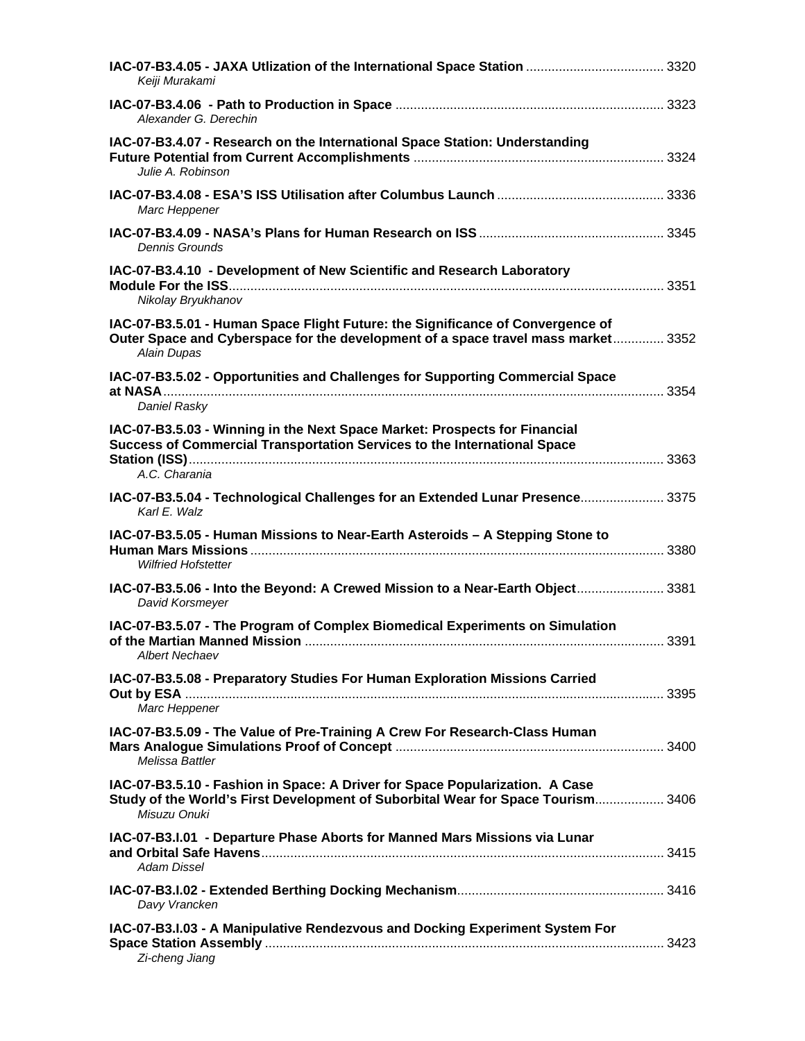**IAC-07-B3.4.05 - JAXA Utlization of the International Space Station** ...................................... 3320
*Keiji Murakami*

**IAC-07-B3.4.06 - Path to Production in Space** ......................................................................... 3323
*Alexander G. Derechin*

**IAC-07-B3.4.07 - Research on the International Space Station: Understanding Future Potential from Current Accomplishments** .................................................................... 3324
*Julie A. Robinson*

**IAC-07-B3.4.08 - ESA'S ISS Utilisation after Columbus Launch** ............................................. 3336
*Marc Heppener*

**IAC-07-B3.4.09 - NASA's Plans for Human Research on ISS** .................................................. 3345
*Dennis Grounds*

**IAC-07-B3.4.10 - Development of New Scientific and Research Laboratory Module For the ISS**....................................................................................................................... 3351
*Nikolay Bryukhanov*

**IAC-07-B3.5.01 - Human Space Flight Future: the Significance of Convergence of Outer Space and Cyberspace for the development of a space travel mass market**.............. 3352
*Alain Dupas*

**IAC-07-B3.5.02 - Opportunities and Challenges for Supporting Commercial Space at NASA**.......................................................................................................................................... 3354
*Daniel Rasky*

**IAC-07-B3.5.03 - Winning in the Next Space Market: Prospects for Financial Success of Commercial Transportation Services to the International Space Station (ISS)**.................................................................................................................................. 3363
*A.C. Charania*

**IAC-07-B3.5.04 - Technological Challenges for an Extended Lunar Presence**....................... 3375
*Karl E. Walz*

**IAC-07-B3.5.05 - Human Missions to Near-Earth Asteroids – A Stepping Stone to Human Mars Missions** ................................................................................................................. 3380
*Wilfried Hofstetter*

**IAC-07-B3.5.06 - Into the Beyond: A Crewed Mission to a Near-Earth Object**........................ 3381
*David Korsmeyer*

**IAC-07-B3.5.07 - The Program of Complex Biomedical Experiments on Simulation of the Martian Manned Mission** .................................................................................................. 3391
*Albert Nechaev*

**IAC-07-B3.5.08 - Preparatory Studies For Human Exploration Missions Carried Out by ESA** .................................................................................................................................... 3395
*Marc Heppener*

**IAC-07-B3.5.09 - The Value of Pre-Training A Crew For Research-Class Human Mars Analogue Simulations Proof of Concept** ......................................................................... 3400
*Melissa Battler*

**IAC-07-B3.5.10 - Fashion in Space: A Driver for Space Popularization. A Case Study of the World's First Development of Suborbital Wear for Space Tourism**................... 3406
*Misuzu Onuki*

**IAC-07-B3.I.01 - Departure Phase Aborts for Manned Mars Missions via Lunar and Orbital Safe Havens**.............................................................................................................. 3415
*Adam Dissel*

**IAC-07-B3.I.02 - Extended Berthing Docking Mechanism**......................................................... 3416
*Davy Vrancken*

**IAC-07-B3.I.03 - A Manipulative Rendezvous and Docking Experiment System For Space Station Assembly** ............................................................................................................ 3423
*Zi-cheng Jiang*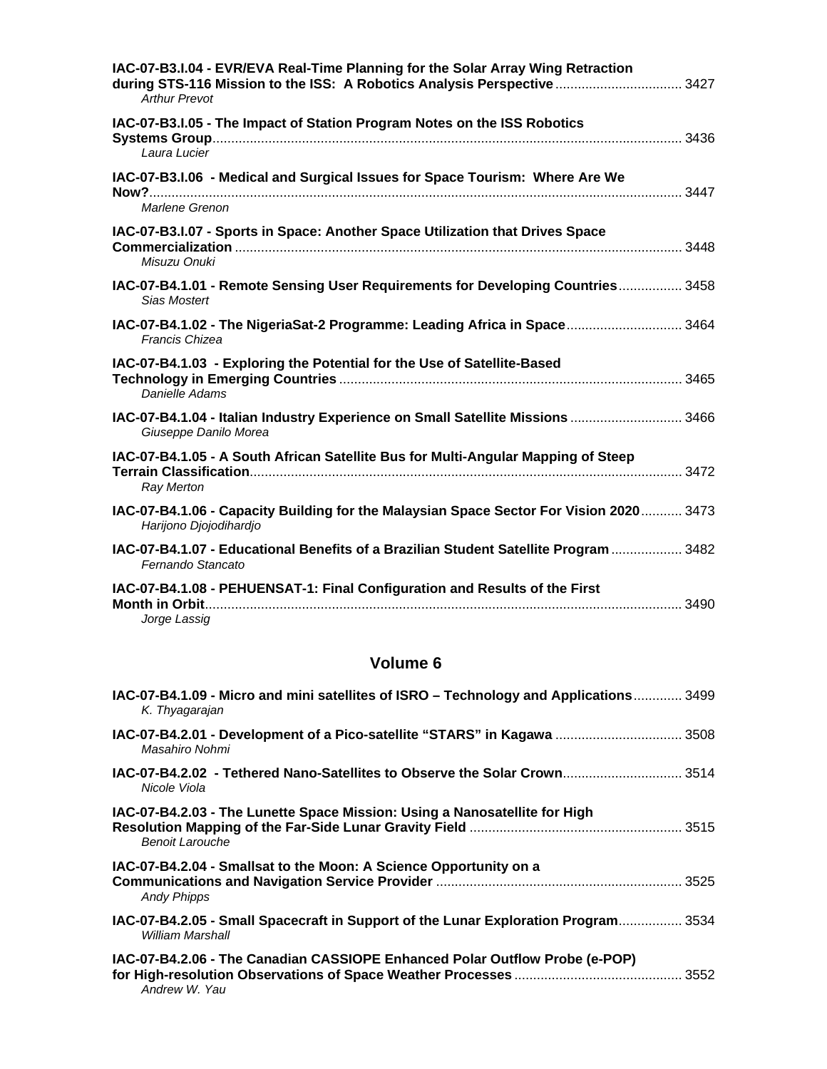**IAC-07-B3.I.04 - EVR/EVA Real-Time Planning for the Solar Array Wing Retraction during STS-116 Mission to the ISS: A Robotics Analysis Perspective** .................................. 3427
*Arthur Prevot*

**IAC-07-B3.I.05 - The Impact of Station Program Notes on the ISS Robotics Systems Group**............................................................................................................... 3436
*Laura Lucier*

**IAC-07-B3.I.06 - Medical and Surgical Issues for Space Tourism: Where Are We Now?**............................................................................................................... 3447
*Marlene Grenon*

**IAC-07-B3.I.07 - Sports in Space: Another Space Utilization that Drives Space Commercialization** ....................................................................................................... 3448
*Misuzu Onuki*

**IAC-07-B4.1.01 - Remote Sensing User Requirements for Developing Countries**................. 3458
*Sias Mostert*

**IAC-07-B4.1.02 - The NigeriaSat-2 Programme: Leading Africa in Space**............................... 3464
*Francis Chizea*

**IAC-07-B4.1.03 - Exploring the Potential for the Use of Satellite-Based Technology in Emerging Countries** ........................................................................................... 3465
*Danielle Adams*

**IAC-07-B4.1.04 - Italian Industry Experience on Small Satellite Missions** .............................. 3466
*Giuseppe Danilo Morea*

**IAC-07-B4.1.05 - A South African Satellite Bus for Multi-Angular Mapping of Steep Terrain Classification**.................................................................................................... 3472
*Ray Merton*

**IAC-07-B4.1.06 - Capacity Building for the Malaysian Space Sector For Vision 2020**........... 3473
*Harijono Djojodihardjo*

**IAC-07-B4.1.07 - Educational Benefits of a Brazilian Student Satellite Program** ................... 3482
*Fernando Stancato*

**IAC-07-B4.1.08 - PEHUENSAT-1: Final Configuration and Results of the First Month in Orbit**............................................................................................................... 3490
*Jorge Lassig*

## Volume 6

**IAC-07-B4.1.09 - Micro and mini satellites of ISRO – Technology and Applications**............. 3499
*K. Thyagarajan*

**IAC-07-B4.2.01 - Development of a Pico-satellite "STARS" in Kagawa** .................................. 3508
*Masahiro Nohmi*

**IAC-07-B4.2.02 - Tethered Nano-Satellites to Observe the Solar Crown**................................ 3514
*Nicole Viola*

**IAC-07-B4.2.03 - The Lunette Space Mission: Using a Nanosatellite for High Resolution Mapping of the Far-Side Lunar Gravity Field** ......................................................... 3515
*Benoit Larouche*

**IAC-07-B4.2.04 - Smallsat to the Moon: A Science Opportunity on a Communications and Navigation Service Provider** ................................................................. 3525
*Andy Phipps*

**IAC-07-B4.2.05 - Small Spacecraft in Support of the Lunar Exploration Program**................. 3534
*William Marshall*

**IAC-07-B4.2.06 - The Canadian CASSIOPE Enhanced Polar Outflow Probe (e-POP) for High-resolution Observations of Space Weather Processes** ............................................. 3552
*Andrew W. Yau*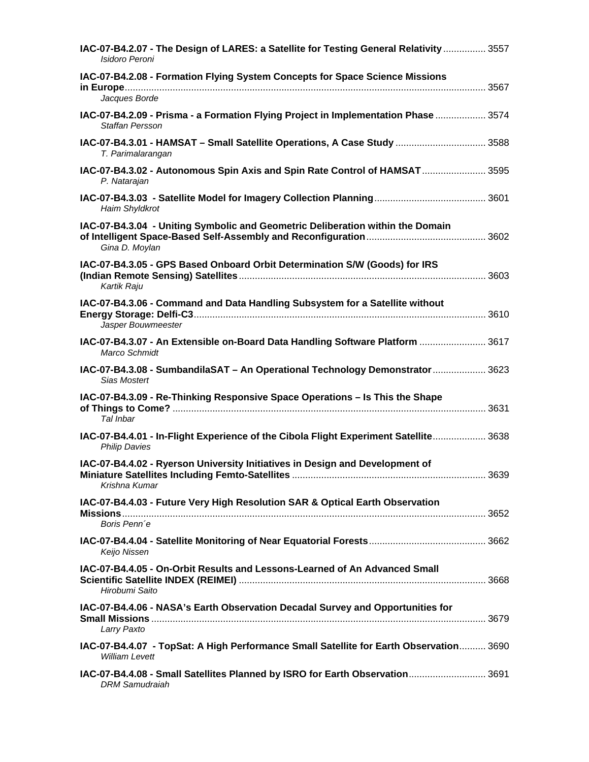**IAC-07-B4.2.07 - The Design of LARES: a Satellite for Testing General Relativity** ................ 3557
*Isidoro Peroni*

**IAC-07-B4.2.08 - Formation Flying System Concepts for Space Science Missions in Europe** ................ 3567
*Jacques Borde*

**IAC-07-B4.2.09 - Prisma - a Formation Flying Project in Implementation Phase** ................ 3574
*Staffan Persson*

**IAC-07-B4.3.01 - HAMSAT – Small Satellite Operations, A Case Study** ................ 3588
*T. Parimalarangan*

**IAC-07-B4.3.02 - Autonomous Spin Axis and Spin Rate Control of HAMSAT** ................ 3595
*P. Natarajan*

**IAC-07-B4.3.03 - Satellite Model for Imagery Collection Planning** ................ 3601
*Haim Shyldkrot*

**IAC-07-B4.3.04 - Uniting Symbolic and Geometric Deliberation within the Domain of Intelligent Space-Based Self-Assembly and Reconfiguration** ................ 3602
*Gina D. Moylan*

**IAC-07-B4.3.05 - GPS Based Onboard Orbit Determination S/W (Goods) for IRS (Indian Remote Sensing) Satellites** ................ 3603
*Kartik Raju*

**IAC-07-B4.3.06 - Command and Data Handling Subsystem for a Satellite without Energy Storage: Delfi-C3** ................ 3610
*Jasper Bouwmeester*

**IAC-07-B4.3.07 - An Extensible on-Board Data Handling Software Platform** ................ 3617
*Marco Schmidt*

**IAC-07-B4.3.08 - SumbandilaSAT – An Operational Technology Demonstrator** ................ 3623
*Sias Mostert*

**IAC-07-B4.3.09 - Re-Thinking Responsive Space Operations – Is This the Shape of Things to Come?** ................ 3631
*Tal Inbar*

**IAC-07-B4.4.01 - In-Flight Experience of the Cibola Flight Experiment Satellite** ................ 3638
*Philip Davies*

**IAC-07-B4.4.02 - Ryerson University Initiatives in Design and Development of Miniature Satellites Including Femto-Satellites** ................ 3639
*Krishna Kumar*

**IAC-07-B4.4.03 - Future Very High Resolution SAR & Optical Earth Observation Missions** ................ 3652
*Boris Penn´e*

**IAC-07-B4.4.04 - Satellite Monitoring of Near Equatorial Forests** ................ 3662
*Keijo Nissen*

**IAC-07-B4.4.05 - On-Orbit Results and Lessons-Learned of An Advanced Small Scientific Satellite INDEX (REIMEI)** ................ 3668
*Hirobumi Saito*

**IAC-07-B4.4.06 - NASA's Earth Observation Decadal Survey and Opportunities for Small Missions** ................ 3679
*Larry Paxto*

**IAC-07-B4.4.07 - TopSat: A High Performance Small Satellite for Earth Observation** ................ 3690
*William Levett*

**IAC-07-B4.4.08 - Small Satellites Planned by ISRO for Earth Observation** ................ 3691
*DRM Samudraiah*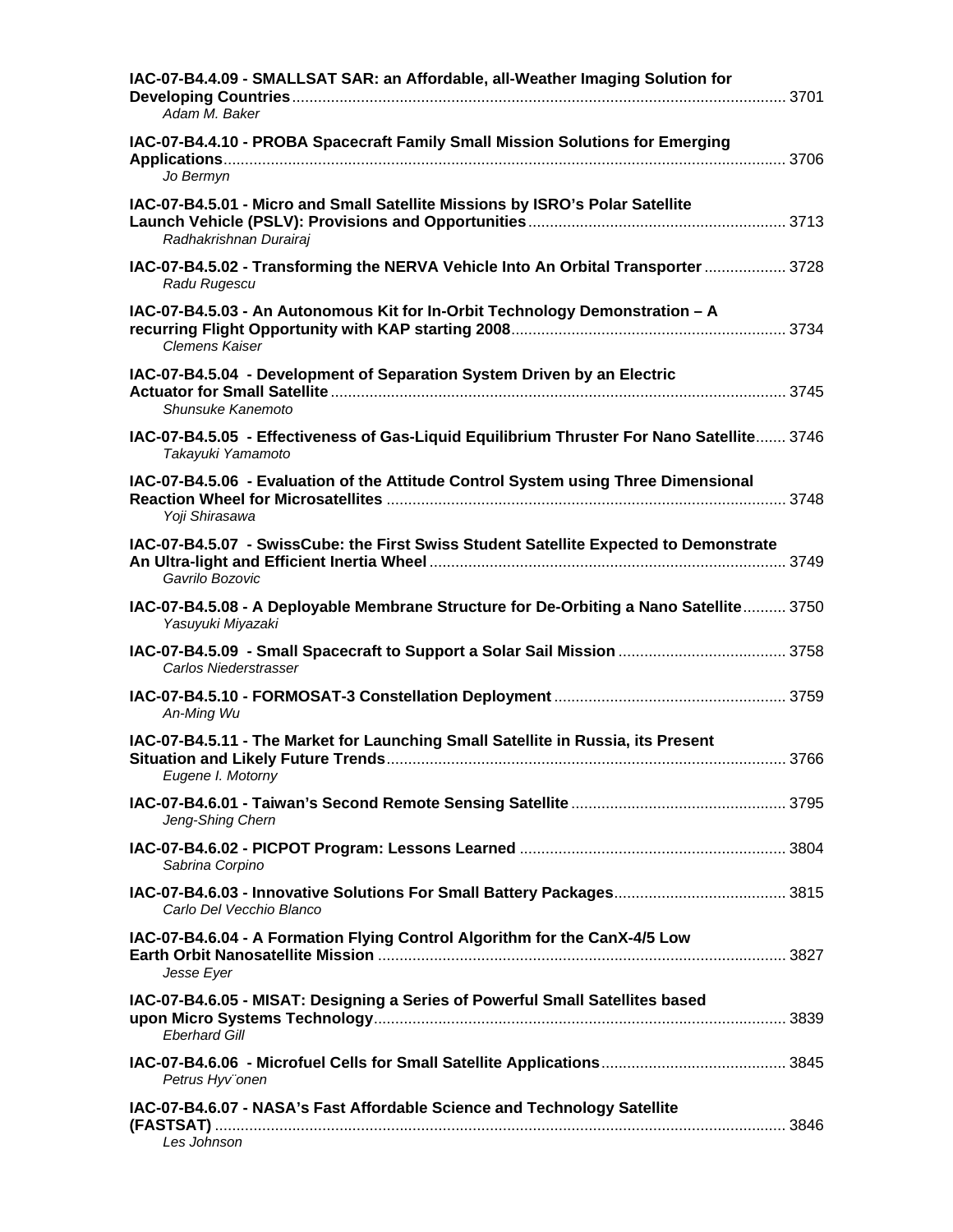**IAC-07-B4.4.09 - SMALLSAT SAR: an Affordable, all-Weather Imaging Solution for Developing Countries** ........ 3701
*Adam M. Baker*

**IAC-07-B4.4.10 - PROBA Spacecraft Family Small Mission Solutions for Emerging Applications** ........ 3706
*Jo Bermyn*

**IAC-07-B4.5.01 - Micro and Small Satellite Missions by ISRO's Polar Satellite Launch Vehicle (PSLV): Provisions and Opportunities** ........ 3713
*Radhakrishnan Durairaj*

**IAC-07-B4.5.02 - Transforming the NERVA Vehicle Into An Orbital Transporter** ........ 3728
*Radu Rugescu*

**IAC-07-B4.5.03 - An Autonomous Kit for In-Orbit Technology Demonstration – A recurring Flight Opportunity with KAP starting 2008** ........ 3734
*Clemens Kaiser*

**IAC-07-B4.5.04 - Development of Separation System Driven by an Electric Actuator for Small Satellite** ........ 3745
*Shunsuke Kanemoto*

**IAC-07-B4.5.05 - Effectiveness of Gas-Liquid Equilibrium Thruster For Nano Satellite** ........ 3746
*Takayuki Yamamoto*

**IAC-07-B4.5.06 - Evaluation of the Attitude Control System using Three Dimensional Reaction Wheel for Microsatellites** ........ 3748
*Yoji Shirasawa*

**IAC-07-B4.5.07 - SwissCube: the First Swiss Student Satellite Expected to Demonstrate An Ultra-light and Efficient Inertia Wheel** ........ 3749
*Gavrilo Bozovic*

**IAC-07-B4.5.08 - A Deployable Membrane Structure for De-Orbiting a Nano Satellite** ........ 3750
*Yasuyuki Miyazaki*

**IAC-07-B4.5.09 - Small Spacecraft to Support a Solar Sail Mission** ........ 3758
*Carlos Niederstrasser*

**IAC-07-B4.5.10 - FORMOSAT-3 Constellation Deployment** ........ 3759
*An-Ming Wu*

**IAC-07-B4.5.11 - The Market for Launching Small Satellite in Russia, its Present Situation and Likely Future Trends** ........ 3766
*Eugene I. Motorny*

**IAC-07-B4.6.01 - Taiwan's Second Remote Sensing Satellite** ........ 3795
*Jeng-Shing Chern*

**IAC-07-B4.6.02 - PICPOT Program: Lessons Learned** ........ 3804
*Sabrina Corpino*

**IAC-07-B4.6.03 - Innovative Solutions For Small Battery Packages** ........ 3815
*Carlo Del Vecchio Blanco*

**IAC-07-B4.6.04 - A Formation Flying Control Algorithm for the CanX-4/5 Low Earth Orbit Nanosatellite Mission** ........ 3827
*Jesse Eyer*

**IAC-07-B4.6.05 - MISAT: Designing a Series of Powerful Small Satellites based upon Micro Systems Technology** ........ 3839
*Eberhard Gill*

**IAC-07-B4.6.06 - Microfuel Cells for Small Satellite Applications** ........ 3845
*Petrus Hyv¨onen*

**IAC-07-B4.6.07 - NASA's Fast Affordable Science and Technology Satellite (FASTSAT)** ........ 3846
*Les Johnson*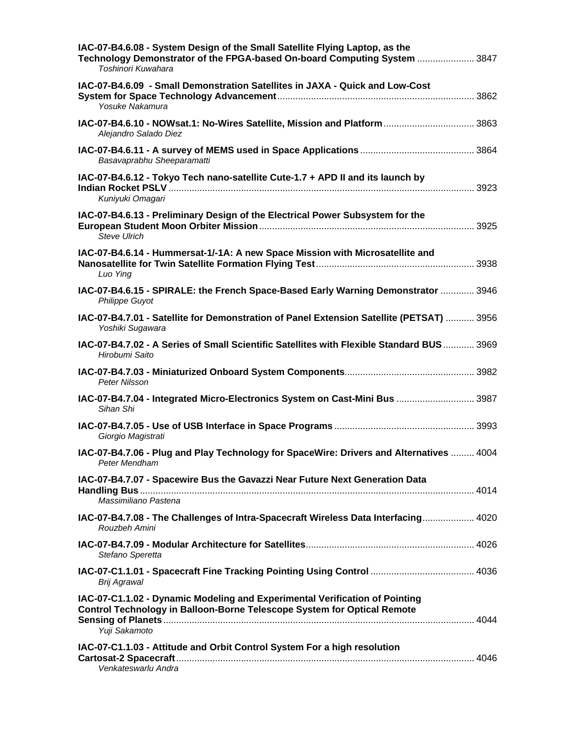**IAC-07-B4.6.08 - System Design of the Small Satellite Flying Laptop, as the Technology Demonstrator of the FPGA-based On-board Computing System** ...................... 3847
*Toshinori Kuwahara*

**IAC-07-B4.6.09 - Small Demonstration Satellites in JAXA - Quick and Low-Cost System for Space Technology Advancement** ........................................................................... 3862
*Yosuke Nakamura*

**IAC-07-B4.6.10 - NOWsat.1: No-Wires Satellite, Mission and Platform** .................................. 3863
*Alejandro Salado Diez*

**IAC-07-B4.6.11 - A survey of MEMS used in Space Applications** ........................................... 3864
*Basavaprabhu Sheeparamatti*

**IAC-07-B4.6.12 - Tokyo Tech nano-satellite Cute-1.7 + APD II and its launch by Indian Rocket PSLV** ..................................................................................................................... 3923
*Kuniyuki Omagari*

**IAC-07-B4.6.13 - Preliminary Design of the Electrical Power Subsystem for the European Student Moon Orbiter Mission** .................................................................................. 3925
*Steve Ulrich*

**IAC-07-B4.6.14 - Hummersat-1/-1A: A new Space Mission with Microsatellite and Nanosatellite for Twin Satellite Formation Flying Test** ............................................................ 3938
*Luo Ying*

**IAC-07-B4.6.15 - SPIRALE: the French Space-Based Early Warning Demonstrator** ............. 3946
*Philippe Guyot*

**IAC-07-B4.7.01 - Satellite for Demonstration of Panel Extension Satellite (PETSAT)** ........... 3956
*Yoshiki Sugawara*

**IAC-07-B4.7.02 - A Series of Small Scientific Satellites with Flexible Standard BUS** ............ 3969
*Hirobumi Saito*

**IAC-07-B4.7.03 - Miniaturized Onboard System Components** ................................................. 3982
*Peter Nilsson*

**IAC-07-B4.7.04 - Integrated Micro-Electronics System on Cast-Mini Bus** ............................. 3987
*Sihan Shi*

**IAC-07-B4.7.05 - Use of USB Interface in Space Programs** ..................................................... 3993
*Giorgio Magistrati*

**IAC-07-B4.7.06 - Plug and Play Technology for SpaceWire: Drivers and Alternatives** ......... 4004
*Peter Mendham*

**IAC-07-B4.7.07 - Spacewire Bus the Gavazzi Near Future Next Generation Data Handling Bus** ................................................................................................................................ 4014
*Massimiliano Pastena*

**IAC-07-B4.7.08 - The Challenges of Intra-Spacecraft Wireless Data Interfacing** .................... 4020
*Rouzbeh Amini*

**IAC-07-B4.7.09 - Modular Architecture for Satellites** ................................................................ 4026
*Stefano Speretta*

**IAC-07-C1.1.01 - Spacecraft Fine Tracking Pointing Using Control** ........................................ 4036
*Brij Agrawal*

**IAC-07-C1.1.02 - Dynamic Modeling and Experimental Verification of Pointing Control Technology in Balloon-Borne Telescope System for Optical Remote Sensing of Planets** ....................................................................................................................... 4044
*Yuji Sakamoto*

**IAC-07-C1.1.03 - Attitude and Orbit Control System For a high resolution Cartosat-2 Spacecraft** .................................................................................................................. 4046
*Venkateswarlu Andra*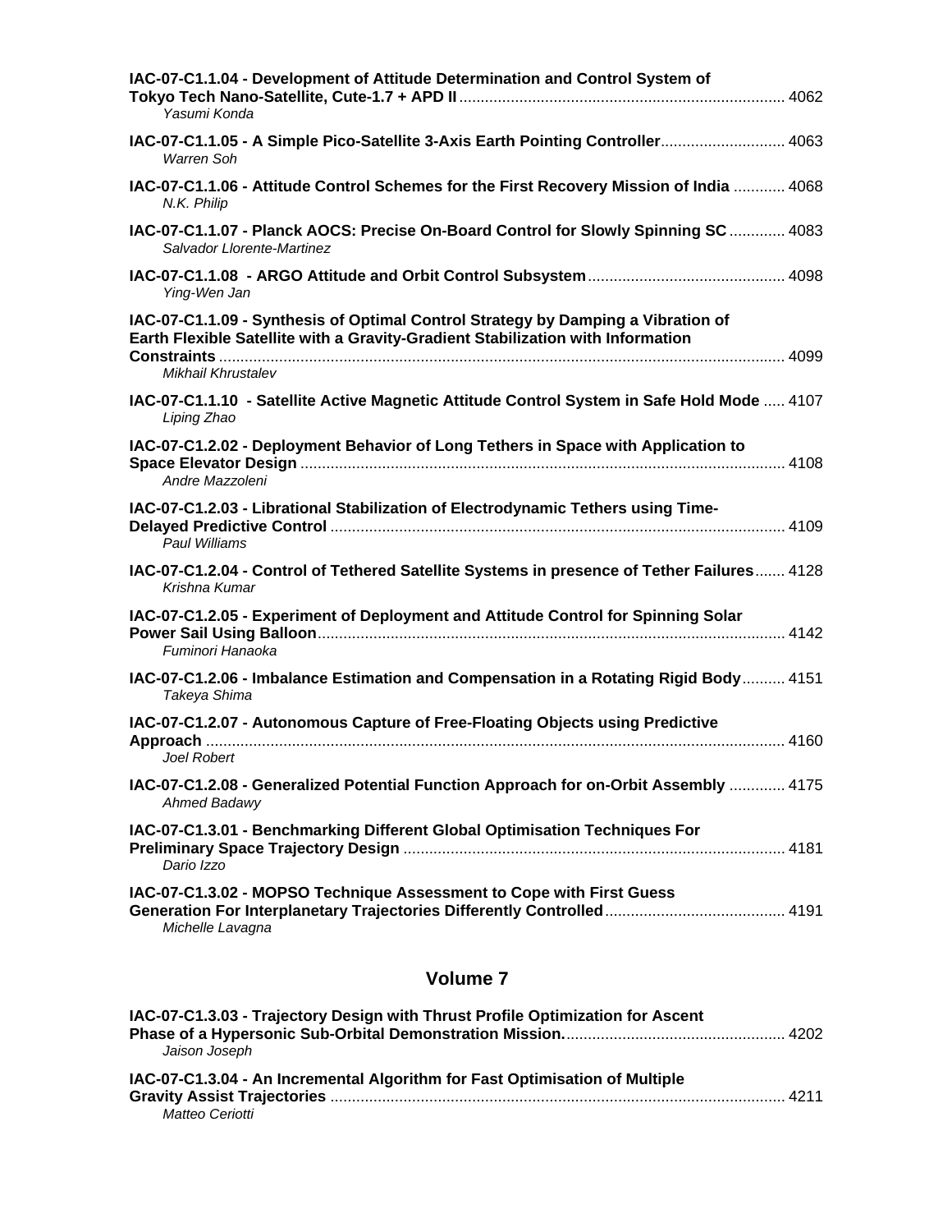**IAC-07-C1.1.04 - Development of Attitude Determination and Control System of Tokyo Tech Nano-Satellite, Cute-1.7 + APD II** ........ 4062
*Yasumi Konda*

**IAC-07-C1.1.05 - A Simple Pico-Satellite 3-Axis Earth Pointing Controller** ........ 4063
*Warren Soh*

**IAC-07-C1.1.06 - Attitude Control Schemes for the First Recovery Mission of India** ........ 4068
*N.K. Philip*

**IAC-07-C1.1.07 - Planck AOCS: Precise On-Board Control for Slowly Spinning SC** ........ 4083
*Salvador Llorente-Martinez*

**IAC-07-C1.1.08 - ARGO Attitude and Orbit Control Subsystem** ........ 4098
*Ying-Wen Jan*

**IAC-07-C1.1.09 - Synthesis of Optimal Control Strategy by Damping a Vibration of Earth Flexible Satellite with a Gravity-Gradient Stabilization with Information Constraints** ........ 4099
*Mikhail Khrustalev*

**IAC-07-C1.1.10 - Satellite Active Magnetic Attitude Control System in Safe Hold Mode** ........ 4107
*Liping Zhao*

**IAC-07-C1.2.02 - Deployment Behavior of Long Tethers in Space with Application to Space Elevator Design** ........ 4108
*Andre Mazzoleni*

**IAC-07-C1.2.03 - Librational Stabilization of Electrodynamic Tethers using Time-Delayed Predictive Control** ........ 4109
*Paul Williams*

**IAC-07-C1.2.04 - Control of Tethered Satellite Systems in presence of Tether Failures** ........ 4128
*Krishna Kumar*

**IAC-07-C1.2.05 - Experiment of Deployment and Attitude Control for Spinning Solar Power Sail Using Balloon** ........ 4142
*Fuminori Hanaoka*

**IAC-07-C1.2.06 - Imbalance Estimation and Compensation in a Rotating Rigid Body** ........ 4151
*Takeya Shima*

**IAC-07-C1.2.07 - Autonomous Capture of Free-Floating Objects using Predictive Approach** ........ 4160
*Joel Robert*

**IAC-07-C1.2.08 - Generalized Potential Function Approach for on-Orbit Assembly** ........ 4175
*Ahmed Badawy*

**IAC-07-C1.3.01 - Benchmarking Different Global Optimisation Techniques For Preliminary Space Trajectory Design** ........ 4181
*Dario Izzo*

**IAC-07-C1.3.02 - MOPSO Technique Assessment to Cope with First Guess Generation For Interplanetary Trajectories Differently Controlled** ........ 4191
*Michelle Lavagna*

## Volume 7

**IAC-07-C1.3.03 - Trajectory Design with Thrust Profile Optimization for Ascent Phase of a Hypersonic Sub-Orbital Demonstration Mission.** ........ 4202
*Jaison Joseph*

**IAC-07-C1.3.04 - An Incremental Algorithm for Fast Optimisation of Multiple Gravity Assist Trajectories** ........ 4211
*Matteo Ceriotti*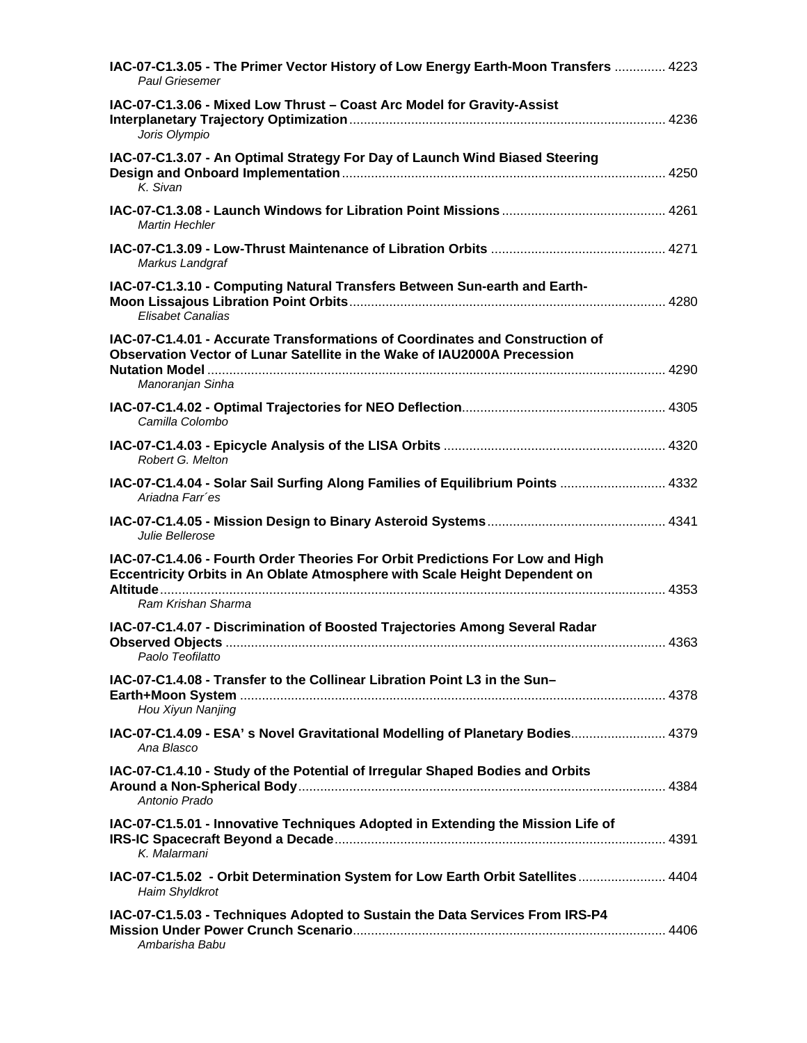**IAC-07-C1.3.05 - The Primer Vector History of Low Energy Earth-Moon Transfers** .............. 4223
*Paul Griesemer*

**IAC-07-C1.3.06 - Mixed Low Thrust – Coast Arc Model for Gravity-Assist Interplanetary Trajectory Optimization** ...................................................................................... 4236
*Joris Olympio*

**IAC-07-C1.3.07 - An Optimal Strategy For Day of Launch Wind Biased Steering Design and Onboard Implementation** ........................................................................................ 4250
*K. Sivan*

**IAC-07-C1.3.08 - Launch Windows for Libration Point Missions** ............................................. 4261
*Martin Hechler*

**IAC-07-C1.3.09 - Low-Thrust Maintenance of Libration Orbits** ................................................ 4271
*Markus Landgraf*

**IAC-07-C1.3.10 - Computing Natural Transfers Between Sun-earth and Earth-Moon Lissajous Libration Point Orbits** ...................................................................................... 4280
*Elisabet Canalias*

**IAC-07-C1.4.01 - Accurate Transformations of Coordinates and Construction of Observation Vector of Lunar Satellite in the Wake of IAU2000A Precession Nutation Model** .............................................................................................................................. 4290
*Manoranjan Sinha*

**IAC-07-C1.4.02 - Optimal Trajectories for NEO Deflection** ........................................................ 4305
*Camilla Colombo*

**IAC-07-C1.4.03 - Epicycle Analysis of the LISA Orbits** ............................................................. 4320
*Robert G. Melton*

**IAC-07-C1.4.04 - Solar Sail Surfing Along Families of Equilibrium Points** ............................. 4332
*Ariadna Farr´es*

**IAC-07-C1.4.05 - Mission Design to Binary Asteroid Systems** ................................................. 4341
*Julie Bellerose*

**IAC-07-C1.4.06 - Fourth Order Theories For Orbit Predictions For Low and High Eccentricity Orbits in An Oblate Atmosphere with Scale Height Dependent on Altitude** .......................................................................................................................................... 4353
*Ram Krishan Sharma*

**IAC-07-C1.4.07 - Discrimination of Boosted Trajectories Among Several Radar Observed Objects** ......................................................................................................................... 4363
*Paolo Teofilatto*

**IAC-07-C1.4.08 - Transfer to the Collinear Libration Point L3 in the Sun–Earth+Moon System** ..................................................................................................................... 4378
*Hou Xiyun Nanjing*

**IAC-07-C1.4.09 - ESA' s Novel Gravitational Modelling of Planetary Bodies** .......................... 4379
*Ana Blasco*

**IAC-07-C1.4.10 - Study of the Potential of Irregular Shaped Bodies and Orbits Around a Non-Spherical Body** .................................................................................................... 4384
*Antonio Prado*

**IAC-07-C1.5.01 - Innovative Techniques Adopted in Extending the Mission Life of IRS-IC Spacecraft Beyond a Decade** .......................................................................................... 4391
*K. Malarmani*

**IAC-07-C1.5.02 - Orbit Determination System for Low Earth Orbit Satellites** ........................ 4404
*Haim Shyldkrot*

**IAC-07-C1.5.03 - Techniques Adopted to Sustain the Data Services From IRS-P4 Mission Under Power Crunch Scenario** ..................................................................................... 4406
*Ambarisha Babu*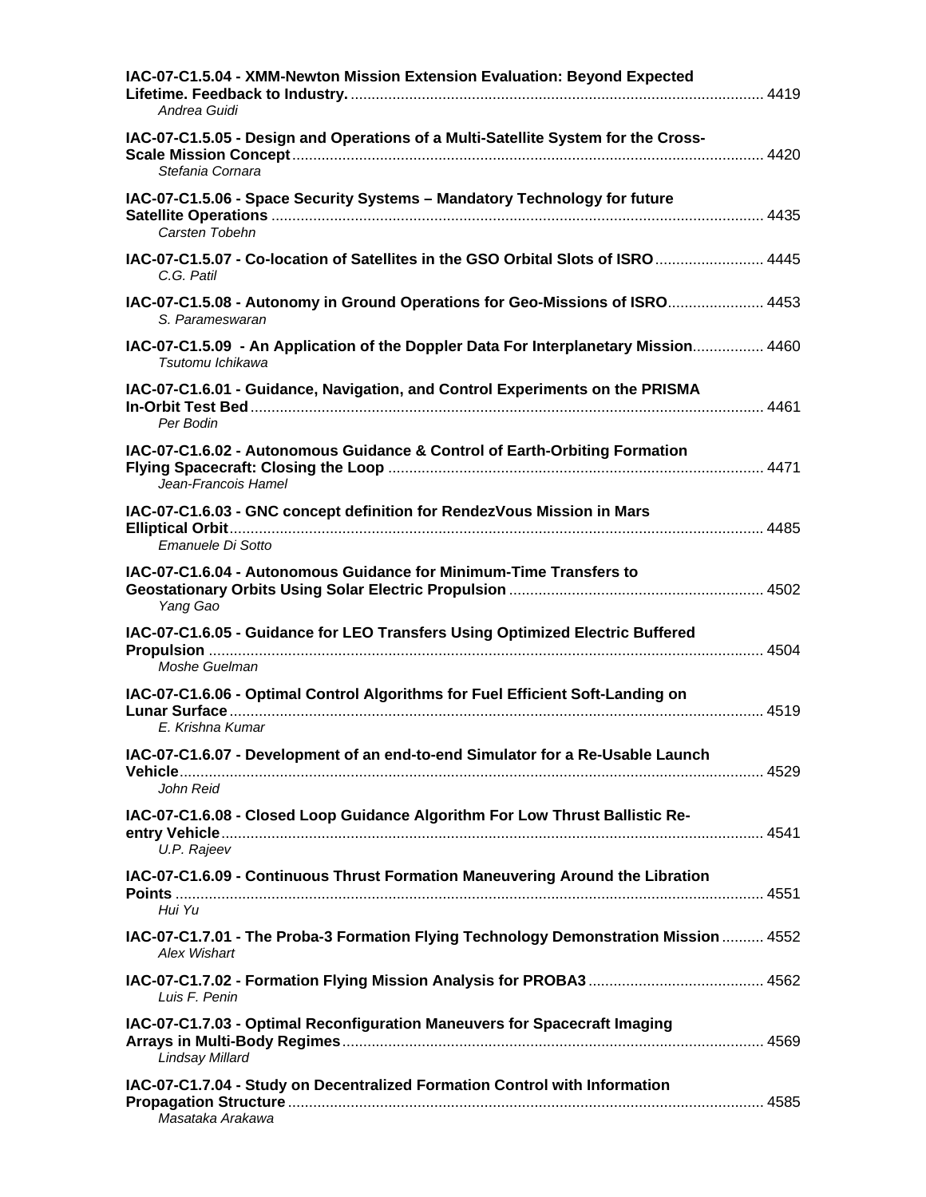**IAC-07-C1.5.04 - XMM-Newton Mission Extension Evaluation: Beyond Expected Lifetime. Feedback to Industry.** .................................................. 4419
*Andrea Guidi*

**IAC-07-C1.5.05 - Design and Operations of a Multi-Satellite System for the Cross-Scale Mission Concept** .................................................. 4420
*Stefania Cornara*

**IAC-07-C1.5.06 - Space Security Systems – Mandatory Technology for future Satellite Operations** .................................................. 4435
*Carsten Tobehn*

**IAC-07-C1.5.07 - Co-location of Satellites in the GSO Orbital Slots of ISRO** .................................................. 4445
*C.G. Patil*

**IAC-07-C1.5.08 - Autonomy in Ground Operations for Geo-Missions of ISRO** .................................................. 4453
*S. Parameswaran*

**IAC-07-C1.5.09 - An Application of the Doppler Data For Interplanetary Mission** .................................................. 4460
*Tsutomu Ichikawa*

**IAC-07-C1.6.01 - Guidance, Navigation, and Control Experiments on the PRISMA In-Orbit Test Bed** .................................................. 4461
*Per Bodin*

**IAC-07-C1.6.02 - Autonomous Guidance & Control of Earth-Orbiting Formation Flying Spacecraft: Closing the Loop** .................................................. 4471
*Jean-Francois Hamel*

**IAC-07-C1.6.03 - GNC concept definition for RendezVous Mission in Mars Elliptical Orbit** .................................................. 4485
*Emanuele Di Sotto*

**IAC-07-C1.6.04 - Autonomous Guidance for Minimum-Time Transfers to Geostationary Orbits Using Solar Electric Propulsion** .................................................. 4502
*Yang Gao*

**IAC-07-C1.6.05 - Guidance for LEO Transfers Using Optimized Electric Buffered Propulsion** .................................................. 4504
*Moshe Guelman*

**IAC-07-C1.6.06 - Optimal Control Algorithms for Fuel Efficient Soft-Landing on Lunar Surface** .................................................. 4519
*E. Krishna Kumar*

**IAC-07-C1.6.07 - Development of an end-to-end Simulator for a Re-Usable Launch Vehicle** .................................................. 4529
*John Reid*

**IAC-07-C1.6.08 - Closed Loop Guidance Algorithm For Low Thrust Ballistic Re-entry Vehicle** .................................................. 4541
*U.P. Rajeev*

**IAC-07-C1.6.09 - Continuous Thrust Formation Maneuvering Around the Libration Points** .................................................. 4551
*Hui Yu*

**IAC-07-C1.7.01 - The Proba-3 Formation Flying Technology Demonstration Mission** .................................................. 4552
*Alex Wishart*

**IAC-07-C1.7.02 - Formation Flying Mission Analysis for PROBA3** .................................................. 4562
*Luis F. Penin*

**IAC-07-C1.7.03 - Optimal Reconfiguration Maneuvers for Spacecraft Imaging Arrays in Multi-Body Regimes** .................................................. 4569
*Lindsay Millard*

**IAC-07-C1.7.04 - Study on Decentralized Formation Control with Information Propagation Structure** .................................................. 4585
*Masataka Arakawa*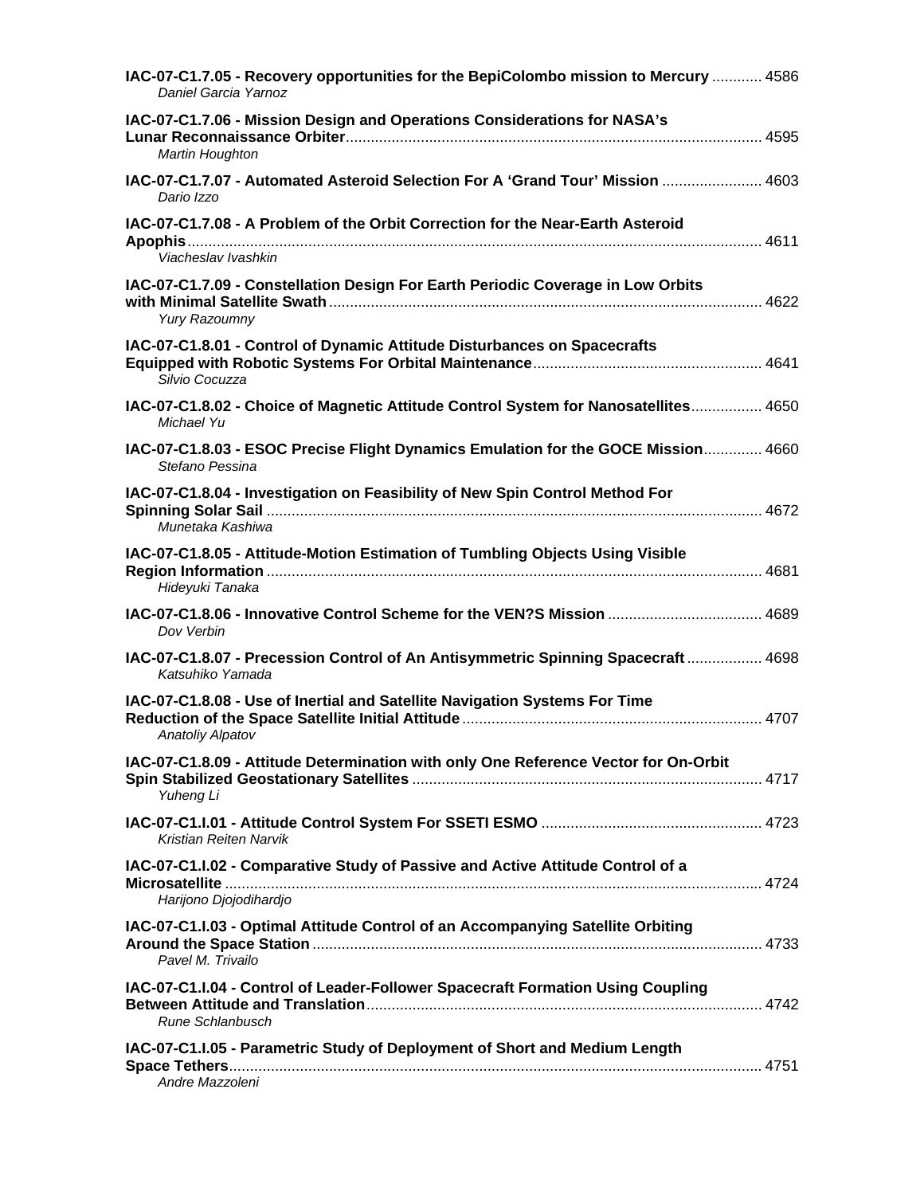**IAC-07-C1.7.05 - Recovery opportunities for the BepiColombo mission to Mercury** ............ 4586
*Daniel Garcia Yarnoz*

**IAC-07-C1.7.06 - Mission Design and Operations Considerations for NASA's Lunar Reconnaissance Orbiter**.................................................................................................. 4595
*Martin Houghton*

**IAC-07-C1.7.07 - Automated Asteroid Selection For A 'Grand Tour' Mission** ........................ 4603
*Dario Izzo*

**IAC-07-C1.7.08 - A Problem of the Orbit Correction for the Near-Earth Asteroid Apophis**......................................................................................................................................... 4611
*Viacheslav Ivashkin*

**IAC-07-C1.7.09 - Constellation Design For Earth Periodic Coverage in Low Orbits with Minimal Satellite Swath**...................................................................................................... 4622
*Yury Razoumny*

**IAC-07-C1.8.01 - Control of Dynamic Attitude Disturbances on Spacecrafts Equipped with Robotic Systems For Orbital Maintenance**...................................................... 4641
*Silvio Cocuzza*

**IAC-07-C1.8.02 - Choice of Magnetic Attitude Control System for Nanosatellites**................. 4650
*Michael Yu*

**IAC-07-C1.8.03 - ESOC Precise Flight Dynamics Emulation for the GOCE Mission**.............. 4660
*Stefano Pessina*

**IAC-07-C1.8.04 - Investigation on Feasibility of New Spin Control Method For Spinning Solar Sail** ..................................................................................................................... 4672
*Munetaka Kashiwa*

**IAC-07-C1.8.05 - Attitude-Motion Estimation of Tumbling Objects Using Visible Region Information** ..................................................................................................................... 4681
*Hideyuki Tanaka*

**IAC-07-C1.8.06 - Innovative Control Scheme for the VEN?S Mission** .................................... 4689
*Dov Verbin*

**IAC-07-C1.8.07 - Precession Control of An Antisymmetric Spinning Spacecraft** .................. 4698
*Katsuhiko Yamada*

**IAC-07-C1.8.08 - Use of Inertial and Satellite Navigation Systems For Time Reduction of the Space Satellite Initial Attitude**....................................................................... 4707
*Anatoliy Alpatov*

**IAC-07-C1.8.09 - Attitude Determination with only One Reference Vector for On-Orbit Spin Stabilized Geostationary Satellites** .................................................................................. 4717
*Yuheng Li*

**IAC-07-C1.I.01 - Attitude Control System For SSETI ESMO** .................................................... 4723
*Kristian Reiten Narvik*

**IAC-07-C1.I.02 - Comparative Study of Passive and Active Attitude Control of a Microsatellite** ............................................................................................................................... 4724
*Harijono Djojodihardjo*

**IAC-07-C1.I.03 - Optimal Attitude Control of an Accompanying Satellite Orbiting Around the Space Station** .......................................................................................................... 4733
*Pavel M. Trivailo*

**IAC-07-C1.I.04 - Control of Leader-Follower Spacecraft Formation Using Coupling Between Attitude and Translation**.............................................................................................. 4742
*Rune Schlanbusch*

**IAC-07-C1.I.05 - Parametric Study of Deployment of Short and Medium Length Space Tethers**............................................................................................................................... 4751
*Andre Mazzoleni*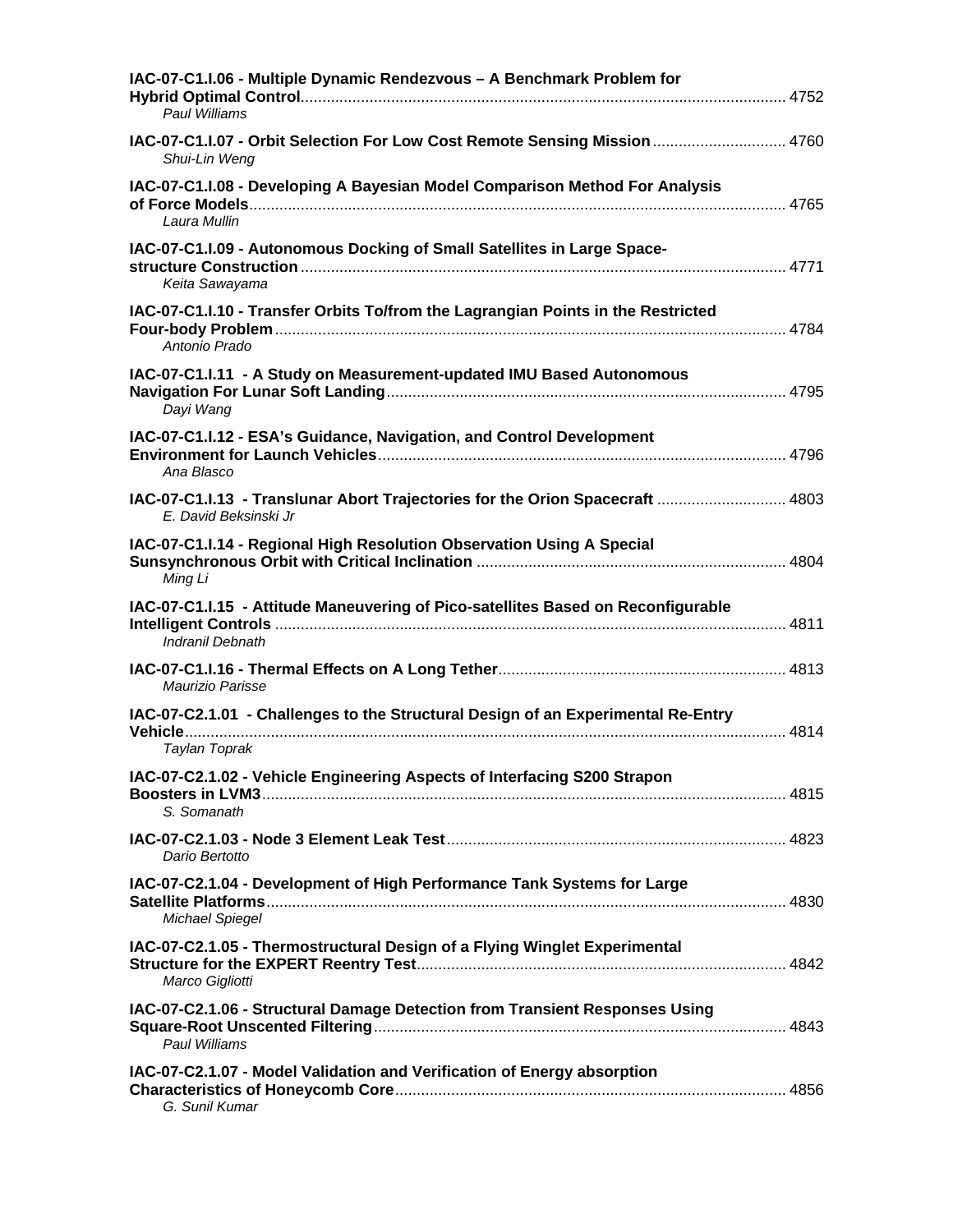**IAC-07-C1.I.06 - Multiple Dynamic Rendezvous – A Benchmark Problem for Hybrid Optimal Control** ............ 4752
*Paul Williams*

**IAC-07-C1.I.07 - Orbit Selection For Low Cost Remote Sensing Mission** ............ 4760
*Shui-Lin Weng*

**IAC-07-C1.I.08 - Developing A Bayesian Model Comparison Method For Analysis of Force Models** ............ 4765
*Laura Mullin*

**IAC-07-C1.I.09 - Autonomous Docking of Small Satellites in Large Space-structure Construction** ............ 4771
*Keita Sawayama*

**IAC-07-C1.I.10 - Transfer Orbits To/from the Lagrangian Points in the Restricted Four-body Problem** ............ 4784
*Antonio Prado*

**IAC-07-C1.I.11 - A Study on Measurement-updated IMU Based Autonomous Navigation For Lunar Soft Landing** ............ 4795
*Dayi Wang*

**IAC-07-C1.I.12 - ESA's Guidance, Navigation, and Control Development Environment for Launch Vehicles** ............ 4796
*Ana Blasco*

**IAC-07-C1.I.13 - Translunar Abort Trajectories for the Orion Spacecraft** ............ 4803
*E. David Beksinski Jr*

**IAC-07-C1.I.14 - Regional High Resolution Observation Using A Special Sunsynchronous Orbit with Critical Inclination** ............ 4804
*Ming Li*

**IAC-07-C1.I.15 - Attitude Maneuvering of Pico-satellites Based on Reconfigurable Intelligent Controls** ............ 4811
*Indranil Debnath*

**IAC-07-C1.I.16 - Thermal Effects on A Long Tether** ............ 4813
*Maurizio Parisse*

**IAC-07-C2.1.01 - Challenges to the Structural Design of an Experimental Re-Entry Vehicle** ............ 4814
*Taylan Toprak*

**IAC-07-C2.1.02 - Vehicle Engineering Aspects of Interfacing S200 Strapon Boosters in LVM3** ............ 4815
*S. Somanath*

**IAC-07-C2.1.03 - Node 3 Element Leak Test** ............ 4823
*Dario Bertotto*

**IAC-07-C2.1.04 - Development of High Performance Tank Systems for Large Satellite Platforms** ............ 4830
*Michael Spiegel*

**IAC-07-C2.1.05 - Thermostructural Design of a Flying Winglet Experimental Structure for the EXPERT Reentry Test** ............ 4842
*Marco Gigliotti*

**IAC-07-C2.1.06 - Structural Damage Detection from Transient Responses Using Square-Root Unscented Filtering** ............ 4843
*Paul Williams*

**IAC-07-C2.1.07 - Model Validation and Verification of Energy absorption Characteristics of Honeycomb Core** ............ 4856
*G. Sunil Kumar*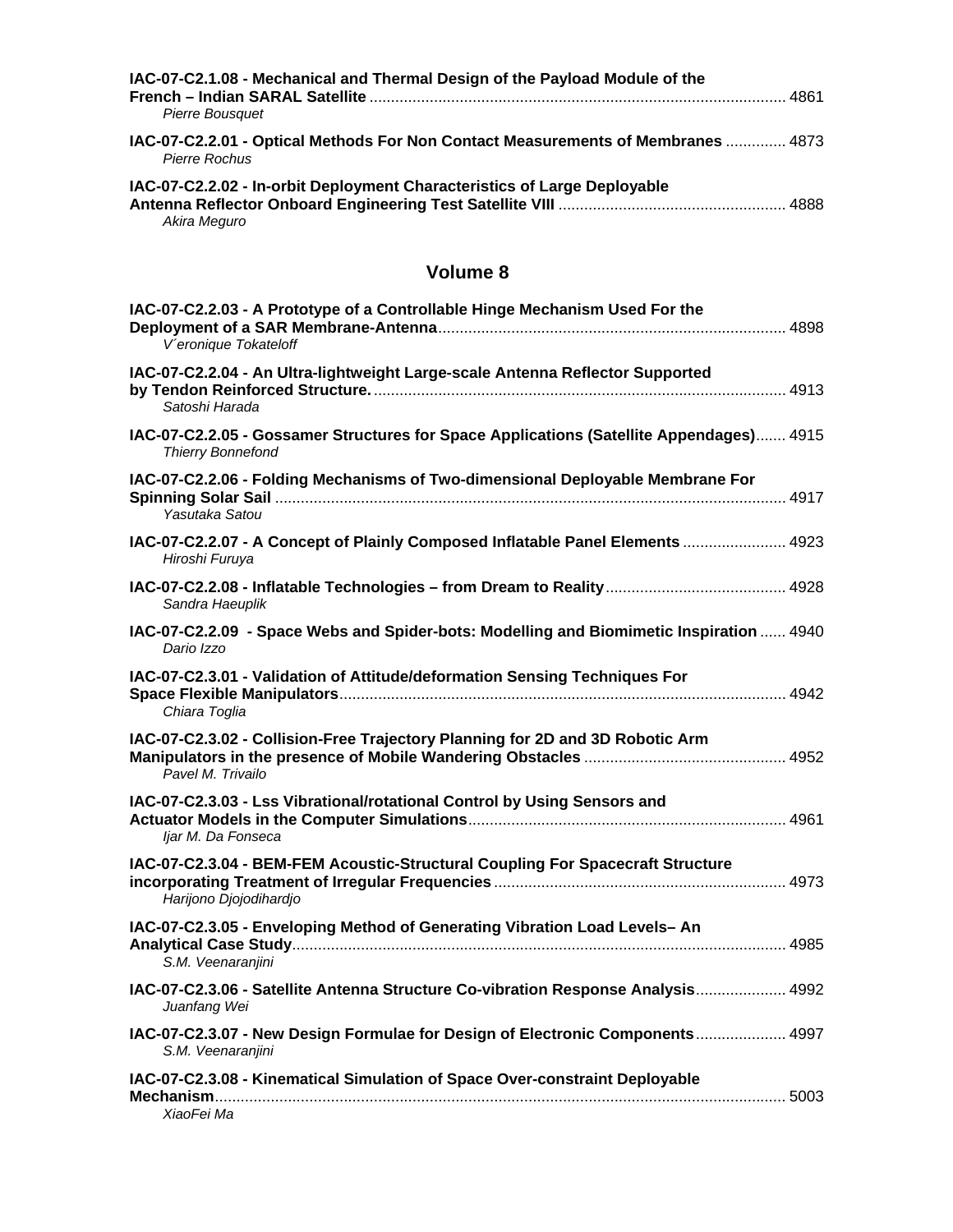**IAC-07-C2.1.08 - Mechanical and Thermal Design of the Payload Module of the French – Indian SARAL Satellite** ................................................................................................ 4861
*Pierre Bousquet*

**IAC-07-C2.2.01 - Optical Methods For Non Contact Measurements of Membranes** .............. 4873
*Pierre Rochus*

**IAC-07-C2.2.02 - In-orbit Deployment Characteristics of Large Deployable Antenna Reflector Onboard Engineering Test Satellite VIII** .................................................... 4888
*Akira Meguro*

## Volume 8

**IAC-07-C2.2.03 - A Prototype of a Controllable Hinge Mechanism Used For the Deployment of a SAR Membrane-Antenna**................................................................................ 4898
*V´eronique Tokateloff*

**IAC-07-C2.2.04 - An Ultra-lightweight Large-scale Antenna Reflector Supported by Tendon Reinforced Structure.**............................................................................................... 4913
*Satoshi Harada*

**IAC-07-C2.2.05 - Gossamer Structures for Space Applications (Satellite Appendages)**....... 4915
*Thierry Bonnefond*

**IAC-07-C2.2.06 - Folding Mechanisms of Two-dimensional Deployable Membrane For Spinning Solar Sail** ...................................................................................................................... 4917
*Yasutaka Satou*

**IAC-07-C2.2.07 - A Concept of Plainly Composed Inflatable Panel Elements** ........................ 4923
*Hiroshi Furuya*

**IAC-07-C2.2.08 - Inflatable Technologies – from Dream to Reality**.......................................... 4928
*Sandra Haeuplik*

**IAC-07-C2.2.09 - Space Webs and Spider-bots: Modelling and Biomimetic Inspiration** ...... 4940
*Dario Izzo*

**IAC-07-C2.3.01 - Validation of Attitude/deformation Sensing Techniques For Space Flexible Manipulators**...................................................................................................... 4942
*Chiara Toglia*

**IAC-07-C2.3.02 - Collision-Free Trajectory Planning for 2D and 3D Robotic Arm Manipulators in the presence of Mobile Wandering Obstacles** .............................................. 4952
*Pavel M. Trivailo*

**IAC-07-C2.3.03 - Lss Vibrational/rotational Control by Using Sensors and Actuator Models in the Computer Simulations**......................................................................... 4961
*Ijar M. Da Fonseca*

**IAC-07-C2.3.04 - BEM-FEM Acoustic-Structural Coupling For Spacecraft Structure incorporating Treatment of Irregular Frequencies** ................................................................... 4973
*Harijono Djojodihardjo*

**IAC-07-C2.3.05 - Enveloping Method of Generating Vibration Load Levels– An Analytical Case Study**................................................................................................................. 4985
*S.M. Veenaranjini*

**IAC-07-C2.3.06 - Satellite Antenna Structure Co-vibration Response Analysis**..................... 4992
*Juanfang Wei*

**IAC-07-C2.3.07 - New Design Formulae for Design of Electronic Components**..................... 4997
*S.M. Veenaranjini*

**IAC-07-C2.3.08 - Kinematical Simulation of Space Over-constraint Deployable Mechanism**.................................................................................................................................... 5003
*XiaoFei Ma*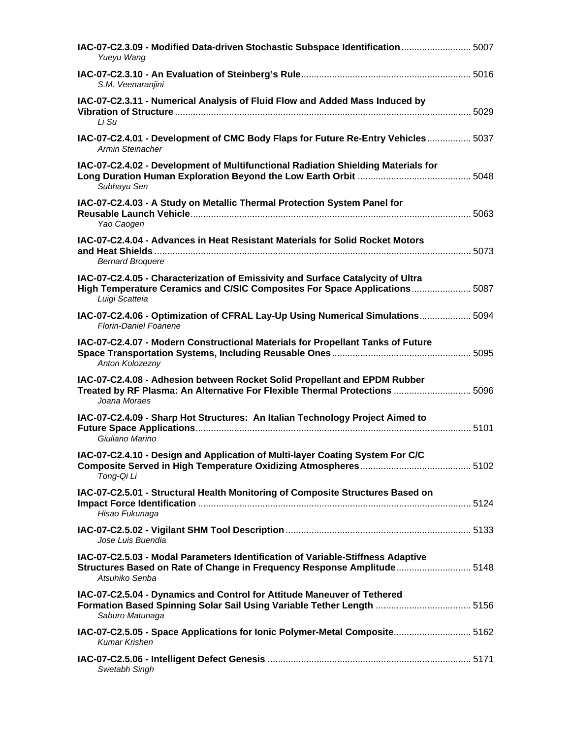**IAC-07-C2.3.09 - Modified Data-driven Stochastic Subspace Identification** .......................... 5007
*Yueyu Wang*

**IAC-07-C2.3.10 - An Evaluation of Steinberg's Rule** .......................... 5016
*S.M. Veenaranjini*

**IAC-07-C2.3.11 - Numerical Analysis of Fluid Flow and Added Mass Induced by Vibration of Structure** .......................... 5029
*Li Su*

**IAC-07-C2.4.01 - Development of CMC Body Flaps for Future Re-Entry Vehicles** .......................... 5037
*Armin Steinacher*

**IAC-07-C2.4.02 - Development of Multifunctional Radiation Shielding Materials for Long Duration Human Exploration Beyond the Low Earth Orbit** .......................... 5048
*Subhayu Sen*

**IAC-07-C2.4.03 - A Study on Metallic Thermal Protection System Panel for Reusable Launch Vehicle** .......................... 5063
*Yao Caogen*

**IAC-07-C2.4.04 - Advances in Heat Resistant Materials for Solid Rocket Motors and Heat Shields** .......................... 5073
*Bernard Broquere*

**IAC-07-C2.4.05 - Characterization of Emissivity and Surface Catalycity of Ultra High Temperature Ceramics and C/SIC Composites For Space Applications** .......................... 5087
*Luigi Scatteia*

**IAC-07-C2.4.06 - Optimization of CFRAL Lay-Up Using Numerical Simulations** .......................... 5094
*Florin-Daniel Foanene*

**IAC-07-C2.4.07 - Modern Constructional Materials for Propellant Tanks of Future Space Transportation Systems, Including Reusable Ones** .......................... 5095
*Anton Kolozezny*

**IAC-07-C2.4.08 - Adhesion between Rocket Solid Propellant and EPDM Rubber Treated by RF Plasma: An Alternative For Flexible Thermal Protections** .......................... 5096
*Joana Moraes*

**IAC-07-C2.4.09 - Sharp Hot Structures: An Italian Technology Project Aimed to Future Space Applications** .......................... 5101
*Giuliano Marino*

**IAC-07-C2.4.10 - Design and Application of Multi-layer Coating System For C/C Composite Served in High Temperature Oxidizing Atmospheres** .......................... 5102
*Tong-Qi Li*

**IAC-07-C2.5.01 - Structural Health Monitoring of Composite Structures Based on Impact Force Identification** .......................... 5124
*Hisao Fukunaga*

**IAC-07-C2.5.02 - Vigilant SHM Tool Description** .......................... 5133
*Jose Luis Buendia*

**IAC-07-C2.5.03 - Modal Parameters Identification of Variable-Stiffness Adaptive Structures Based on Rate of Change in Frequency Response Amplitude** .......................... 5148
*Atsuhiko Senba*

**IAC-07-C2.5.04 - Dynamics and Control for Attitude Maneuver of Tethered Formation Based Spinning Solar Sail Using Variable Tether Length** .......................... 5156
*Saburo Matunaga*

**IAC-07-C2.5.05 - Space Applications for Ionic Polymer-Metal Composite** .......................... 5162
*Kumar Krishen*

**IAC-07-C2.5.06 - Intelligent Defect Genesis** .......................... 5171
*Swetabh Singh*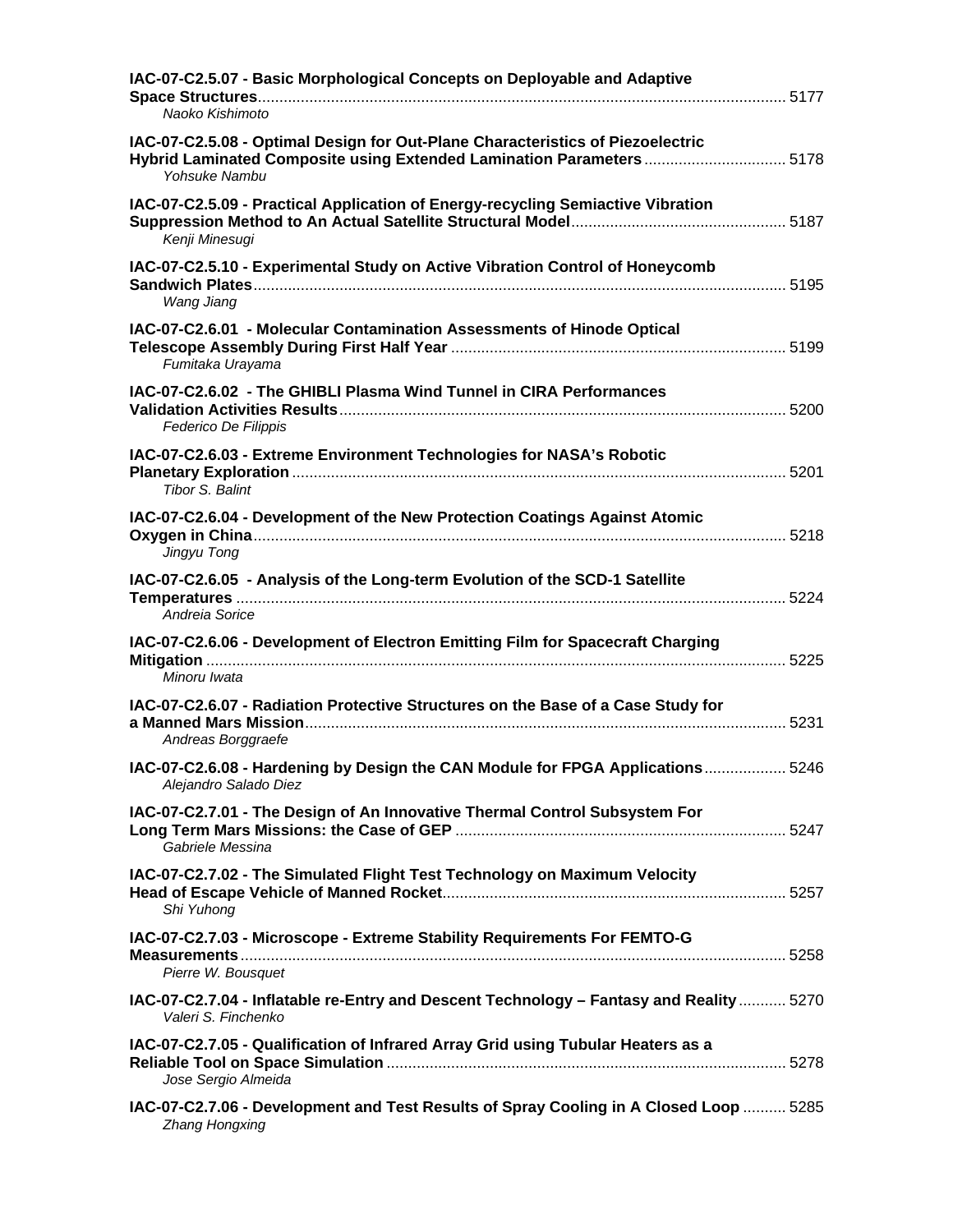**IAC-07-C2.5.07 - Basic Morphological Concepts on Deployable and Adaptive Space Structures** .......... 5177
*Naoko Kishimoto*

**IAC-07-C2.5.08 - Optimal Design for Out-Plane Characteristics of Piezoelectric Hybrid Laminated Composite using Extended Lamination Parameters** .......... 5178
*Yohsuke Nambu*

**IAC-07-C2.5.09 - Practical Application of Energy-recycling Semiactive Vibration Suppression Method to An Actual Satellite Structural Model** .......... 5187
*Kenji Minesugi*

**IAC-07-C2.5.10 - Experimental Study on Active Vibration Control of Honeycomb Sandwich Plates** .......... 5195
*Wang Jiang*

**IAC-07-C2.6.01 - Molecular Contamination Assessments of Hinode Optical Telescope Assembly During First Half Year** .......... 5199
*Fumitaka Urayama*

**IAC-07-C2.6.02 - The GHIBLI Plasma Wind Tunnel in CIRA Performances Validation Activities Results** .......... 5200
*Federico De Filippis*

**IAC-07-C2.6.03 - Extreme Environment Technologies for NASA's Robotic Planetary Exploration** .......... 5201
*Tibor S. Balint*

**IAC-07-C2.6.04 - Development of the New Protection Coatings Against Atomic Oxygen in China** .......... 5218
*Jingyu Tong*

**IAC-07-C2.6.05 - Analysis of the Long-term Evolution of the SCD-1 Satellite Temperatures** .......... 5224
*Andreia Sorice*

**IAC-07-C2.6.06 - Development of Electron Emitting Film for Spacecraft Charging Mitigation** .......... 5225
*Minoru Iwata*

**IAC-07-C2.6.07 - Radiation Protective Structures on the Base of a Case Study for a Manned Mars Mission** .......... 5231
*Andreas Borggraefe*

**IAC-07-C2.6.08 - Hardening by Design the CAN Module for FPGA Applications** .......... 5246
*Alejandro Salado Diez*

**IAC-07-C2.7.01 - The Design of An Innovative Thermal Control Subsystem For Long Term Mars Missions: the Case of GEP** .......... 5247
*Gabriele Messina*

**IAC-07-C2.7.02 - The Simulated Flight Test Technology on Maximum Velocity Head of Escape Vehicle of Manned Rocket** .......... 5257
*Shi Yuhong*

**IAC-07-C2.7.03 - Microscope - Extreme Stability Requirements For FEMTO-G Measurements** .......... 5258
*Pierre W. Bousquet*

**IAC-07-C2.7.04 - Inflatable re-Entry and Descent Technology – Fantasy and Reality** .......... 5270
*Valeri S. Finchenko*

**IAC-07-C2.7.05 - Qualification of Infrared Array Grid using Tubular Heaters as a Reliable Tool on Space Simulation** .......... 5278
*Jose Sergio Almeida*

**IAC-07-C2.7.06 - Development and Test Results of Spray Cooling in A Closed Loop** .......... 5285
*Zhang Hongxing*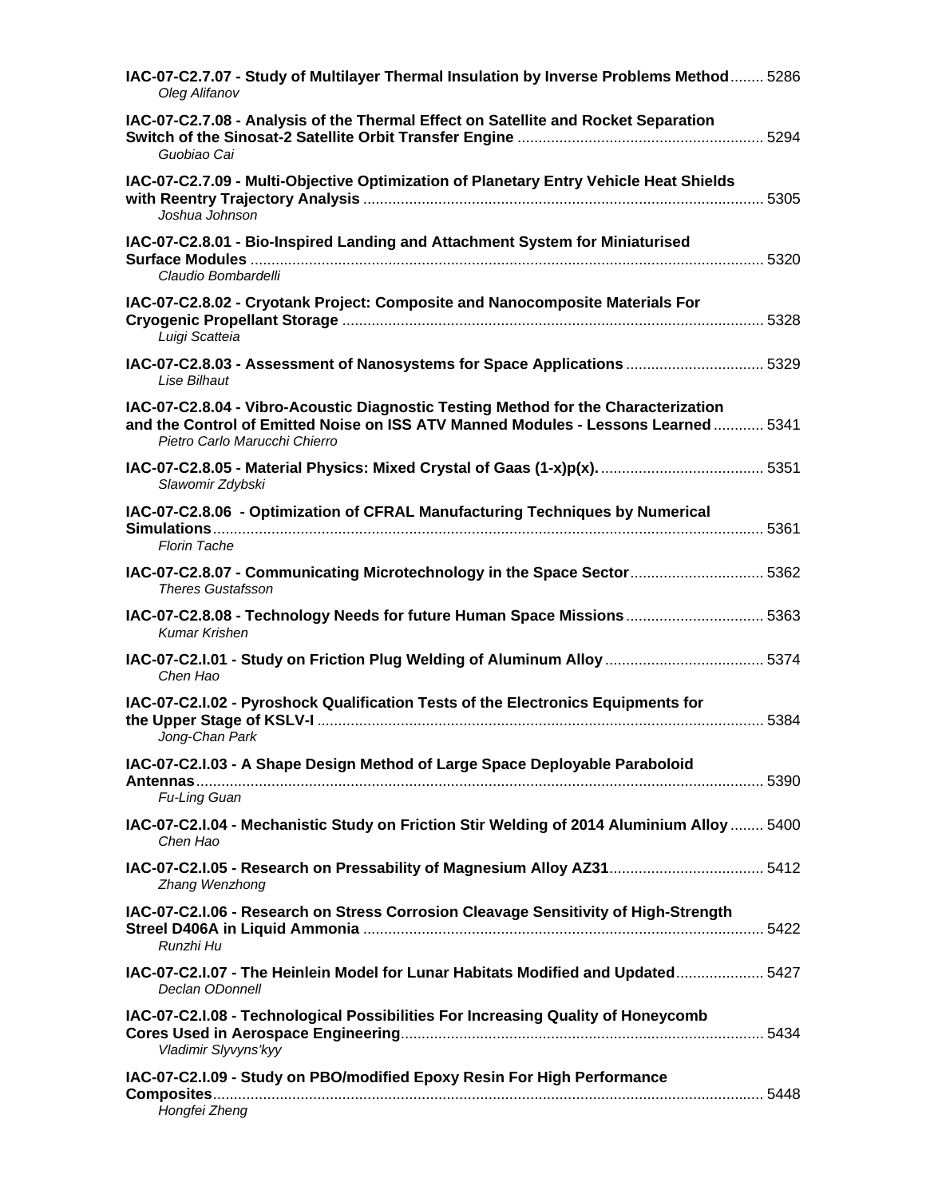**IAC-07-C2.7.07 - Study of Multilayer Thermal Insulation by Inverse Problems Method** ........ 5286
*Oleg Alifanov*

**IAC-07-C2.7.08 - Analysis of the Thermal Effect on Satellite and Rocket Separation Switch of the Sinosat-2 Satellite Orbit Transfer Engine** .......................................................... 5294
*Guobiao Cai*

**IAC-07-C2.7.09 - Multi-Objective Optimization of Planetary Entry Vehicle Heat Shields with Reentry Trajectory Analysis** ............................................................................................... 5305
*Joshua Johnson*

**IAC-07-C2.8.01 - Bio-Inspired Landing and Attachment System for Miniaturised Surface Modules** .......................................................................................................................... 5320
*Claudio Bombardelli*

**IAC-07-C2.8.02 - Cryotank Project: Composite and Nanocomposite Materials For Cryogenic Propellant Storage** .................................................................................................... 5328
*Luigi Scatteia*

**IAC-07-C2.8.03 - Assessment of Nanosystems for Space Applications** ................................ 5329
*Lise Bilhaut*

**IAC-07-C2.8.04 - Vibro-Acoustic Diagnostic Testing Method for the Characterization and the Control of Emitted Noise on ISS ATV Manned Modules - Lessons Learned** ............ 5341
*Pietro Carlo Marucchi Chierro*

**IAC-07-C2.8.05 - Material Physics: Mixed Crystal of Gaas (1-x)p(x).** ....................................... 5351
*Slawomir Zdybski*

**IAC-07-C2.8.06 - Optimization of CFRAL Manufacturing Techniques by Numerical Simulations**................................................................................................................................... 5361
*Florin Tache*

**IAC-07-C2.8.07 - Communicating Microtechnology in the Space Sector**................................ 5362
*Theres Gustafsson*

**IAC-07-C2.8.08 - Technology Needs for future Human Space Missions** ................................ 5363
*Kumar Krishen*

**IAC-07-C2.I.01 - Study on Friction Plug Welding of Aluminum Alloy** ..................................... 5374
*Chen Hao*

**IAC-07-C2.I.02 - Pyroshock Qualification Tests of the Electronics Equipments for the Upper Stage of KSLV-I** .......................................................................................................... 5384
*Jong-Chan Park*

**IAC-07-C2.I.03 - A Shape Design Method of Large Space Deployable Paraboloid Antennas**....................................................................................................................................... 5390
*Fu-Ling Guan*

**IAC-07-C2.I.04 - Mechanistic Study on Friction Stir Welding of 2014 Aluminium Alloy** ........ 5400
*Chen Hao*

**IAC-07-C2.I.05 - Research on Pressability of Magnesium Alloy AZ31**..................................... 5412
*Zhang Wenzhong*

**IAC-07-C2.I.06 - Research on Stress Corrosion Cleavage Sensitivity of High-Strength Streel D406A in Liquid Ammonia** ............................................................................................... 5422
*Runzhi Hu*

**IAC-07-C2.I.07 - The Heinlein Model for Lunar Habitats Modified and Updated**..................... 5427
*Declan ODonnell*

**IAC-07-C2.I.08 - Technological Possibilities For Increasing Quality of Honeycomb Cores Used in Aerospace Engineering**...................................................................................... 5434
*Vladimir Slyvyns'kyy*

**IAC-07-C2.I.09 - Study on PBO/modified Epoxy Resin For High Performance Composites**................................................................................................................................... 5448
*Hongfei Zheng*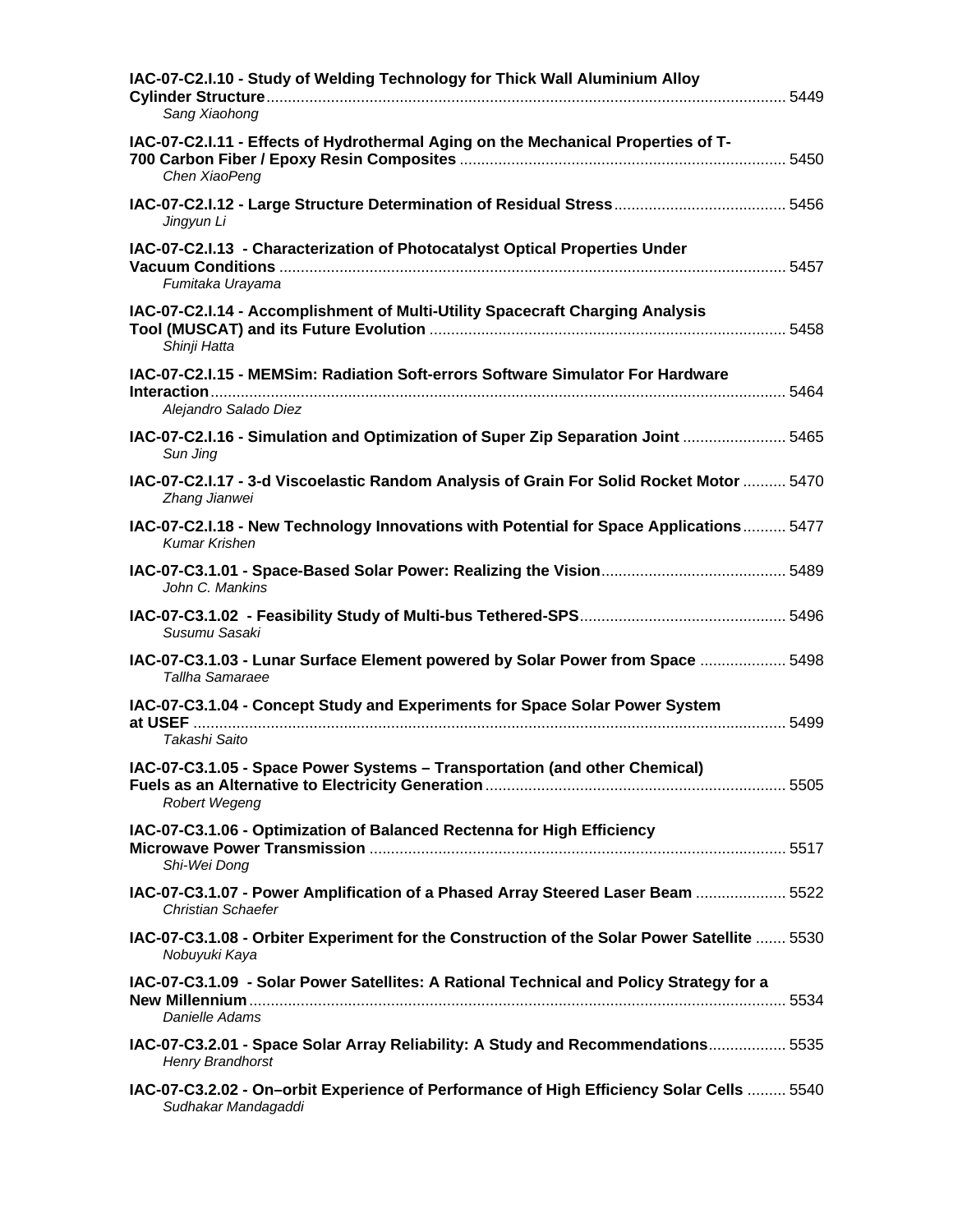**IAC-07-C2.I.10 - Study of Welding Technology for Thick Wall Aluminium Alloy Cylinder Structure** ........................................ 5449
*Sang Xiaohong*

**IAC-07-C2.I.11 - Effects of Hydrothermal Aging on the Mechanical Properties of T-700 Carbon Fiber / Epoxy Resin Composites** ........................................ 5450
*Chen XiaoPeng*

**IAC-07-C2.I.12 - Large Structure Determination of Residual Stress** ........................................ 5456
*Jingyun Li*

**IAC-07-C2.I.13 - Characterization of Photocatalyst Optical Properties Under Vacuum Conditions** ........................................ 5457
*Fumitaka Urayama*

**IAC-07-C2.I.14 - Accomplishment of Multi-Utility Spacecraft Charging Analysis Tool (MUSCAT) and its Future Evolution** ........................................ 5458
*Shinji Hatta*

**IAC-07-C2.I.15 - MEMSim: Radiation Soft-errors Software Simulator For Hardware Interaction** ........................................ 5464
*Alejandro Salado Diez*

**IAC-07-C2.I.16 - Simulation and Optimization of Super Zip Separation Joint** ........................................ 5465
*Sun Jing*

**IAC-07-C2.I.17 - 3-d Viscoelastic Random Analysis of Grain For Solid Rocket Motor** ........................................ 5470
*Zhang Jianwei*

**IAC-07-C2.I.18 - New Technology Innovations with Potential for Space Applications** ........................................ 5477
*Kumar Krishen*

**IAC-07-C3.1.01 - Space-Based Solar Power: Realizing the Vision** ........................................ 5489
*John C. Mankins*

**IAC-07-C3.1.02 - Feasibility Study of Multi-bus Tethered-SPS** ........................................ 5496
*Susumu Sasaki*

**IAC-07-C3.1.03 - Lunar Surface Element powered by Solar Power from Space** ........................................ 5498
*Tallha Samaraee*

**IAC-07-C3.1.04 - Concept Study and Experiments for Space Solar Power System at USEF** ........................................ 5499
*Takashi Saito*

**IAC-07-C3.1.05 - Space Power Systems – Transportation (and other Chemical) Fuels as an Alternative to Electricity Generation** ........................................ 5505
*Robert Wegeng*

**IAC-07-C3.1.06 - Optimization of Balanced Rectenna for High Efficiency Microwave Power Transmission** ........................................ 5517
*Shi-Wei Dong*

**IAC-07-C3.1.07 - Power Amplification of a Phased Array Steered Laser Beam** ........................................ 5522
*Christian Schaefer*

**IAC-07-C3.1.08 - Orbiter Experiment for the Construction of the Solar Power Satellite** ........................................ 5530
*Nobuyuki Kaya*

**IAC-07-C3.1.09 - Solar Power Satellites: A Rational Technical and Policy Strategy for a New Millennium** ........................................ 5534
*Danielle Adams*

**IAC-07-C3.2.01 - Space Solar Array Reliability: A Study and Recommendations** ........................................ 5535
*Henry Brandhorst*

**IAC-07-C3.2.02 - On–orbit Experience of Performance of High Efficiency Solar Cells** ........................................ 5540
*Sudhakar Mandagaddi*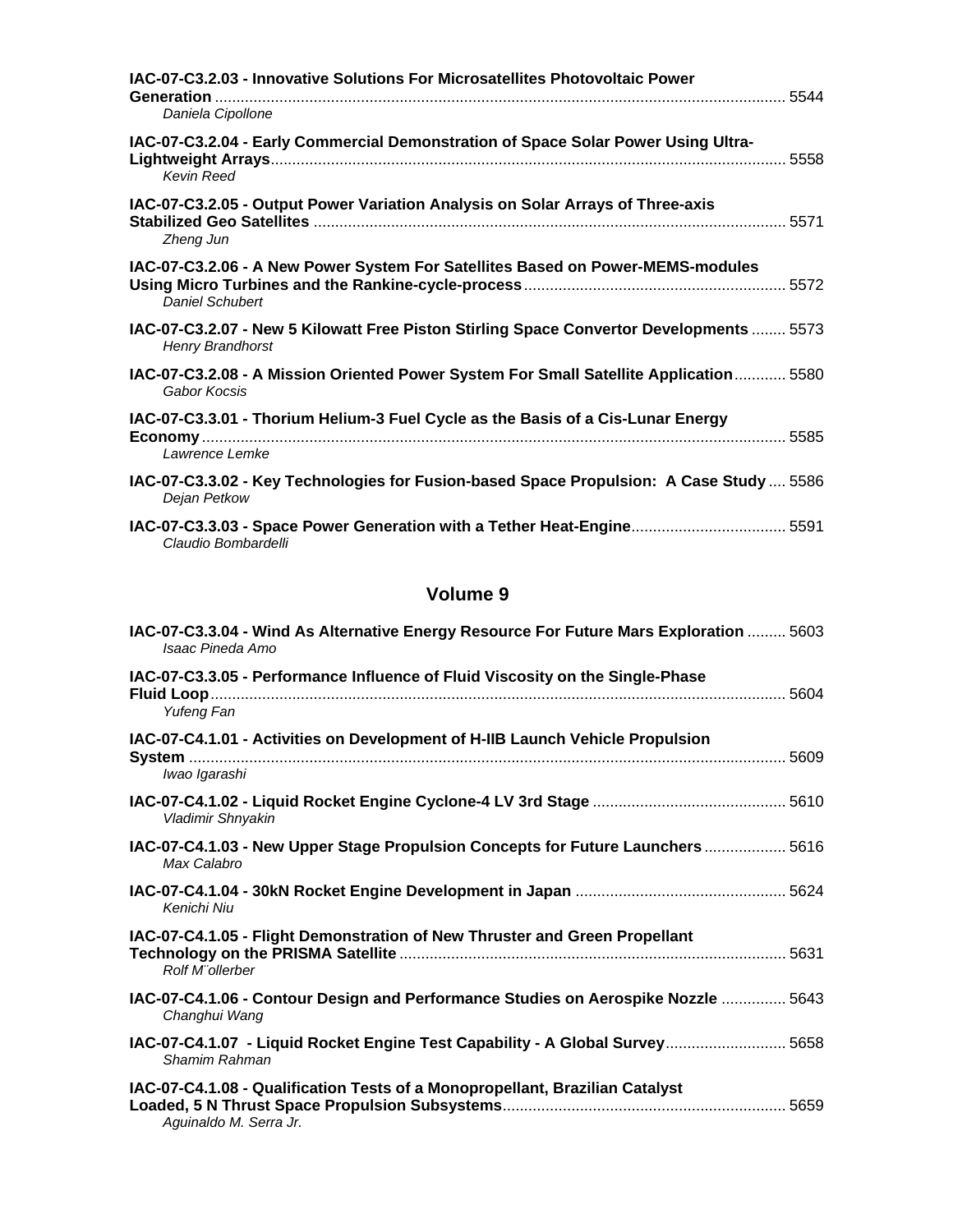**IAC-07-C3.2.03 - Innovative Solutions For Microsatellites Photovoltaic Power Generation** ........ 5544
*Daniela Cipollone*

**IAC-07-C3.2.04 - Early Commercial Demonstration of Space Solar Power Using Ultra-Lightweight Arrays** ........ 5558
*Kevin Reed*

**IAC-07-C3.2.05 - Output Power Variation Analysis on Solar Arrays of Three-axis Stabilized Geo Satellites** ........ 5571
*Zheng Jun*

**IAC-07-C3.2.06 - A New Power System For Satellites Based on Power-MEMS-modules Using Micro Turbines and the Rankine-cycle-process** ........ 5572
*Daniel Schubert*

**IAC-07-C3.2.07 - New 5 Kilowatt Free Piston Stirling Space Convertor Developments** ........ 5573
*Henry Brandhorst*

**IAC-07-C3.2.08 - A Mission Oriented Power System For Small Satellite Application** ........ 5580
*Gabor Kocsis*

**IAC-07-C3.3.01 - Thorium Helium-3 Fuel Cycle as the Basis of a Cis-Lunar Energy Economy** ........ 5585
*Lawrence Lemke*

**IAC-07-C3.3.02 - Key Technologies for Fusion-based Space Propulsion: A Case Study** ........ 5586
*Dejan Petkow*

**IAC-07-C3.3.03 - Space Power Generation with a Tether Heat-Engine** ........ 5591
*Claudio Bombardelli*

## Volume 9

**IAC-07-C3.3.04 - Wind As Alternative Energy Resource For Future Mars Exploration** ........ 5603
*Isaac Pineda Amo*

**IAC-07-C3.3.05 - Performance Influence of Fluid Viscosity on the Single-Phase Fluid Loop** ........ 5604
*Yufeng Fan*

**IAC-07-C4.1.01 - Activities on Development of H-IIB Launch Vehicle Propulsion System** ........ 5609
*Iwao Igarashi*

**IAC-07-C4.1.02 - Liquid Rocket Engine Cyclone-4 LV 3rd Stage** ........ 5610
*Vladimir Shnyakin*

**IAC-07-C4.1.03 - New Upper Stage Propulsion Concepts for Future Launchers** ........ 5616
*Max Calabro*

**IAC-07-C4.1.04 - 30kN Rocket Engine Development in Japan** ........ 5624
*Kenichi Niu*

**IAC-07-C4.1.05 - Flight Demonstration of New Thruster and Green Propellant Technology on the PRISMA Satellite** ........ 5631
*Rolf M`ollerber*

**IAC-07-C4.1.06 - Contour Design and Performance Studies on Aerospike Nozzle** ........ 5643
*Changhui Wang*

**IAC-07-C4.1.07 - Liquid Rocket Engine Test Capability - A Global Survey** ........ 5658
*Shamim Rahman*

**IAC-07-C4.1.08 - Qualification Tests of a Monopropellant, Brazilian Catalyst Loaded, 5 N Thrust Space Propulsion Subsystems** ........ 5659
*Aguinaldo M. Serra Jr.*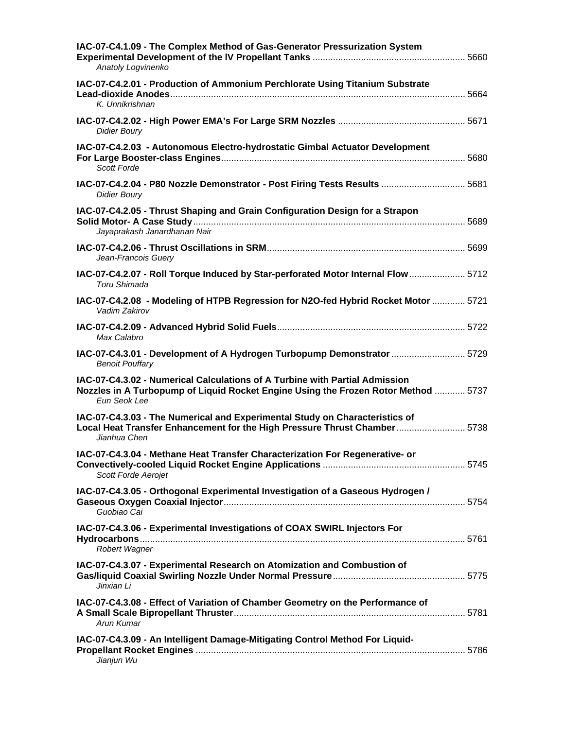**IAC-07-C4.1.09 - The Complex Method of Gas-Generator Pressurization System Experimental Development of the IV Propellant Tanks** ............................................................ 5660
*Anatoly Logvinenko*

**IAC-07-C4.2.01 - Production of Ammonium Perchlorate Using Titanium Substrate Lead-dioxide Anodes**.................................................................................................................. 5664
*K. Unnikrishnan*

**IAC-07-C4.2.02 - High Power EMA's For Large SRM Nozzles** ................................................. 5671
*Didier Boury*

**IAC-07-C4.2.03 - Autonomous Electro-hydrostatic Gimbal Actuator Development For Large Booster-class Engines**.............................................................................................. 5680
*Scott Forde*

**IAC-07-C4.2.04 - P80 Nozzle Demonstrator - Post Firing Tests Results** ................................ 5681
*Didier Boury*

**IAC-07-C4.2.05 - Thrust Shaping and Grain Configuration Design for a Strapon Solid Motor- A Case Study**......................................................................................................... 5689
*Jayaprakash Janardhanan Nair*

**IAC-07-C4.2.06 - Thrust Oscillations in SRM**............................................................................ 5699
*Jean-Francois Guery*

**IAC-07-C4.2.07 - Roll Torque Induced by Star-perforated Motor Internal Flow**...................... 5712
*Toru Shimada*

**IAC-07-C4.2.08 - Modeling of HTPB Regression for N2O-fed Hybrid Rocket Motor** ............. 5721
*Vadim Zakirov*

**IAC-07-C4.2.09 - Advanced Hybrid Solid Fuels**......................................................................... 5722
*Max Calabro*

**IAC-07-C4.3.01 - Development of A Hydrogen Turbopump Demonstrator** ............................ 5729
*Benoit Pouffary*

**IAC-07-C4.3.02 - Numerical Calculations of A Turbine with Partial Admission Nozzles in A Turbopump of Liquid Rocket Engine Using the Frozen Rotor Method** ............ 5737
*Eun Seok Lee*

**IAC-07-C4.3.03 - The Numerical and Experimental Study on Characteristics of Local Heat Transfer Enhancement for the High Pressure Thrust Chamber**.......................... 5738
*Jianhua Chen*

**IAC-07-C4.3.04 - Methane Heat Transfer Characterization For Regenerative- or Convectively-cooled Liquid Rocket Engine Applications** ....................................................... 5745
*Scott Forde Aerojet*

**IAC-07-C4.3.05 - Orthogonal Experimental Investigation of a Gaseous Hydrogen / Gaseous Oxygen Coaxial Injector**.............................................................................................. 5754
*Guobiao Cai*

**IAC-07-C4.3.06 - Experimental Investigations of COAX SWIRL Injectors For Hydrocarbons**............................................................................................................................ 5761
*Robert Wagner*

**IAC-07-C4.3.07 - Experimental Research on Atomization and Combustion of Gas/liquid Coaxial Swirling Nozzle Under Normal Pressure**................................................... 5775
*Jinxian Li*

**IAC-07-C4.3.08 - Effect of Variation of Chamber Geometry on the Performance of A Small Scale Bipropellant Thruster**......................................................................................... 5781
*Arun Kumar*

**IAC-07-C4.3.09 - An Intelligent Damage-Mitigating Control Method For Liquid-Propellant Rocket Engines** ......................................................................................................... 5786
*Jianjun Wu*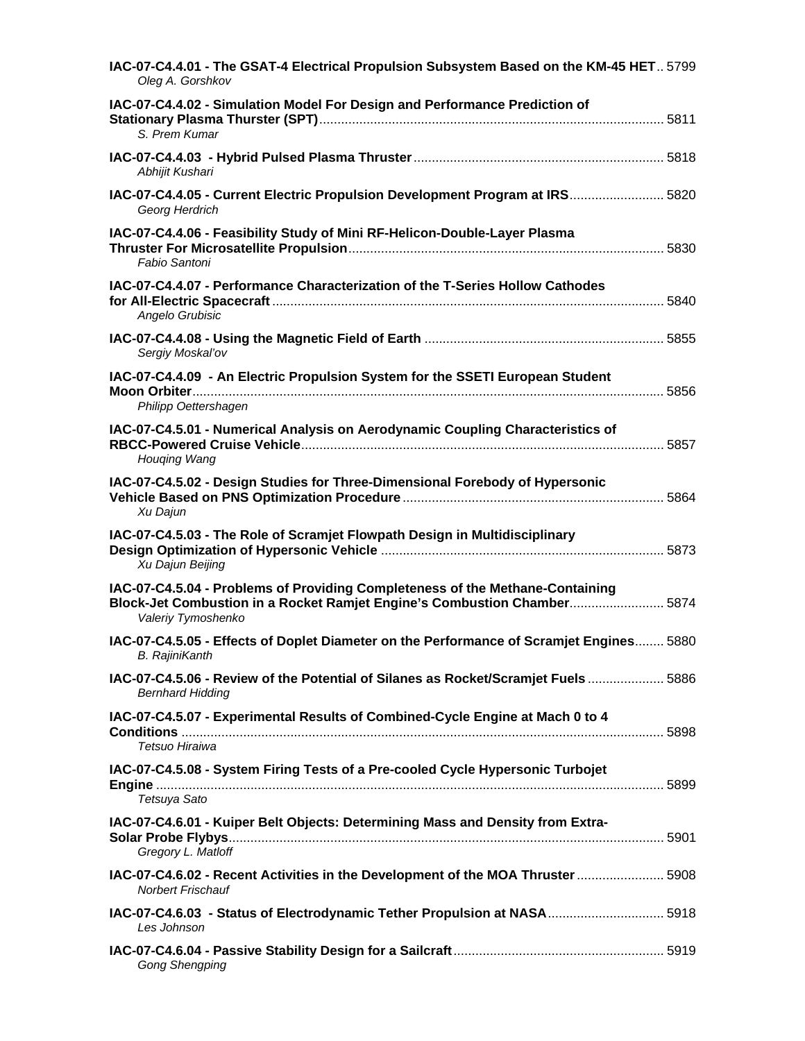**IAC-07-C4.4.01 - The GSAT-4 Electrical Propulsion Subsystem Based on the KM-45 HET** .. 5799
*Oleg A. Gorshkov*

**IAC-07-C4.4.02 - Simulation Model For Design and Performance Prediction of Stationary Plasma Thurster (SPT)** .................................................................................................... 5811
*S. Prem Kumar*

**IAC-07-C4.4.03 - Hybrid Pulsed Plasma Thruster** .................................................................... 5818
*Abhijit Kushari*

**IAC-07-C4.4.05 - Current Electric Propulsion Development Program at IRS** ......................... 5820
*Georg Herdrich*

**IAC-07-C4.4.06 - Feasibility Study of Mini RF-Helicon-Double-Layer Plasma Thruster For Microsatellite Propulsion** ...................................................................................... 5830
*Fabio Santoni*

**IAC-07-C4.4.07 - Performance Characterization of the T-Series Hollow Cathodes for All-Electric Spacecraft** ............................................................................................................ 5840
*Angelo Grubisic*

**IAC-07-C4.4.08 - Using the Magnetic Field of Earth** ................................................................. 5855
*Sergiy Moskal'ov*

**IAC-07-C4.4.09 - An Electric Propulsion System for the SSETI European Student Moon Orbiter** ..................................................................................................................................... 5856
*Philipp Oettershagen*

**IAC-07-C4.5.01 - Numerical Analysis on Aerodynamic Coupling Characteristics of RBCC-Powered Cruise Vehicle** .................................................................................................... 5857
*Houqing Wang*

**IAC-07-C4.5.02 - Design Studies for Three-Dimensional Forebody of Hypersonic Vehicle Based on PNS Optimization Procedure** ....................................................................... 5864
*Xu Dajun*

**IAC-07-C4.5.03 - The Role of Scramjet Flowpath Design in Multidisciplinary Design Optimization of Hypersonic Vehicle** ............................................................................. 5873
*Xu Dajun Beijing*

**IAC-07-C4.5.04 - Problems of Providing Completeness of the Methane-Containing Block-Jet Combustion in a Rocket Ramjet Engine's Combustion Chamber** ......................... 5874
*Valeriy Tymoshenko*

**IAC-07-C4.5.05 - Effects of Doplet Diameter on the Performance of Scramjet Engines** ........ 5880
*B. RajiniKanth*

**IAC-07-C4.5.06 - Review of the Potential of Silanes as Rocket/Scramjet Fuels** ..................... 5886
*Bernhard Hidding*

**IAC-07-C4.5.07 - Experimental Results of Combined-Cycle Engine at Mach 0 to 4 Conditions** ...................................................................................................................................... 5898
*Tetsuo Hiraiwa*

**IAC-07-C4.5.08 - System Firing Tests of a Pre-cooled Cycle Hypersonic Turbojet Engine** ........................................................................................................................................... 5899
*Tetsuya Sato*

**IAC-07-C4.6.01 - Kuiper Belt Objects: Determining Mass and Density from Extra-Solar Probe Flybys** ...................................................................................................................... 5901
*Gregory L. Matloff*

**IAC-07-C4.6.02 - Recent Activities in the Development of the MOA Thruster** ........................ 5908
*Norbert Frischauf*

**IAC-07-C4.6.03 - Status of Electrodynamic Tether Propulsion at NASA** ................................ 5918
*Les Johnson*

**IAC-07-C4.6.04 - Passive Stability Design for a Sailcraft** ......................................................... 5919
*Gong Shengping*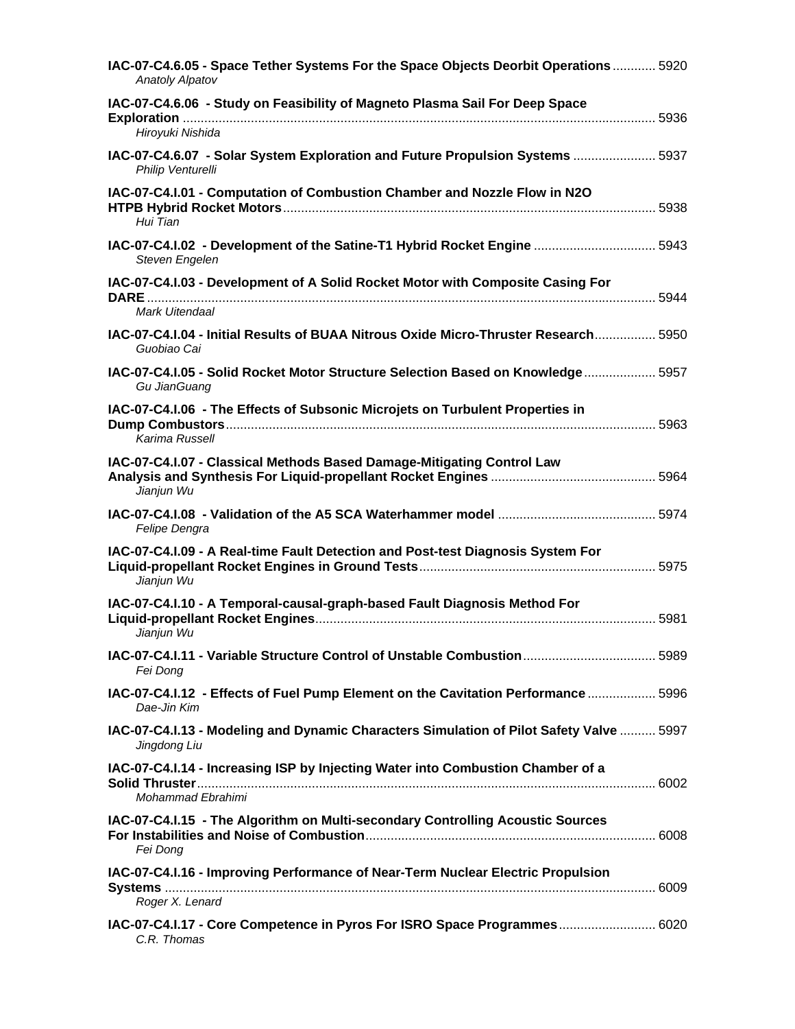**IAC-07-C4.6.05 - Space Tether Systems For the Space Objects Deorbit Operations** ............ 5920
*Anatoly Alpatov*

**IAC-07-C4.6.06 - Study on Feasibility of Magneto Plasma Sail For Deep Space Exploration** .................................................................................................................................... 5936
*Hiroyuki Nishida*

**IAC-07-C4.6.07 - Solar System Exploration and Future Propulsion Systems** ....................... 5937
*Philip Venturelli*

**IAC-07-C4.I.01 - Computation of Combustion Chamber and Nozzle Flow in N2O HTPB Hybrid Rocket Motors**....................................................................................................... 5938
*Hui Tian*

**IAC-07-C4.I.02 - Development of the Satine-T1 Hybrid Rocket Engine** ................................. 5943
*Steven Engelen*

**IAC-07-C4.I.03 - Development of A Solid Rocket Motor with Composite Casing For DARE**............................................................................................................................................ 5944
*Mark Uitendaal*

**IAC-07-C4.I.04 - Initial Results of BUAA Nitrous Oxide Micro-Thruster Research**................. 5950
*Guobiao Cai*

**IAC-07-C4.I.05 - Solid Rocket Motor Structure Selection Based on Knowledge**.................... 5957
*Gu JianGuang*

**IAC-07-C4.I.06 - The Effects of Subsonic Microjets on Turbulent Properties in Dump Combustors**....................................................................................................................... 5963
*Karima Russell*

**IAC-07-C4.I.07 - Classical Methods Based Damage-Mitigating Control Law Analysis and Synthesis For Liquid-propellant Rocket Engines** ............................................. 5964
*Jianjun Wu*

**IAC-07-C4.I.08 - Validation of the A5 SCA Waterhammer model** ........................................... 5974
*Felipe Dengra*

**IAC-07-C4.I.09 - A Real-time Fault Detection and Post-test Diagnosis System For Liquid-propellant Rocket Engines in Ground Tests**................................................................. 5975
*Jianjun Wu*

**IAC-07-C4.I.10 - A Temporal-causal-graph-based Fault Diagnosis Method For Liquid-propellant Rocket Engines**.............................................................................................. 5981
*Jianjun Wu*

**IAC-07-C4.I.11 - Variable Structure Control of Unstable Combustion**..................................... 5989
*Fei Dong*

**IAC-07-C4.I.12 - Effects of Fuel Pump Element on the Cavitation Performance** .................. 5996
*Dae-Jin Kim*

**IAC-07-C4.I.13 - Modeling and Dynamic Characters Simulation of Pilot Safety Valve** .......... 5997
*Jingdong Liu*

**IAC-07-C4.I.14 - Increasing ISP by Injecting Water into Combustion Chamber of a Solid Thruster**............................................................................................................................... 6002
*Mohammad Ebrahimi*

**IAC-07-C4.I.15 - The Algorithm on Multi-secondary Controlling Acoustic Sources For Instabilities and Noise of Combustion**................................................................................ 6008
*Fei Dong*

**IAC-07-C4.I.16 - Improving Performance of Near-Term Nuclear Electric Propulsion Systems** ........................................................................................................................................ 6009
*Roger X. Lenard*

**IAC-07-C4.I.17 - Core Competence in Pyros For ISRO Space Programmes**........................... 6020
*C.R. Thomas*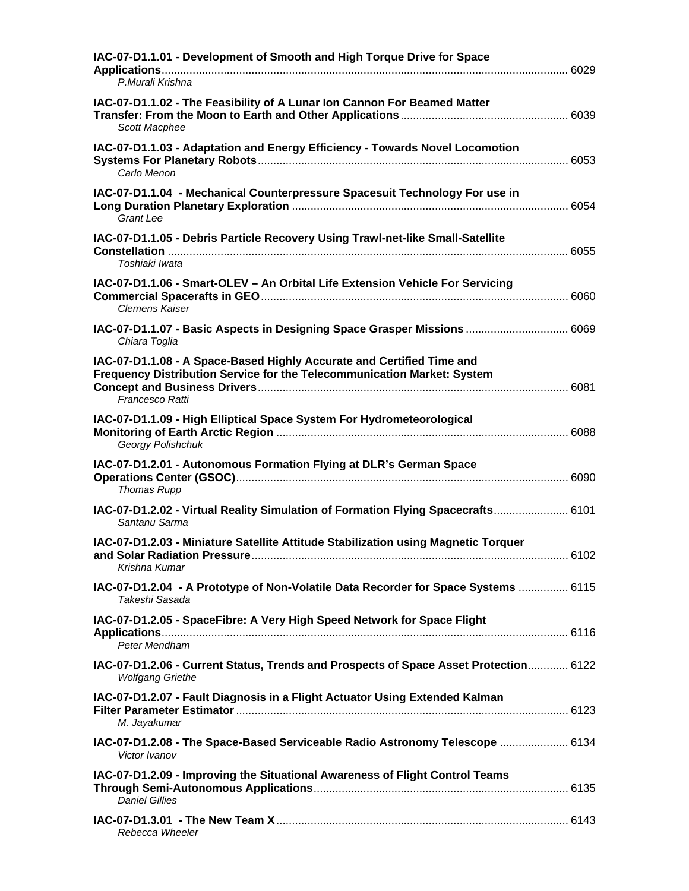**IAC-07-D1.1.01 - Development of Smooth and High Torque Drive for Space Applications** ............ 6029
*P.Murali Krishna*

**IAC-07-D1.1.02 - The Feasibility of A Lunar Ion Cannon For Beamed Matter Transfer: From the Moon to Earth and Other Applications** ............ 6039
*Scott Macphee*

**IAC-07-D1.1.03 - Adaptation and Energy Efficiency - Towards Novel Locomotion Systems For Planetary Robots** ............ 6053
*Carlo Menon*

**IAC-07-D1.1.04 - Mechanical Counterpressure Spacesuit Technology For use in Long Duration Planetary Exploration** ............ 6054
*Grant Lee*

**IAC-07-D1.1.05 - Debris Particle Recovery Using Trawl-net-like Small-Satellite Constellation** ............ 6055
*Toshiaki Iwata*

**IAC-07-D1.1.06 - Smart-OLEV – An Orbital Life Extension Vehicle For Servicing Commercial Spacerafts in GEO** ............ 6060
*Clemens Kaiser*

**IAC-07-D1.1.07 - Basic Aspects in Designing Space Grasper Missions** ............ 6069
*Chiara Toglia*

**IAC-07-D1.1.08 - A Space-Based Highly Accurate and Certified Time and Frequency Distribution Service for the Telecommunication Market: System Concept and Business Drivers** ............ 6081
*Francesco Ratti*

**IAC-07-D1.1.09 - High Elliptical Space System For Hydrometeorological Monitoring of Earth Arctic Region** ............ 6088
*Georgy Polishchuk*

**IAC-07-D1.2.01 - Autonomous Formation Flying at DLR's German Space Operations Center (GSOC)** ............ 6090
*Thomas Rupp*

**IAC-07-D1.2.02 - Virtual Reality Simulation of Formation Flying Spacecrafts** ............ 6101
*Santanu Sarma*

**IAC-07-D1.2.03 - Miniature Satellite Attitude Stabilization using Magnetic Torquer and Solar Radiation Pressure** ............ 6102
*Krishna Kumar*

**IAC-07-D1.2.04 - A Prototype of Non-Volatile Data Recorder for Space Systems** ............ 6115
*Takeshi Sasada*

**IAC-07-D1.2.05 - SpaceFibre: A Very High Speed Network for Space Flight Applications** ............ 6116
*Peter Mendham*

**IAC-07-D1.2.06 - Current Status, Trends and Prospects of Space Asset Protection** ............ 6122
*Wolfgang Griethe*

**IAC-07-D1.2.07 - Fault Diagnosis in a Flight Actuator Using Extended Kalman Filter Parameter Estimator** ............ 6123
*M. Jayakumar*

**IAC-07-D1.2.08 - The Space-Based Serviceable Radio Astronomy Telescope** ............ 6134
*Victor Ivanov*

**IAC-07-D1.2.09 - Improving the Situational Awareness of Flight Control Teams Through Semi-Autonomous Applications** ............ 6135
*Daniel Gillies*

**IAC-07-D1.3.01 - The New Team X** ............ 6143
*Rebecca Wheeler*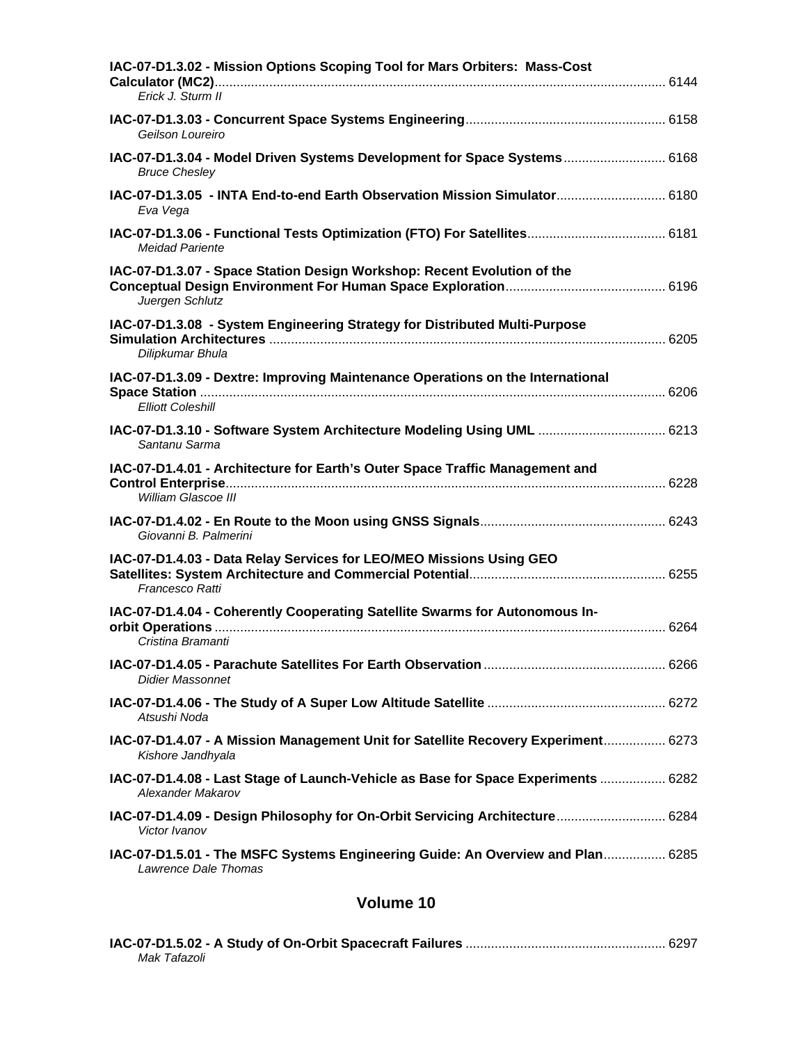**IAC-07-D1.3.02 - Mission Options Scoping Tool for Mars Orbiters: Mass-Cost Calculator (MC2)** ........................................................................................................................... 6144
*Erick J. Sturm II*

**IAC-07-D1.3.03 - Concurrent Space Systems Engineering** ...................................................... 6158
*Geilson Loureiro*

**IAC-07-D1.3.04 - Model Driven Systems Development for Space Systems** ............................ 6168
*Bruce Chesley*

**IAC-07-D1.3.05 - INTA End-to-end Earth Observation Mission Simulator** .............................. 6180
*Eva Vega*

**IAC-07-D1.3.06 - Functional Tests Optimization (FTO) For Satellites** ...................................... 6181
*Meidad Pariente*

**IAC-07-D1.3.07 - Space Station Design Workshop: Recent Evolution of the Conceptual Design Environment For Human Space Exploration** ............................................ 6196
*Juergen Schlutz*

**IAC-07-D1.3.08 - System Engineering Strategy for Distributed Multi-Purpose Simulation Architectures** ............................................................................................................ 6205
*Dilipkumar Bhula*

**IAC-07-D1.3.09 - Dextre: Improving Maintenance Operations on the International Space Station** ................................................................................................................................ 6206
*Elliott Coleshill*

**IAC-07-D1.3.10 - Software System Architecture Modeling Using UML** ................................... 6213
*Santanu Sarma*

**IAC-07-D1.4.01 - Architecture for Earth's Outer Space Traffic Management and Control Enterprise** ......................................................................................................................... 6228
*William Glascoe III*

**IAC-07-D1.4.02 - En Route to the Moon using GNSS Signals** .................................................. 6243
*Giovanni B. Palmerini*

**IAC-07-D1.4.03 - Data Relay Services for LEO/MEO Missions Using GEO Satellites: System Architecture and Commercial Potential** ..................................................... 6255
*Francesco Ratti*

**IAC-07-D1.4.04 - Coherently Cooperating Satellite Swarms for Autonomous In-orbit Operations** ........................................................................................................................... 6264
*Cristina Bramanti*

**IAC-07-D1.4.05 - Parachute Satellites For Earth Observation** ................................................. 6266
*Didier Massonnet*

**IAC-07-D1.4.06 - The Study of A Super Low Altitude Satellite** ................................................ 6272
*Atsushi Noda*

**IAC-07-D1.4.07 - A Mission Management Unit for Satellite Recovery Experiment** ................. 6273
*Kishore Jandhyala*

**IAC-07-D1.4.08 - Last Stage of Launch-Vehicle as Base for Space Experiments** .................. 6282
*Alexander Makarov*

**IAC-07-D1.4.09 - Design Philosophy for On-Orbit Servicing Architecture** .............................. 6284
*Victor Ivanov*

**IAC-07-D1.5.01 - The MSFC Systems Engineering Guide: An Overview and Plan** ................. 6285
*Lawrence Dale Thomas*

## Volume 10

**IAC-07-D1.5.02 - A Study of On-Orbit Spacecraft Failures** ...................................................... 6297
*Mak Tafazoli*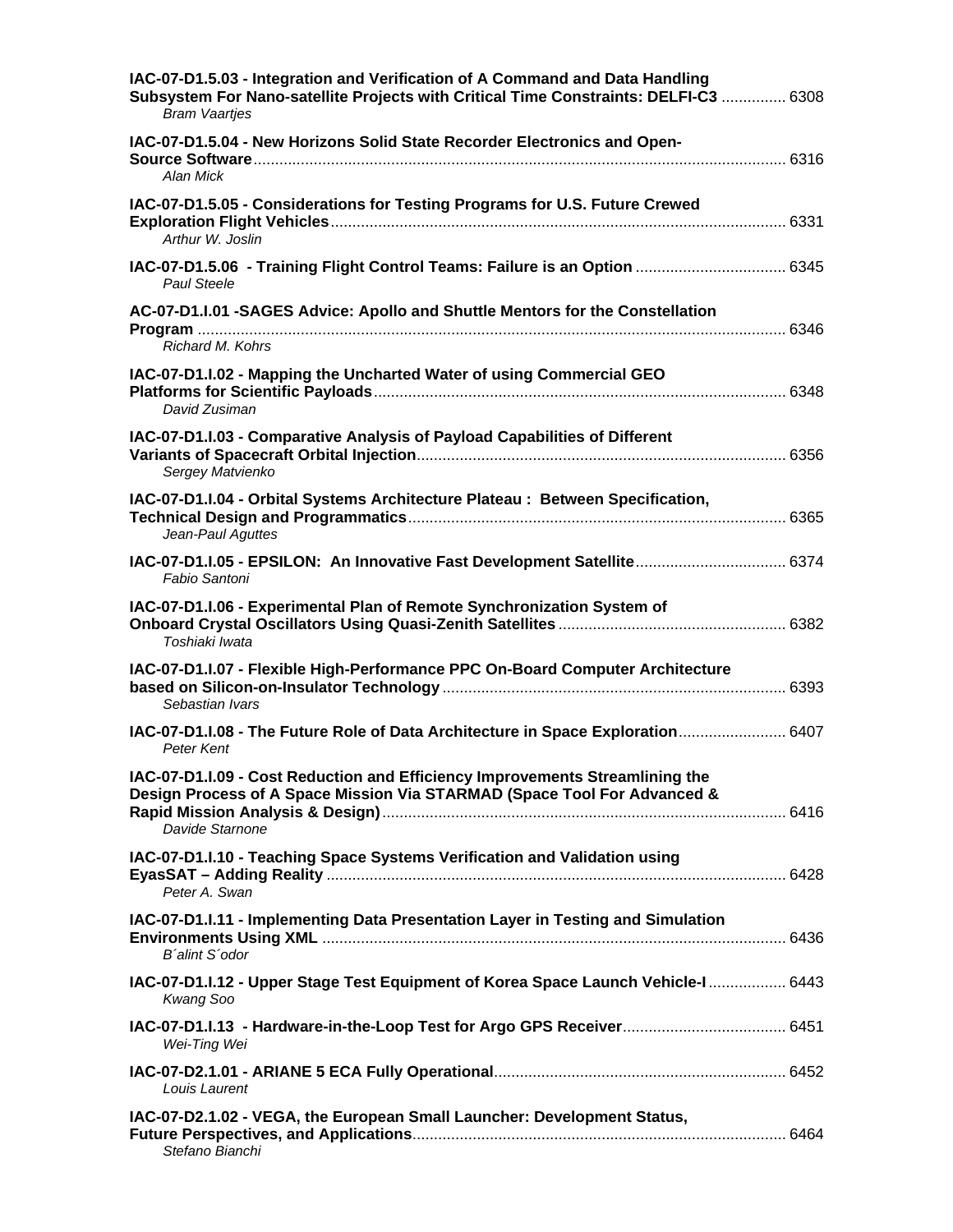**IAC-07-D1.5.03 - Integration and Verification of A Command and Data Handling Subsystem For Nano-satellite Projects with Critical Time Constraints: DELFI-C3** .............. 6308
*Bram Vaartjes*

**IAC-07-D1.5.04 - New Horizons Solid State Recorder Electronics and Open-Source Software** .............. 6316
*Alan Mick*

**IAC-07-D1.5.05 - Considerations for Testing Programs for U.S. Future Crewed Exploration Flight Vehicles** .............. 6331
*Arthur W. Joslin*

**IAC-07-D1.5.06 - Training Flight Control Teams: Failure is an Option** .............. 6345
*Paul Steele*

**AC-07-D1.I.01 -SAGES Advice: Apollo and Shuttle Mentors for the Constellation Program** .............. 6346
*Richard M. Kohrs*

**IAC-07-D1.I.02 - Mapping the Uncharted Water of using Commercial GEO Platforms for Scientific Payloads** .............. 6348
*David Zusiman*

**IAC-07-D1.I.03 - Comparative Analysis of Payload Capabilities of Different Variants of Spacecraft Orbital Injection** .............. 6356
*Sergey Matvienko*

**IAC-07-D1.I.04 - Orbital Systems Architecture Plateau : Between Specification, Technical Design and Programmatics** .............. 6365
*Jean-Paul Aguttes*

**IAC-07-D1.I.05 - EPSILON: An Innovative Fast Development Satellite** .............. 6374
*Fabio Santoni*

**IAC-07-D1.I.06 - Experimental Plan of Remote Synchronization System of Onboard Crystal Oscillators Using Quasi-Zenith Satellites** .............. 6382
*Toshiaki Iwata*

**IAC-07-D1.I.07 - Flexible High-Performance PPC On-Board Computer Architecture based on Silicon-on-Insulator Technology** .............. 6393
*Sebastian Ivars*

**IAC-07-D1.I.08 - The Future Role of Data Architecture in Space Exploration** .............. 6407
*Peter Kent*

**IAC-07-D1.I.09 - Cost Reduction and Efficiency Improvements Streamlining the Design Process of A Space Mission Via STARMAD (Space Tool For Advanced & Rapid Mission Analysis & Design)** .............. 6416
*Davide Starnone*

**IAC-07-D1.I.10 - Teaching Space Systems Verification and Validation using EyasSAT – Adding Reality** .............. 6428
*Peter A. Swan*

**IAC-07-D1.I.11 - Implementing Data Presentation Layer in Testing and Simulation Environments Using XML** .............. 6436
*B´alint S´odor*

**IAC-07-D1.I.12 - Upper Stage Test Equipment of Korea Space Launch Vehicle-I** .............. 6443
*Kwang Soo*

**IAC-07-D1.I.13 - Hardware-in-the-Loop Test for Argo GPS Receiver** .............. 6451
*Wei-Ting Wei*

**IAC-07-D2.1.01 - ARIANE 5 ECA Fully Operational** .............. 6452
*Louis Laurent*

**IAC-07-D2.1.02 - VEGA, the European Small Launcher: Development Status, Future Perspectives, and Applications** .............. 6464
*Stefano Bianchi*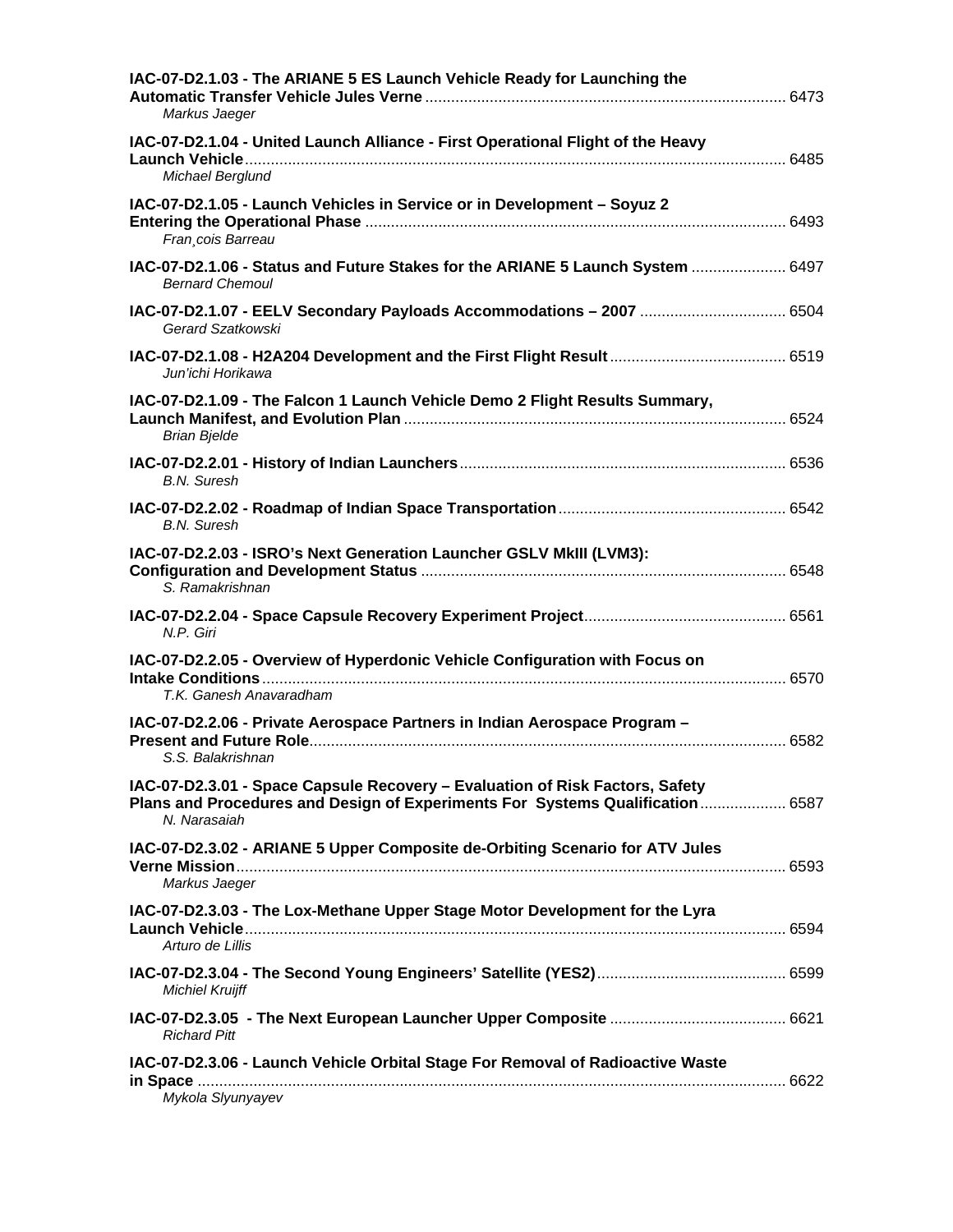**IAC-07-D2.1.03 - The ARIANE 5 ES Launch Vehicle Ready for Launching the Automatic Transfer Vehicle Jules Verne** .................................................................................... 6473
*Markus Jaeger*

**IAC-07-D2.1.04 - United Launch Alliance - First Operational Flight of the Heavy Launch Vehicle** ............................................................................................................................ 6485
*Michael Berglund*

**IAC-07-D2.1.05 - Launch Vehicles in Service or in Development – Soyuz 2 Entering the Operational Phase** ................................................................................................. 6493
*Fran¸cois Barreau*

**IAC-07-D2.1.06 - Status and Future Stakes for the ARIANE 5 Launch System** ..................... 6497
*Bernard Chemoul*

**IAC-07-D2.1.07 - EELV Secondary Payloads Accommodations – 2007** ................................. 6504
*Gerard Szatkowski*

**IAC-07-D2.1.08 - H2A204 Development and the First Flight Result** ........................................ 6519
*Jun'ichi Horikawa*

**IAC-07-D2.1.09 - The Falcon 1 Launch Vehicle Demo 2 Flight Results Summary, Launch Manifest, and Evolution Plan** ........................................................................................ 6524
*Brian Bjelde*

**IAC-07-D2.2.01 - History of Indian Launchers** ........................................................................... 6536
*B.N. Suresh*

**IAC-07-D2.2.02 - Roadmap of Indian Space Transportation** .................................................... 6542
*B.N. Suresh*

**IAC-07-D2.2.03 - ISRO's Next Generation Launcher GSLV MkIII (LVM3): Configuration and Development Status** .................................................................................... 6548
*S. Ramakrishnan*

**IAC-07-D2.2.04 - Space Capsule Recovery Experiment Project** .............................................. 6561
*N.P. Giri*

**IAC-07-D2.2.05 - Overview of Hyperdonic Vehicle Configuration with Focus on Intake Conditions** ......................................................................................................................... 6570
*T.K. Ganesh Anavaradham*

**IAC-07-D2.2.06 - Private Aerospace Partners in Indian Aerospace Program – Present and Future Role** .............................................................................................................. 6582
*S.S. Balakrishnan*

**IAC-07-D2.3.01 - Space Capsule Recovery – Evaluation of Risk Factors, Safety Plans and Procedures and Design of Experiments For Systems Qualification** .................... 6587
*N. Narasaiah*

**IAC-07-D2.3.02 - ARIANE 5 Upper Composite de-Orbiting Scenario for ATV Jules Verne Mission** ............................................................................................................................... 6593
*Markus Jaeger*

**IAC-07-D2.3.03 - The Lox-Methane Upper Stage Motor Development for the Lyra Launch Vehicle** ............................................................................................................................ 6594
*Arturo de Lillis*

**IAC-07-D2.3.04 - The Second Young Engineers' Satellite (YES2)** ............................................ 6599
*Michiel Kruijff*

**IAC-07-D2.3.05 - The Next European Launcher Upper Composite** ......................................... 6621
*Richard Pitt*

**IAC-07-D2.3.06 - Launch Vehicle Orbital Stage For Removal of Radioactive Waste in Space** ........................................................................................................................................ 6622
*Mykola Slyunyayev*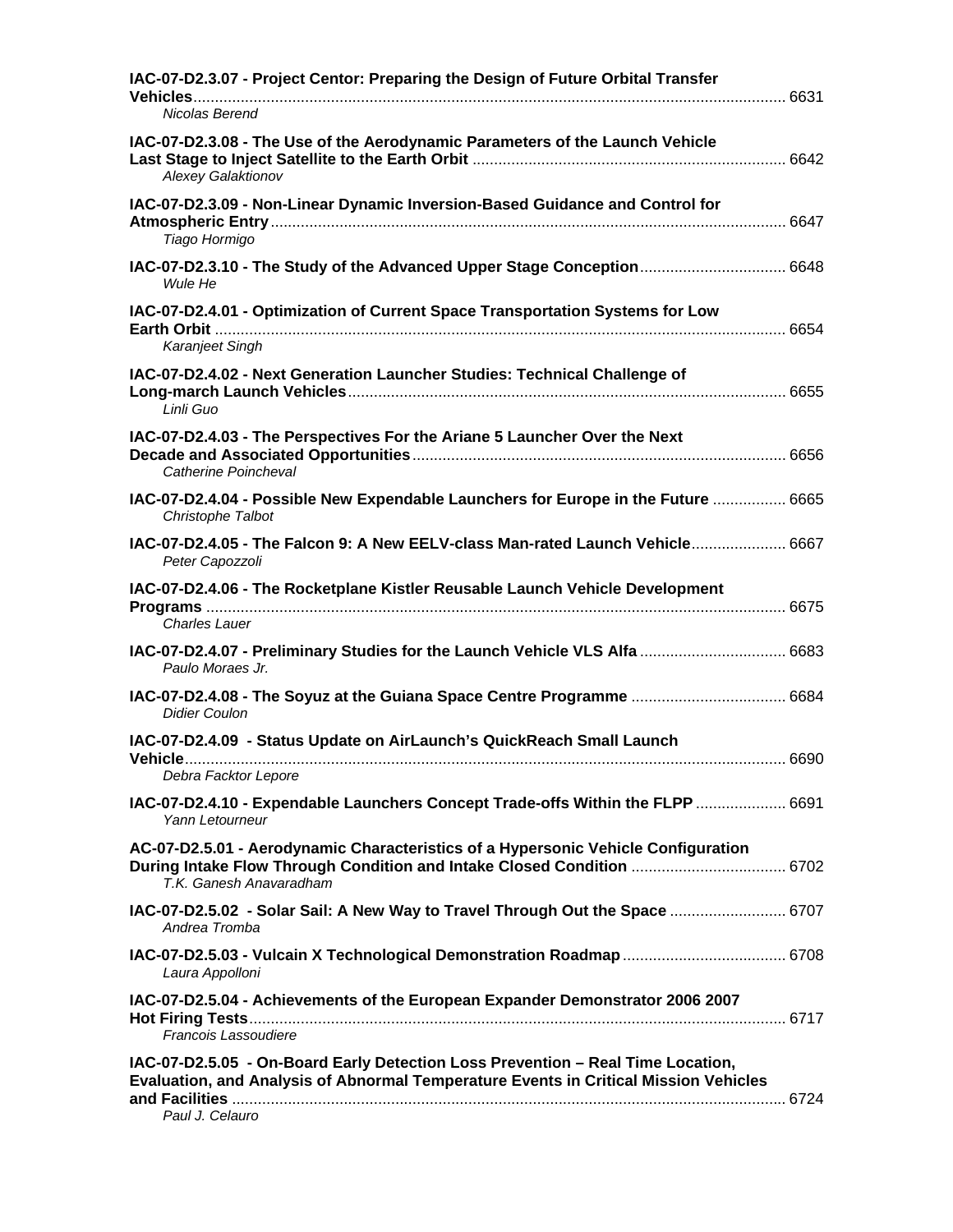**IAC-07-D2.3.07 - Project Centor: Preparing the Design of Future Orbital Transfer Vehicles** ........ 6631
*Nicolas Berend*

**IAC-07-D2.3.08 - The Use of the Aerodynamic Parameters of the Launch Vehicle Last Stage to Inject Satellite to the Earth Orbit** ........ 6642
*Alexey Galaktionov*

**IAC-07-D2.3.09 - Non-Linear Dynamic Inversion-Based Guidance and Control for Atmospheric Entry** ........ 6647
*Tiago Hormigo*

**IAC-07-D2.3.10 - The Study of the Advanced Upper Stage Conception** ........ 6648
*Wule He*

**IAC-07-D2.4.01 - Optimization of Current Space Transportation Systems for Low Earth Orbit** ........ 6654
*Karanjeet Singh*

**IAC-07-D2.4.02 - Next Generation Launcher Studies: Technical Challenge of Long-march Launch Vehicles** ........ 6655
*Linli Guo*

**IAC-07-D2.4.03 - The Perspectives For the Ariane 5 Launcher Over the Next Decade and Associated Opportunities** ........ 6656
*Catherine Poincheval*

**IAC-07-D2.4.04 - Possible New Expendable Launchers for Europe in the Future** ........ 6665
*Christophe Talbot*

**IAC-07-D2.4.05 - The Falcon 9: A New EELV-class Man-rated Launch Vehicle** ........ 6667
*Peter Capozzoli*

**IAC-07-D2.4.06 - The Rocketplane Kistler Reusable Launch Vehicle Development Programs** ........ 6675
*Charles Lauer*

**IAC-07-D2.4.07 - Preliminary Studies for the Launch Vehicle VLS Alfa** ........ 6683
*Paulo Moraes Jr.*

**IAC-07-D2.4.08 - The Soyuz at the Guiana Space Centre Programme** ........ 6684
*Didier Coulon*

**IAC-07-D2.4.09 - Status Update on AirLaunch's QuickReach Small Launch Vehicle** ........ 6690
*Debra Facktor Lepore*

**IAC-07-D2.4.10 - Expendable Launchers Concept Trade-offs Within the FLPP** ........ 6691
*Yann Letourneur*

**AC-07-D2.5.01 - Aerodynamic Characteristics of a Hypersonic Vehicle Configuration During Intake Flow Through Condition and Intake Closed Condition** ........ 6702
*T.K. Ganesh Anavaradham*

**IAC-07-D2.5.02 - Solar Sail: A New Way to Travel Through Out the Space** ........ 6707
*Andrea Tromba*

**IAC-07-D2.5.03 - Vulcain X Technological Demonstration Roadmap** ........ 6708
*Laura Appolloni*

**IAC-07-D2.5.04 - Achievements of the European Expander Demonstrator 2006 2007 Hot Firing Tests** ........ 6717
*Francois Lassoudiere*

**IAC-07-D2.5.05 - On-Board Early Detection Loss Prevention – Real Time Location, Evaluation, and Analysis of Abnormal Temperature Events in Critical Mission Vehicles and Facilities** ........ 6724
*Paul J. Celauro*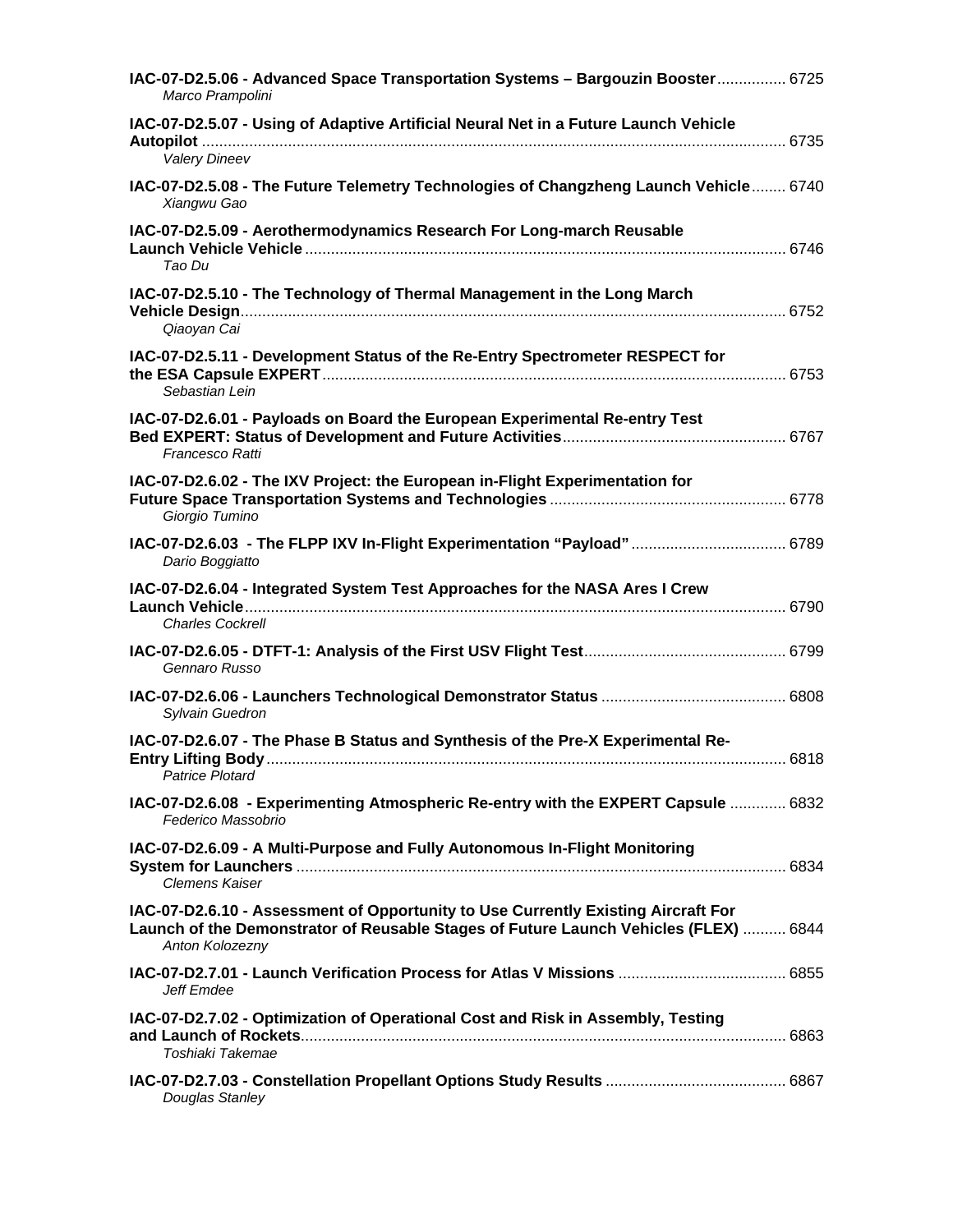**IAC-07-D2.5.06 - Advanced Space Transportation Systems – Bargouzin Booster** ................ 6725
*Marco Prampolini*

**IAC-07-D2.5.07 - Using of Adaptive Artificial Neural Net in a Future Launch Vehicle Autopilot** ........................................................................................................................................ 6735
*Valery Dineev*

**IAC-07-D2.5.08 - The Future Telemetry Technologies of Changzheng Launch Vehicle** ........ 6740
*Xiangwu Gao*

**IAC-07-D2.5.09 - Aerothermodynamics Research For Long-march Reusable Launch Vehicle Vehicle** ............................................................................................................... 6746
*Tao Du*

**IAC-07-D2.5.10 - The Technology of Thermal Management in the Long March Vehicle Design**.............................................................................................................................. 6752
*Qiaoyan Cai*

**IAC-07-D2.5.11 - Development Status of the Re-Entry Spectrometer RESPECT for the ESA Capsule EXPERT**............................................................................................................ 6753
*Sebastian Lein*

**IAC-07-D2.6.01 - Payloads on Board the European Experimental Re-entry Test Bed EXPERT: Status of Development and Future Activities**.................................................... 6767
*Francesco Ratti*

**IAC-07-D2.6.02 - The IXV Project: the European in-Flight Experimentation for Future Space Transportation Systems and Technologies** ...................................................... 6778
*Giorgio Tumino*

**IAC-07-D2.6.03 - The FLPP IXV In-Flight Experimentation "Payload"** .................................... 6789
*Dario Boggiatto*

**IAC-07-D2.6.04 - Integrated System Test Approaches for the NASA Ares I Crew Launch Vehicle**............................................................................................................................. 6790
*Charles Cockrell*

**IAC-07-D2.6.05 - DTFT-1: Analysis of the First USV Flight Test**.............................................. 6799
*Gennaro Russo*

**IAC-07-D2.6.06 - Launchers Technological Demonstrator Status** ........................................... 6808
*Sylvain Guedron*

**IAC-07-D2.6.07 - The Phase B Status and Synthesis of the Pre-X Experimental Re-Entry Lifting Body**........................................................................................................................ 6818
*Patrice Plotard*

**IAC-07-D2.6.08 - Experimenting Atmospheric Re-entry with the EXPERT Capsule** ............. 6832
*Federico Massobrio*

**IAC-07-D2.6.09 - A Multi-Purpose and Fully Autonomous In-Flight Monitoring System for Launchers** ................................................................................................................. 6834
*Clemens Kaiser*

**IAC-07-D2.6.10 - Assessment of Opportunity to Use Currently Existing Aircraft For Launch of the Demonstrator of Reusable Stages of Future Launch Vehicles (FLEX)** .......... 6844
*Anton Kolozezny*

**IAC-07-D2.7.01 - Launch Verification Process for Atlas V Missions** ....................................... 6855
*Jeff Emdee*

**IAC-07-D2.7.02 - Optimization of Operational Cost and Risk in Assembly, Testing and Launch of Rockets**................................................................................................................ 6863
*Toshiaki Takemae*

**IAC-07-D2.7.03 - Constellation Propellant Options Study Results** .......................................... 6867
*Douglas Stanley*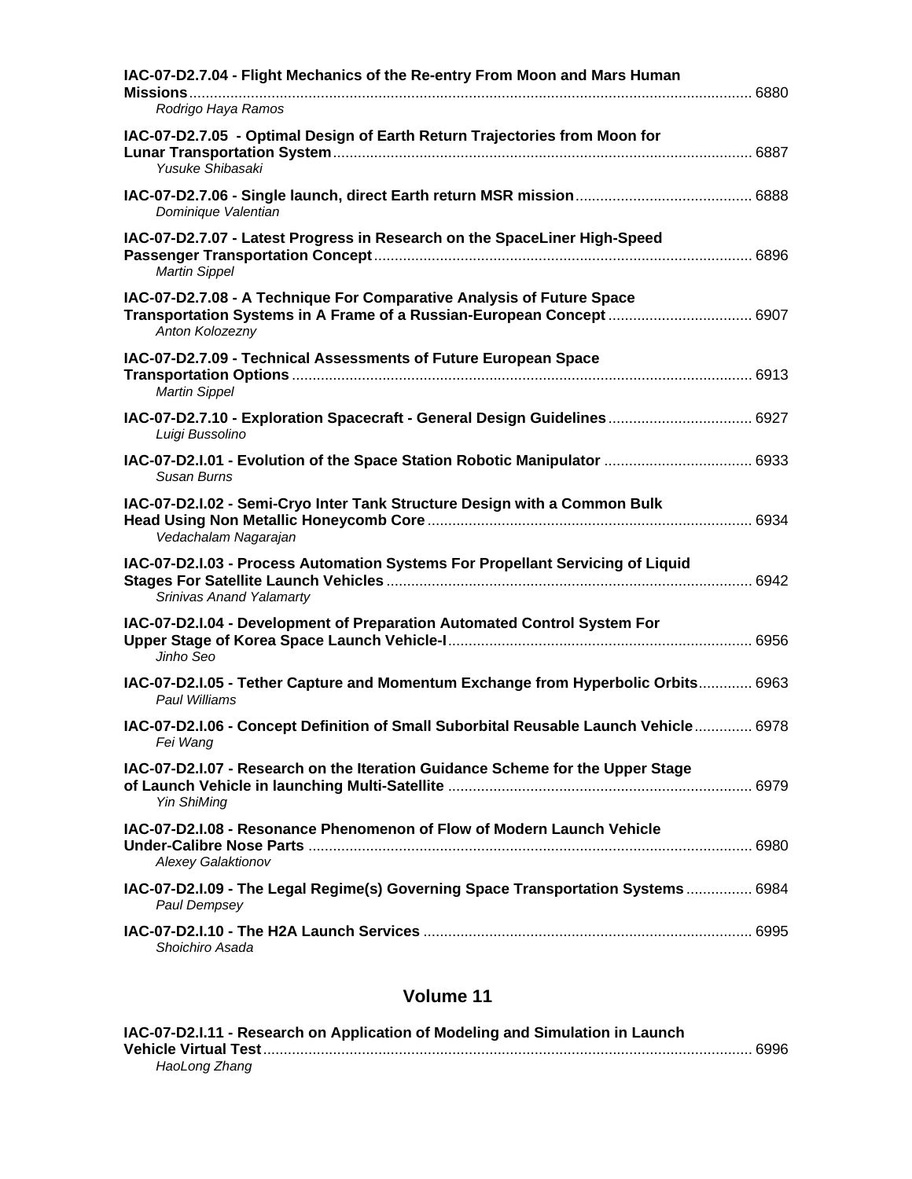**IAC-07-D2.7.04 - Flight Mechanics of the Re-entry From Moon and Mars Human Missions** ........ 6880
*Rodrigo Haya Ramos*

**IAC-07-D2.7.05 - Optimal Design of Earth Return Trajectories from Moon for Lunar Transportation System** ........ 6887
*Yusuke Shibasaki*

**IAC-07-D2.7.06 - Single launch, direct Earth return MSR mission** ........ 6888
*Dominique Valentian*

**IAC-07-D2.7.07 - Latest Progress in Research on the SpaceLiner High-Speed Passenger Transportation Concept** ........ 6896
*Martin Sippel*

**IAC-07-D2.7.08 - A Technique For Comparative Analysis of Future Space Transportation Systems in A Frame of a Russian-European Concept** ........ 6907
*Anton Kolozezny*

**IAC-07-D2.7.09 - Technical Assessments of Future European Space Transportation Options** ........ 6913
*Martin Sippel*

**IAC-07-D2.7.10 - Exploration Spacecraft - General Design Guidelines** ........ 6927
*Luigi Bussolino*

**IAC-07-D2.I.01 - Evolution of the Space Station Robotic Manipulator** ........ 6933
*Susan Burns*

**IAC-07-D2.I.02 - Semi-Cryo Inter Tank Structure Design with a Common Bulk Head Using Non Metallic Honeycomb Core** ........ 6934
*Vedachalam Nagarajan*

**IAC-07-D2.I.03 - Process Automation Systems For Propellant Servicing of Liquid Stages For Satellite Launch Vehicles** ........ 6942
*Srinivas Anand Yalamarty*

**IAC-07-D2.I.04 - Development of Preparation Automated Control System For Upper Stage of Korea Space Launch Vehicle-I** ........ 6956
*Jinho Seo*

**IAC-07-D2.I.05 - Tether Capture and Momentum Exchange from Hyperbolic Orbits** ........ 6963
*Paul Williams*

**IAC-07-D2.I.06 - Concept Definition of Small Suborbital Reusable Launch Vehicle** ........ 6978
*Fei Wang*

**IAC-07-D2.I.07 - Research on the Iteration Guidance Scheme for the Upper Stage of Launch Vehicle in launching Multi-Satellite** ........ 6979
*Yin ShiMing*

**IAC-07-D2.I.08 - Resonance Phenomenon of Flow of Modern Launch Vehicle Under-Calibre Nose Parts** ........ 6980
*Alexey Galaktionov*

**IAC-07-D2.I.09 - The Legal Regime(s) Governing Space Transportation Systems** ........ 6984
*Paul Dempsey*

**IAC-07-D2.I.10 - The H2A Launch Services** ........ 6995
*Shoichiro Asada*

## Volume 11

**IAC-07-D2.I.11 - Research on Application of Modeling and Simulation in Launch Vehicle Virtual Test** ........ 6996
*HaoLong Zhang*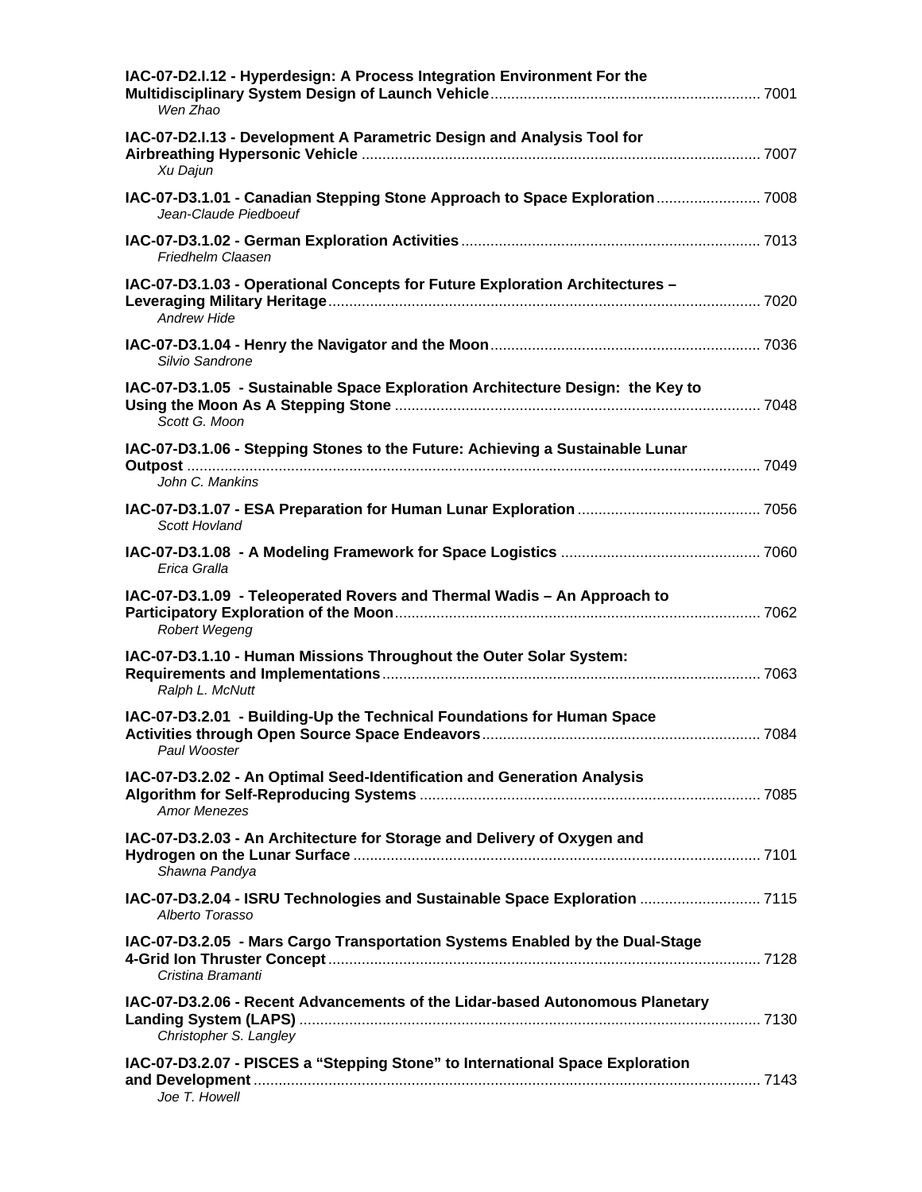**IAC-07-D2.I.12 - Hyperdesign: A Process Integration Environment For the Multidisciplinary System Design of Launch Vehicle** ........ 7001
*Wen Zhao*

**IAC-07-D2.I.13 - Development A Parametric Design and Analysis Tool for Airbreathing Hypersonic Vehicle** ........ 7007
*Xu Dajun*

**IAC-07-D3.1.01 - Canadian Stepping Stone Approach to Space Exploration** ........ 7008
*Jean-Claude Piedboeuf*

**IAC-07-D3.1.02 - German Exploration Activities** ........ 7013
*Friedhelm Claasen*

**IAC-07-D3.1.03 - Operational Concepts for Future Exploration Architectures – Leveraging Military Heritage** ........ 7020
*Andrew Hide*

**IAC-07-D3.1.04 - Henry the Navigator and the Moon** ........ 7036
*Silvio Sandrone*

**IAC-07-D3.1.05 - Sustainable Space Exploration Architecture Design: the Key to Using the Moon As A Stepping Stone** ........ 7048
*Scott G. Moon*

**IAC-07-D3.1.06 - Stepping Stones to the Future: Achieving a Sustainable Lunar Outpost** ........ 7049
*John C. Mankins*

**IAC-07-D3.1.07 - ESA Preparation for Human Lunar Exploration** ........ 7056
*Scott Hovland*

**IAC-07-D3.1.08 - A Modeling Framework for Space Logistics** ........ 7060
*Erica Gralla*

**IAC-07-D3.1.09 - Teleoperated Rovers and Thermal Wadis – An Approach to Participatory Exploration of the Moon** ........ 7062
*Robert Wegeng*

**IAC-07-D3.1.10 - Human Missions Throughout the Outer Solar System: Requirements and Implementations** ........ 7063
*Ralph L. McNutt*

**IAC-07-D3.2.01 - Building-Up the Technical Foundations for Human Space Activities through Open Source Space Endeavors** ........ 7084
*Paul Wooster*

**IAC-07-D3.2.02 - An Optimal Seed-Identification and Generation Analysis Algorithm for Self-Reproducing Systems** ........ 7085
*Amor Menezes*

**IAC-07-D3.2.03 - An Architecture for Storage and Delivery of Oxygen and Hydrogen on the Lunar Surface** ........ 7101
*Shawna Pandya*

**IAC-07-D3.2.04 - ISRU Technologies and Sustainable Space Exploration** ........ 7115
*Alberto Torasso*

**IAC-07-D3.2.05 - Mars Cargo Transportation Systems Enabled by the Dual-Stage 4-Grid Ion Thruster Concept** ........ 7128
*Cristina Bramanti*

**IAC-07-D3.2.06 - Recent Advancements of the Lidar-based Autonomous Planetary Landing System (LAPS)** ........ 7130
*Christopher S. Langley*

**IAC-07-D3.2.07 - PISCES a "Stepping Stone" to International Space Exploration and Development** ........ 7143
*Joe T. Howell*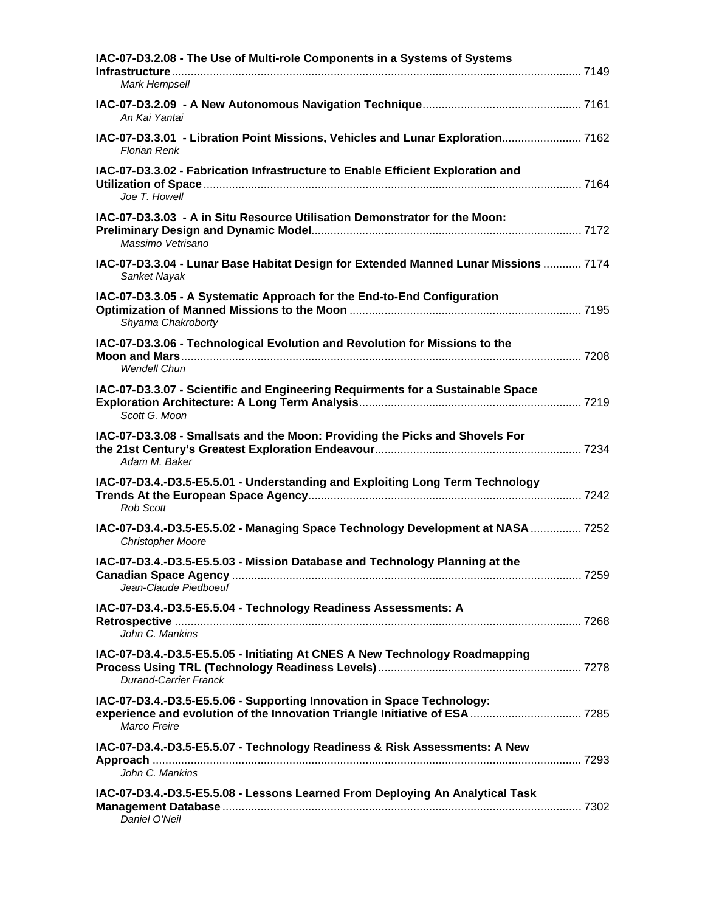**IAC-07-D3.2.08 - The Use of Multi-role Components in a Systems of Systems Infrastructure** ........ 7149
*Mark Hempsell*

**IAC-07-D3.2.09 - A New Autonomous Navigation Technique** ........ 7161
*An Kai Yantai*

**IAC-07-D3.3.01 - Libration Point Missions, Vehicles and Lunar Exploration** ........ 7162
*Florian Renk*

**IAC-07-D3.3.02 - Fabrication Infrastructure to Enable Efficient Exploration and Utilization of Space** ........ 7164
*Joe T. Howell*

**IAC-07-D3.3.03 - A in Situ Resource Utilisation Demonstrator for the Moon: Preliminary Design and Dynamic Model** ........ 7172
*Massimo Vetrisano*

**IAC-07-D3.3.04 - Lunar Base Habitat Design for Extended Manned Lunar Missions** ........ 7174
*Sanket Nayak*

**IAC-07-D3.3.05 - A Systematic Approach for the End-to-End Configuration Optimization of Manned Missions to the Moon** ........ 7195
*Shyama Chakroborty*

**IAC-07-D3.3.06 - Technological Evolution and Revolution for Missions to the Moon and Mars** ........ 7208
*Wendell Chun*

**IAC-07-D3.3.07 - Scientific and Engineering Requirments for a Sustainable Space Exploration Architecture: A Long Term Analysis** ........ 7219
*Scott G. Moon*

**IAC-07-D3.3.08 - Smallsats and the Moon: Providing the Picks and Shovels For the 21st Century's Greatest Exploration Endeavour** ........ 7234
*Adam M. Baker*

**IAC-07-D3.4.-D3.5-E5.5.01 - Understanding and Exploiting Long Term Technology Trends At the European Space Agency** ........ 7242
*Rob Scott*

**IAC-07-D3.4.-D3.5-E5.5.02 - Managing Space Technology Development at NASA** ........ 7252
*Christopher Moore*

**IAC-07-D3.4.-D3.5-E5.5.03 - Mission Database and Technology Planning at the Canadian Space Agency** ........ 7259
*Jean-Claude Piedboeuf*

**IAC-07-D3.4.-D3.5-E5.5.04 - Technology Readiness Assessments: A Retrospective** ........ 7268
*John C. Mankins*

**IAC-07-D3.4.-D3.5-E5.5.05 - Initiating At CNES A New Technology Roadmapping Process Using TRL (Technology Readiness Levels)** ........ 7278
*Durand-Carrier Franck*

**IAC-07-D3.4.-D3.5-E5.5.06 - Supporting Innovation in Space Technology: experience and evolution of the Innovation Triangle Initiative of ESA** ........ 7285
*Marco Freire*

**IAC-07-D3.4.-D3.5-E5.5.07 - Technology Readiness & Risk Assessments: A New Approach** ........ 7293
*John C. Mankins*

**IAC-07-D3.4.-D3.5-E5.5.08 - Lessons Learned From Deploying An Analytical Task Management Database** ........ 7302
*Daniel O'Neil*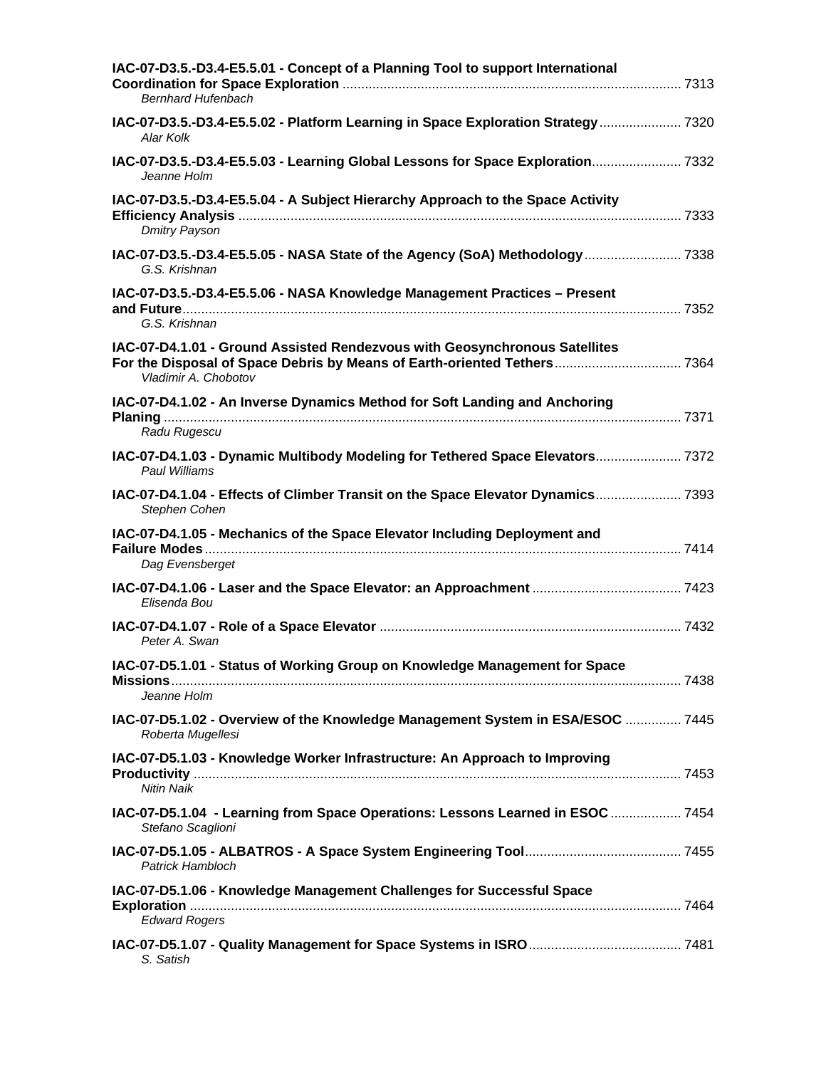**IAC-07-D3.5.-D3.4-E5.5.01 - Concept of a Planning Tool to support International Coordination for Space Exploration** ........ 7313
*Bernhard Hufenbach*

**IAC-07-D3.5.-D3.4-E5.5.02 - Platform Learning in Space Exploration Strategy** ........ 7320
*Alar Kolk*

**IAC-07-D3.5.-D3.4-E5.5.03 - Learning Global Lessons for Space Exploration** ........ 7332
*Jeanne Holm*

**IAC-07-D3.5.-D3.4-E5.5.04 - A Subject Hierarchy Approach to the Space Activity Efficiency Analysis** ........ 7333
*Dmitry Payson*

**IAC-07-D3.5.-D3.4-E5.5.05 - NASA State of the Agency (SoA) Methodology** ........ 7338
*G.S. Krishnan*

**IAC-07-D3.5.-D3.4-E5.5.06 - NASA Knowledge Management Practices – Present and Future** ........ 7352
*G.S. Krishnan*

**IAC-07-D4.1.01 - Ground Assisted Rendezvous with Geosynchronous Satellites For the Disposal of Space Debris by Means of Earth-oriented Tethers** ........ 7364
*Vladimir A. Chobotov*

**IAC-07-D4.1.02 - An Inverse Dynamics Method for Soft Landing and Anchoring Planing** ........ 7371
*Radu Rugescu*

**IAC-07-D4.1.03 - Dynamic Multibody Modeling for Tethered Space Elevators** ........ 7372
*Paul Williams*

**IAC-07-D4.1.04 - Effects of Climber Transit on the Space Elevator Dynamics** ........ 7393
*Stephen Cohen*

**IAC-07-D4.1.05 - Mechanics of the Space Elevator Including Deployment and Failure Modes** ........ 7414
*Dag Evensberget*

**IAC-07-D4.1.06 - Laser and the Space Elevator: an Approachment** ........ 7423
*Elisenda Bou*

**IAC-07-D4.1.07 - Role of a Space Elevator** ........ 7432
*Peter A. Swan*

**IAC-07-D5.1.01 - Status of Working Group on Knowledge Management for Space Missions** ........ 7438
*Jeanne Holm*

**IAC-07-D5.1.02 - Overview of the Knowledge Management System in ESA/ESOC** ........ 7445
*Roberta Mugellesi*

**IAC-07-D5.1.03 - Knowledge Worker Infrastructure: An Approach to Improving Productivity** ........ 7453
*Nitin Naik*

**IAC-07-D5.1.04 - Learning from Space Operations: Lessons Learned in ESOC** ........ 7454
*Stefano Scaglioni*

**IAC-07-D5.1.05 - ALBATROS - A Space System Engineering Tool** ........ 7455
*Patrick Hambloch*

**IAC-07-D5.1.06 - Knowledge Management Challenges for Successful Space Exploration** ........ 7464
*Edward Rogers*

**IAC-07-D5.1.07 - Quality Management for Space Systems in ISRO** ........ 7481
*S. Satish*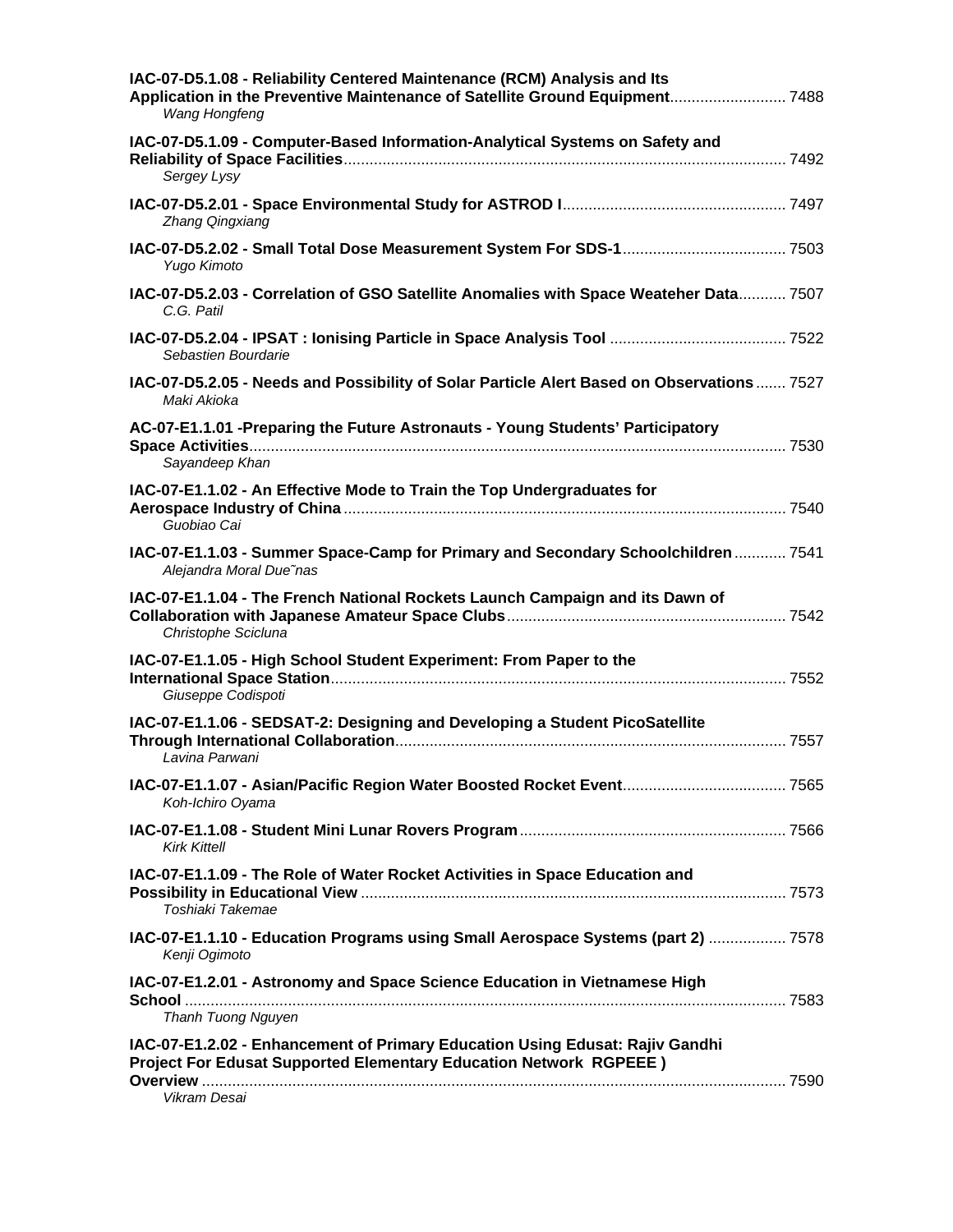**IAC-07-D5.1.08 - Reliability Centered Maintenance (RCM) Analysis and Its Application in the Preventive Maintenance of Satellite Ground Equipment**........................... 7488
*Wang Hongfeng*

**IAC-07-D5.1.09 - Computer-Based Information-Analytical Systems on Safety and Reliability of Space Facilities**...................................................................................................... 7492
*Sergey Lysy*

**IAC-07-D5.2.01 - Space Environmental Study for ASTROD I**.................................................... 7497
*Zhang Qingxiang*

**IAC-07-D5.2.02 - Small Total Dose Measurement System For SDS-1**...................................... 7503
*Yugo Kimoto*

**IAC-07-D5.2.03 - Correlation of GSO Satellite Anomalies with Space Weateher Data**........... 7507
*C.G. Patil*

**IAC-07-D5.2.04 - IPSAT : Ionising Particle in Space Analysis Tool** ......................................... 7522
*Sebastien Bourdarie*

**IAC-07-D5.2.05 - Needs and Possibility of Solar Particle Alert Based on Observations**....... 7527
*Maki Akioka*

**AC-07-E1.1.01 -Preparing the Future Astronauts - Young Students' Participatory Space Activities**............................................................................................................................ 7530
*Sayandeep Khan*

**IAC-07-E1.1.02 - An Effective Mode to Train the Top Undergraduates for Aerospace Industry of China**...................................................................................................... 7540
*Guobiao Cai*

**IAC-07-E1.1.03 - Summer Space-Camp for Primary and Secondary Schoolchildren**............ 7541
*Alejandra Moral Due˜nas*

**IAC-07-E1.1.04 - The French National Rockets Launch Campaign and its Dawn of Collaboration with Japanese Amateur Space Clubs**................................................................ 7542
*Christophe Scicluna*

**IAC-07-E1.1.05 - High School Student Experiment: From Paper to the International Space Station**......................................................................................................... 7552
*Giuseppe Codispoti*

**IAC-07-E1.1.06 - SEDSAT-2: Designing and Developing a Student PicoSatellite Through International Collaboration**.......................................................................................... 7557
*Lavina Parwani*

**IAC-07-E1.1.07 - Asian/Pacific Region Water Boosted Rocket Event**...................................... 7565
*Koh-Ichiro Oyama*

**IAC-07-E1.1.08 - Student Mini Lunar Rovers Program**............................................................. 7566
*Kirk Kittell*

**IAC-07-E1.1.09 - The Role of Water Rocket Activities in Space Education and Possibility in Educational View** .................................................................................................. 7573
*Toshiaki Takemae*

**IAC-07-E1.1.10 - Education Programs using Small Aerospace Systems (part 2)** ................. 7578
*Kenji Ogimoto*

**IAC-07-E1.2.01 - Astronomy and Space Science Education in Vietnamese High School** ........................................................................................................................................... 7583
*Thanh Tuong Nguyen*

**IAC-07-E1.2.02 - Enhancement of Primary Education Using Edusat: Rajiv Gandhi Project For Edusat Supported Elementary Education Network RGPEEE ) Overview** ....................................................................................................................................... 7590
*Vikram Desai*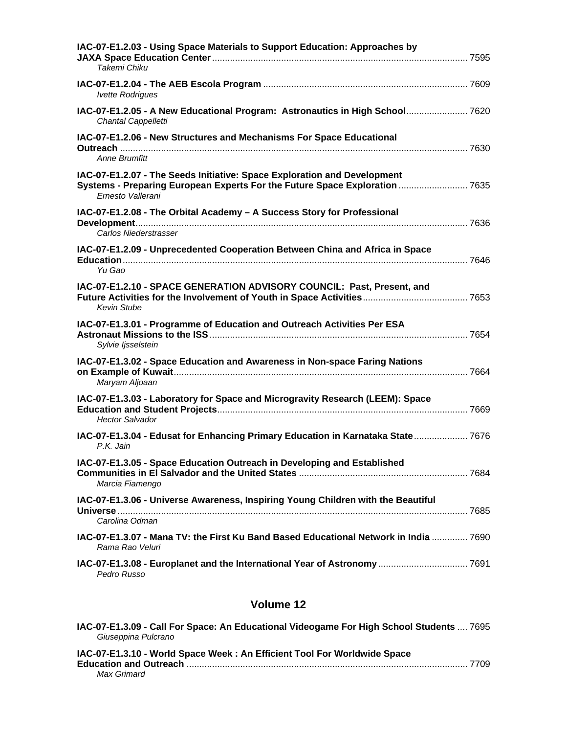**IAC-07-E1.2.03 - Using Space Materials to Support Education: Approaches by JAXA Space Education Center** .................... 7595
*Takemi Chiku*

**IAC-07-E1.2.04 - The AEB Escola Program** .................... 7609
*Ivette Rodrigues*

**IAC-07-E1.2.05 - A New Educational Program: Astronautics in High School** .................... 7620
*Chantal Cappelletti*

**IAC-07-E1.2.06 - New Structures and Mechanisms For Space Educational Outreach** .................... 7630
*Anne Brumfitt*

**IAC-07-E1.2.07 - The Seeds Initiative: Space Exploration and Development Systems - Preparing European Experts For the Future Space Exploration** .................... 7635
*Ernesto Vallerani*

**IAC-07-E1.2.08 - The Orbital Academy – A Success Story for Professional Development** .................... 7636
*Carlos Niederstrasser*

**IAC-07-E1.2.09 - Unprecedented Cooperation Between China and Africa in Space Education** .................... 7646
*Yu Gao*

**IAC-07-E1.2.10 - SPACE GENERATION ADVISORY COUNCIL: Past, Present, and Future Activities for the Involvement of Youth in Space Activities** .................... 7653
*Kevin Stube*

**IAC-07-E1.3.01 - Programme of Education and Outreach Activities Per ESA Astronaut Missions to the ISS** .................... 7654
*Sylvie Ijsselstein*

**IAC-07-E1.3.02 - Space Education and Awareness in Non-space Faring Nations on Example of Kuwait** .................... 7664
*Maryam Aljoaan*

**IAC-07-E1.3.03 - Laboratory for Space and Microgravity Research (LEEM): Space Education and Student Projects** .................... 7669
*Hector Salvador*

**IAC-07-E1.3.04 - Edusat for Enhancing Primary Education in Karnataka State** .................... 7676
*P.K. Jain*

**IAC-07-E1.3.05 - Space Education Outreach in Developing and Established Communities in El Salvador and the United States** .................... 7684
*Marcia Fiamengo*

**IAC-07-E1.3.06 - Universe Awareness, Inspiring Young Children with the Beautiful Universe** .................... 7685
*Carolina Odman*

**IAC-07-E1.3.07 - Mana TV: the First Ku Band Based Educational Network in India** .................... 7690
*Rama Rao Veluri*

**IAC-07-E1.3.08 - Europlanet and the International Year of Astronomy** .................... 7691
*Pedro Russo*

## Volume 12

**IAC-07-E1.3.09 - Call For Space: An Educational Videogame For High School Students** .... 7695
*Giuseppina Pulcrano*

**IAC-07-E1.3.10 - World Space Week : An Efficient Tool For Worldwide Space Education and Outreach** .................... 7709
*Max Grimard*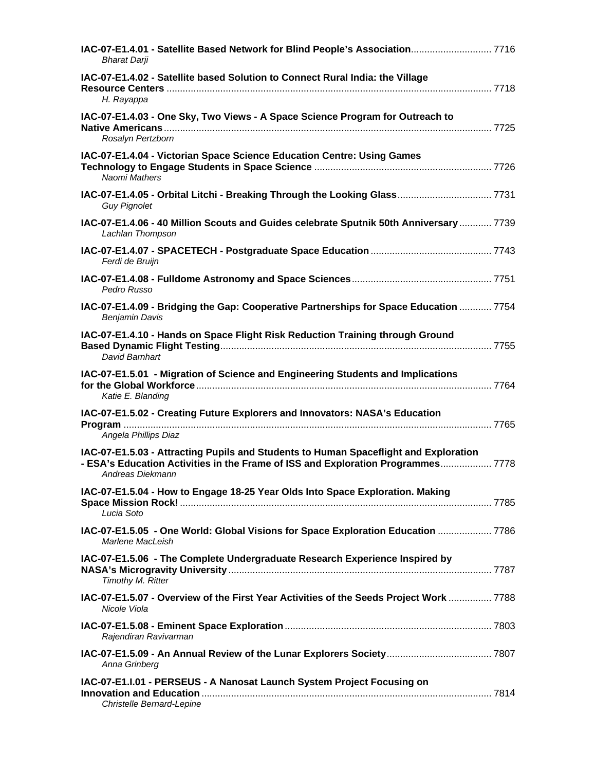**IAC-07-E1.4.01 - Satellite Based Network for Blind People's Association** ............................. 7716
*Bharat Darji*

**IAC-07-E1.4.02 - Satellite based Solution to Connect Rural India: the Village Resource Centers** ........................................................................................................................ 7718
*H. Rayappa*

**IAC-07-E1.4.03 - One Sky, Two Views - A Space Science Program for Outreach to Native Americans** ......................................................................................................................... 7725
*Rosalyn Pertzborn*

**IAC-07-E1.4.04 - Victorian Space Science Education Centre: Using Games Technology to Engage Students in Space Science** ................................................................. 7726
*Naomi Mathers*

**IAC-07-E1.4.05 - Orbital Litchi - Breaking Through the Looking Glass** .................................. 7731
*Guy Pignolet*

**IAC-07-E1.4.06 - 40 Million Scouts and Guides celebrate Sputnik 50th Anniversary** ............ 7739
*Lachlan Thompson*

**IAC-07-E1.4.07 - SPACETECH - Postgraduate Space Education** ............................................ 7743
*Ferdi de Bruijn*

**IAC-07-E1.4.08 - Fulldome Astronomy and Space Sciences** ................................................... 7751
*Pedro Russo*

**IAC-07-E1.4.09 - Bridging the Gap: Cooperative Partnerships for Space Education** ............ 7754
*Benjamin Davis*

**IAC-07-E1.4.10 - Hands on Space Flight Risk Reduction Training through Ground Based Dynamic Flight Testing** .................................................................................................... 7755
*David Barnhart*

**IAC-07-E1.5.01 - Migration of Science and Engineering Students and Implications for the Global Workforce** ............................................................................................................ 7764
*Katie E. Blanding*

**IAC-07-E1.5.02 - Creating Future Explorers and Innovators: NASA's Education Program** ........................................................................................................................ 7765
*Angela Phillips Diaz*

**IAC-07-E1.5.03 - Attracting Pupils and Students to Human Spaceflight and Exploration - ESA's Education Activities in the Frame of ISS and Exploration Programmes** .................. 7778
*Andreas Diekmann*

**IAC-07-E1.5.04 - How to Engage 18-25 Year Olds Into Space Exploration. Making Space Mission Rock!** ................................................................................................................... 7785
*Lucia Soto*

**IAC-07-E1.5.05 - One World: Global Visions for Space Exploration Education** .................... 7786
*Marlene MacLeish*

**IAC-07-E1.5.06 - The Complete Undergraduate Research Experience Inspired by NASA's Microgravity University** ................................................................................................ 7787
*Timothy M. Ritter*

**IAC-07-E1.5.07 - Overview of the First Year Activities of the Seeds Project Work** ................ 7788
*Nicole Viola*

**IAC-07-E1.5.08 - Eminent Space Exploration** ............................................................................ 7803
*Rajendiran Ravivarman*

**IAC-07-E1.5.09 - An Annual Review of the Lunar Explorers Society** ....................................... 7807
*Anna Grinberg*

**IAC-07-E1.I.01 - PERSEUS - A Nanosat Launch System Project Focusing on Innovation and Education** ........................................................................................................... 7814
*Christelle Bernard-Lepine*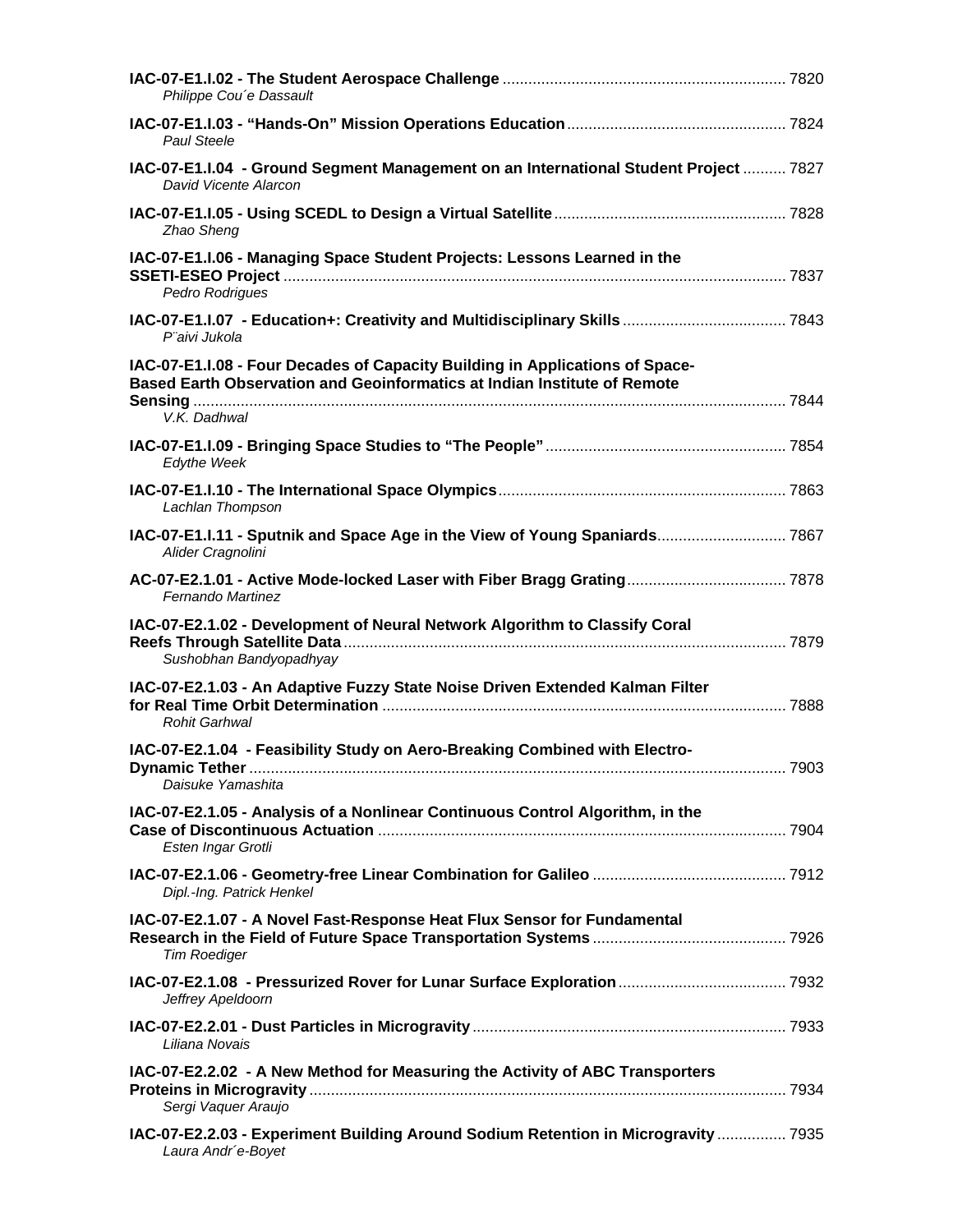**IAC-07-E1.I.02 - The Student Aerospace Challenge** ........ 7820
*Philippe Cou´e Dassault*

**IAC-07-E1.I.03 - "Hands-On" Mission Operations Education** ........ 7824
*Paul Steele*

**IAC-07-E1.I.04 - Ground Segment Management on an International Student Project** ........ 7827
*David Vicente Alarcon*

**IAC-07-E1.I.05 - Using SCEDL to Design a Virtual Satellite** ........ 7828
*Zhao Sheng*

**IAC-07-E1.I.06 - Managing Space Student Projects: Lessons Learned in the SSETI-ESEO Project** ........ 7837
*Pedro Rodrigues*

**IAC-07-E1.I.07 - Education+: Creativity and Multidisciplinary Skills** ........ 7843
*P¨aivi Jukola*

**IAC-07-E1.I.08 - Four Decades of Capacity Building in Applications of Space-Based Earth Observation and Geoinformatics at Indian Institute of Remote Sensing** ........ 7844
*V.K. Dadhwal*

**IAC-07-E1.I.09 - Bringing Space Studies to "The People"** ........ 7854
*Edythe Week*

**IAC-07-E1.I.10 - The International Space Olympics** ........ 7863
*Lachlan Thompson*

**IAC-07-E1.I.11 - Sputnik and Space Age in the View of Young Spaniards** ........ 7867
*Alider Cragnolini*

**AC-07-E2.1.01 - Active Mode-locked Laser with Fiber Bragg Grating** ........ 7878
*Fernando Martinez*

**IAC-07-E2.1.02 - Development of Neural Network Algorithm to Classify Coral Reefs Through Satellite Data** ........ 7879
*Sushobhan Bandyopadhyay*

**IAC-07-E2.1.03 - An Adaptive Fuzzy State Noise Driven Extended Kalman Filter for Real Time Orbit Determination** ........ 7888
*Rohit Garhwal*

**IAC-07-E2.1.04 - Feasibility Study on Aero-Breaking Combined with Electro-Dynamic Tether** ........ 7903
*Daisuke Yamashita*

**IAC-07-E2.1.05 - Analysis of a Nonlinear Continuous Control Algorithm, in the Case of Discontinuous Actuation** ........ 7904
*Esten Ingar Grotli*

**IAC-07-E2.1.06 - Geometry-free Linear Combination for Galileo** ........ 7912
*Dipl.-Ing. Patrick Henkel*

**IAC-07-E2.1.07 - A Novel Fast-Response Heat Flux Sensor for Fundamental Research in the Field of Future Space Transportation Systems** ........ 7926
*Tim Roediger*

**IAC-07-E2.1.08 - Pressurized Rover for Lunar Surface Exploration** ........ 7932
*Jeffrey Apeldoorn*

**IAC-07-E2.2.01 - Dust Particles in Microgravity** ........ 7933
*Liliana Novais*

**IAC-07-E2.2.02 - A New Method for Measuring the Activity of ABC Transporters Proteins in Microgravity** ........ 7934
*Sergi Vaquer Araujo*

**IAC-07-E2.2.03 - Experiment Building Around Sodium Retention in Microgravity** ........ 7935
*Laura Andr´e-Boyet*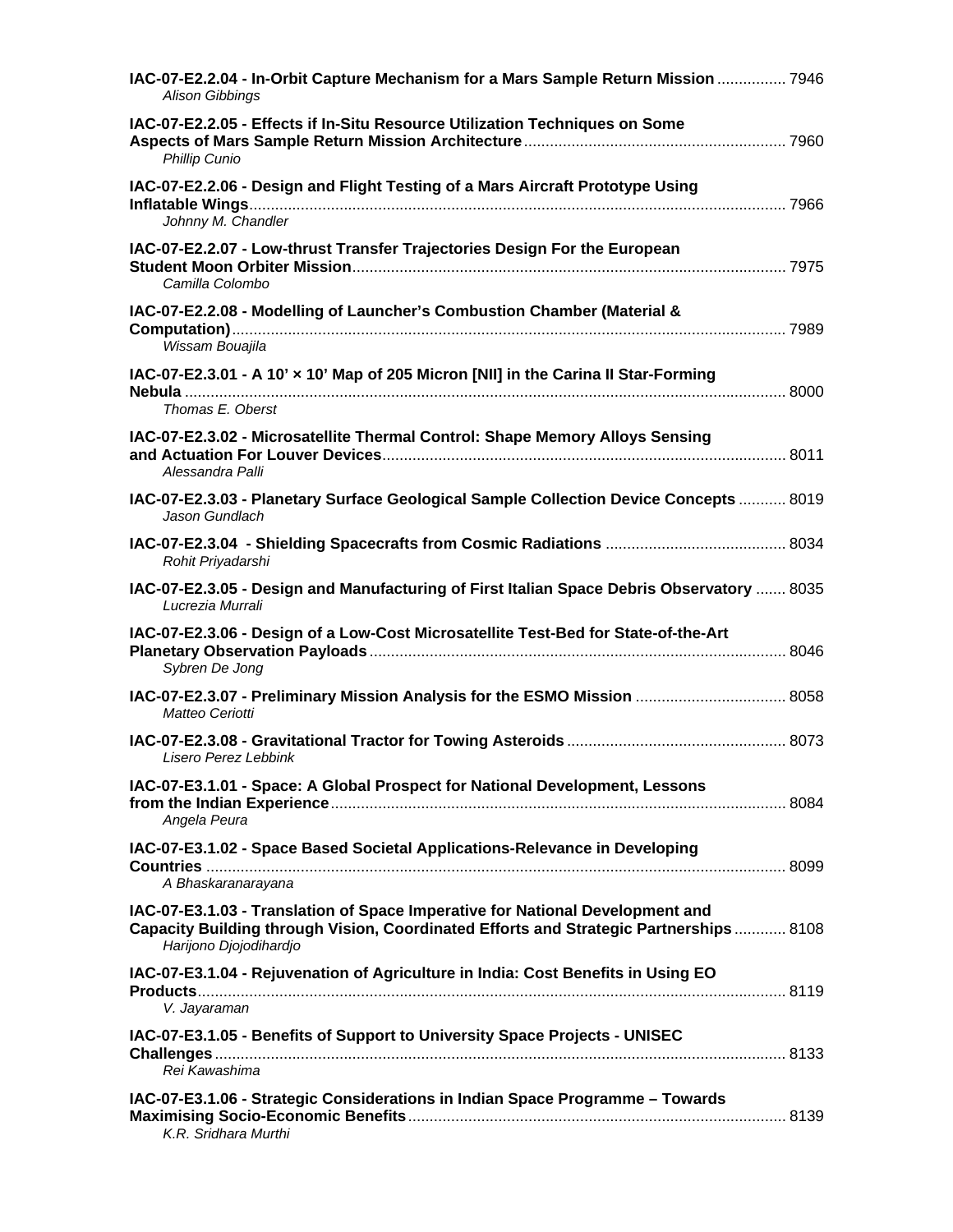**IAC-07-E2.2.04 - In-Orbit Capture Mechanism for a Mars Sample Return Mission** ................ 7946
*Alison Gibbings*

**IAC-07-E2.2.05 - Effects if In-Situ Resource Utilization Techniques on Some Aspects of Mars Sample Return Mission Architecture** ............................................................ 7960
*Phillip Cunio*

**IAC-07-E2.2.06 - Design and Flight Testing of a Mars Aircraft Prototype Using Inflatable Wings** ............................................................................................................................ 7966
*Johnny M. Chandler*

**IAC-07-E2.2.07 - Low-thrust Transfer Trajectories Design For the European Student Moon Orbiter Mission** .................................................................................................... 7975
*Camilla Colombo*

**IAC-07-E2.2.08 - Modelling of Launcher's Combustion Chamber (Material & Computation)** ................................................................................................................................ 7989
*Wissam Bouajila*

**IAC-07-E2.3.01 - A 10' × 10' Map of 205 Micron [NII] in the Carina II Star-Forming Nebula** .......................................................................................................................................... 8000
*Thomas E. Oberst*

**IAC-07-E2.3.02 - Microsatellite Thermal Control: Shape Memory Alloys Sensing and Actuation For Louver Devices** ............................................................................................. 8011
*Alessandra Palli*

**IAC-07-E2.3.03 - Planetary Surface Geological Sample Collection Device Concepts** ........... 8019
*Jason Gundlach*

**IAC-07-E2.3.04 - Shielding Spacecrafts from Cosmic Radiations** .......................................... 8034
*Rohit Priyadarshi*

**IAC-07-E2.3.05 - Design and Manufacturing of First Italian Space Debris Observatory** ....... 8035
*Lucrezia Murrali*

**IAC-07-E2.3.06 - Design of a Low-Cost Microsatellite Test-Bed for State-of-the-Art Planetary Observation Payloads** ................................................................................................ 8046
*Sybren De Jong*

**IAC-07-E2.3.07 - Preliminary Mission Analysis for the ESMO Mission** .................................. 8058
*Matteo Ceriotti*

**IAC-07-E2.3.08 - Gravitational Tractor for Towing Asteroids** .................................................. 8073
*Lisero Perez Lebbink*

**IAC-07-E3.1.01 - Space: A Global Prospect for National Development, Lessons from the Indian Experience** ......................................................................................................... 8084
*Angela Peura*

**IAC-07-E3.1.02 - Space Based Societal Applications-Relevance in Developing Countries** ...................................................................................................................................... 8099
*A Bhaskaranarayana*

**IAC-07-E3.1.03 - Translation of Space Imperative for National Development and Capacity Building through Vision, Coordinated Efforts and Strategic Partnerships** ............ 8108
*Harijono Djojodihardjo*

**IAC-07-E3.1.04 - Rejuvenation of Agriculture in India: Cost Benefits in Using EO Products** ........................................................................................................................................ 8119
*V. Jayaraman*

**IAC-07-E3.1.05 - Benefits of Support to University Space Projects - UNISEC Challenges** .................................................................................................................................... 8133
*Rei Kawashima*

**IAC-07-E3.1.06 - Strategic Considerations in Indian Space Programme – Towards Maximising Socio-Economic Benefits** ....................................................................................... 8139
*K.R. Sridhara Murthi*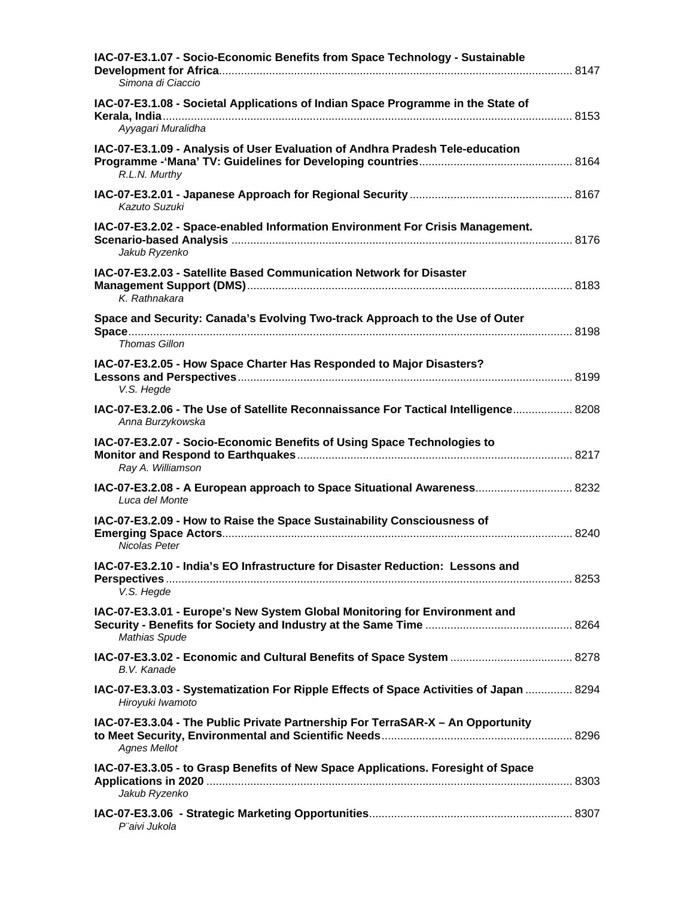**IAC-07-E3.1.07 - Socio-Economic Benefits from Space Technology - Sustainable Development for Africa**................................................................................................................ 8147
*Simona di Ciaccio*

**IAC-07-E3.1.08 - Societal Applications of Indian Space Programme in the State of Kerala, India**.................................................................................................................. 8153
*Ayyagari Muralidha*

**IAC-07-E3.1.09 - Analysis of User Evaluation of Andhra Pradesh Tele-education Programme -'Mana' TV: Guidelines for Developing countries**................................................ 8164
*R.L.N. Murthy*

**IAC-07-E3.2.01 - Japanese Approach for Regional Security**................................................... 8167
*Kazuto Suzuki*

**IAC-07-E3.2.02 - Space-enabled Information Environment For Crisis Management. Scenario-based Analysis** ............................................................................................................. 8176
*Jakub Ryzenko*

**IAC-07-E3.2.03 - Satellite Based Communication Network for Disaster Management Support (DMS)**...................................................................................................... 8183
*K. Rathnakara*

**Space and Security: Canada's Evolving Two-track Approach to the Use of Outer Space**............................................................................................................................................ 8198
*Thomas Gillon*

**IAC-07-E3.2.05 - How Space Charter Has Responded to Major Disasters? Lessons and Perspectives**......................................................................................................... 8199
*V.S. Hegde*

**IAC-07-E3.2.06 - The Use of Satellite Reconnaissance For Tactical Intelligence**.................. 8208
*Anna Burzykowska*

**IAC-07-E3.2.07 - Socio-Economic Benefits of Using Space Technologies to Monitor and Respond to Earthquakes**....................................................................................... 8217
*Ray A. Williamson*

**IAC-07-E3.2.08 - A European approach to Space Situational Awareness**.............................. 8232
*Luca del Monte*

**IAC-07-E3.2.09 - How to Raise the Space Sustainability Consciousness of Emerging Space Actors**.............................................................................................................. 8240
*Nicolas Peter*

**IAC-07-E3.2.10 - India's EO Infrastructure for Disaster Reduction: Lessons and Perspectives**................................................................................................................................ 8253
*V.S. Hegde*

**IAC-07-E3.3.01 - Europe's New System Global Monitoring for Environment and Security - Benefits for Society and Industry at the Same Time** .............................................. 8264
*Mathias Spude*

**IAC-07-E3.3.02 - Economic and Cultural Benefits of Space System** ...................................... 8278
*B.V. Kanade*

**IAC-07-E3.3.03 - Systematization For Ripple Effects of Space Activities of Japan** ............... 8294
*Hiroyuki Iwamoto*

**IAC-07-E3.3.04 - The Public Private Partnership For TerraSAR-X – An Opportunity to Meet Security, Environmental and Scientific Needs**............................................................ 8296
*Agnes Mellot*

**IAC-07-E3.3.05 - to Grasp Benefits of New Space Applications. Foresight of Space Applications in 2020** ................................................................................................................... 8303
*Jakub Ryzenko*

**IAC-07-E3.3.06 - Strategic Marketing Opportunities**................................................................ 8307
*P¨aivi Jukola*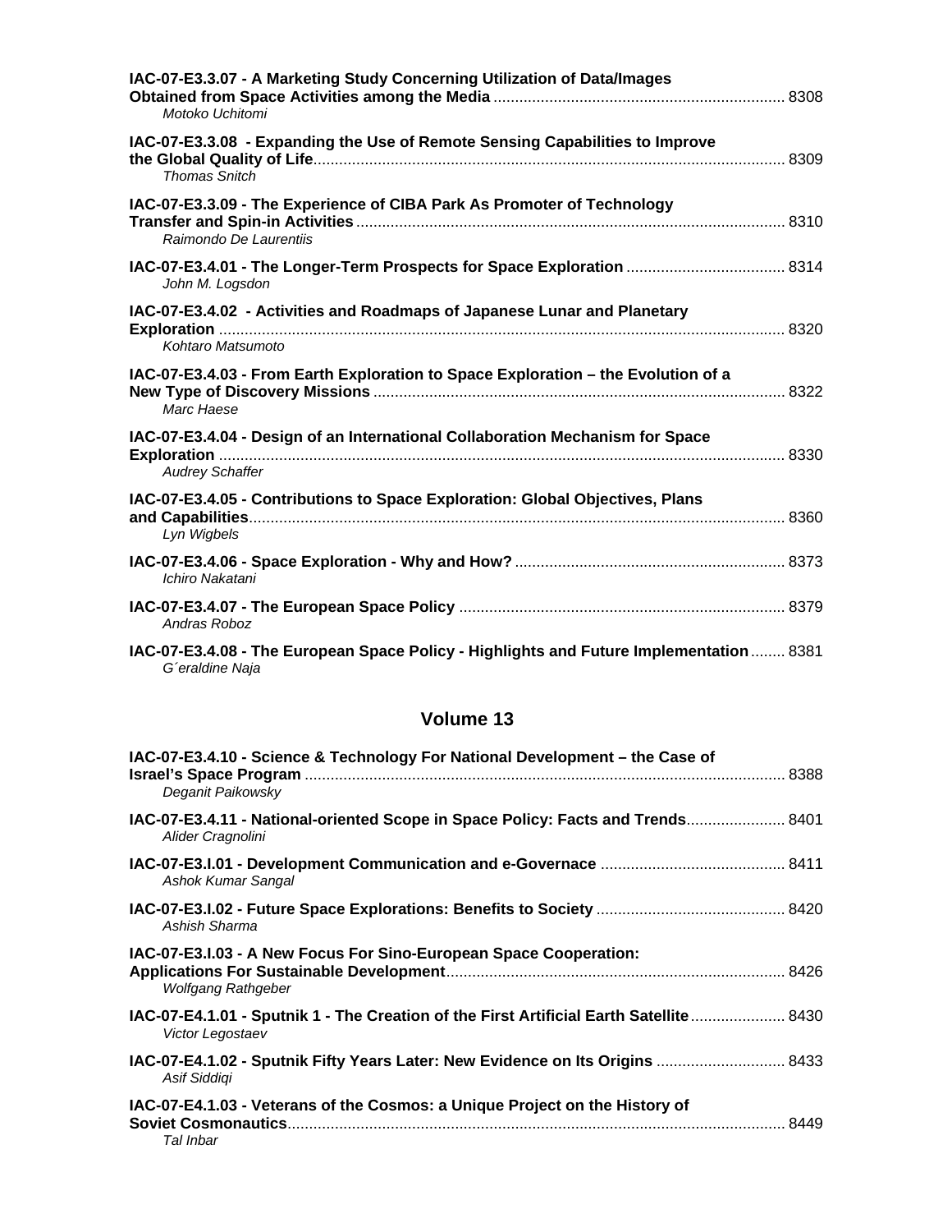**IAC-07-E3.3.07 - A Marketing Study Concerning Utilization of Data/Images Obtained from Space Activities among the Media** ... 8308
*Motoko Uchitomi*

**IAC-07-E3.3.08 - Expanding the Use of Remote Sensing Capabilities to Improve the Global Quality of Life** ... 8309
*Thomas Snitch*

**IAC-07-E3.3.09 - The Experience of CIBA Park As Promoter of Technology Transfer and Spin-in Activities** ... 8310
*Raimondo De Laurentiis*

**IAC-07-E3.4.01 - The Longer-Term Prospects for Space Exploration** ... 8314
*John M. Logsdon*

**IAC-07-E3.4.02 - Activities and Roadmaps of Japanese Lunar and Planetary Exploration** ... 8320
*Kohtaro Matsumoto*

**IAC-07-E3.4.03 - From Earth Exploration to Space Exploration – the Evolution of a New Type of Discovery Missions** ... 8322
*Marc Haese*

**IAC-07-E3.4.04 - Design of an International Collaboration Mechanism for Space Exploration** ... 8330
*Audrey Schaffer*

**IAC-07-E3.4.05 - Contributions to Space Exploration: Global Objectives, Plans and Capabilities** ... 8360
*Lyn Wigbels*

**IAC-07-E3.4.06 - Space Exploration - Why and How?** ... 8373
*Ichiro Nakatani*

**IAC-07-E3.4.07 - The European Space Policy** ... 8379
*Andras Roboz*

**IAC-07-E3.4.08 - The European Space Policy - Highlights and Future Implementation** ... 8381
*G´eraldine Naja*

## Volume 13

**IAC-07-E3.4.10 - Science & Technology For National Development – the Case of Israel's Space Program** ... 8388
*Deganit Paikowsky*

**IAC-07-E3.4.11 - National-oriented Scope in Space Policy: Facts and Trends** ... 8401
*Alider Cragnolini*

**IAC-07-E3.I.01 - Development Communication and e-Governace** ... 8411
*Ashok Kumar Sangal*

**IAC-07-E3.I.02 - Future Space Explorations: Benefits to Society** ... 8420
*Ashish Sharma*

**IAC-07-E3.I.03 - A New Focus For Sino-European Space Cooperation: Applications For Sustainable Development** ... 8426
*Wolfgang Rathgeber*

**IAC-07-E4.1.01 - Sputnik 1 - The Creation of the First Artificial Earth Satellite** ... 8430
*Victor Legostaev*

**IAC-07-E4.1.02 - Sputnik Fifty Years Later: New Evidence on Its Origins** ... 8433
*Asif Siddiqi*

**IAC-07-E4.1.03 - Veterans of the Cosmos: a Unique Project on the History of Soviet Cosmonautics** ... 8449
*Tal Inbar*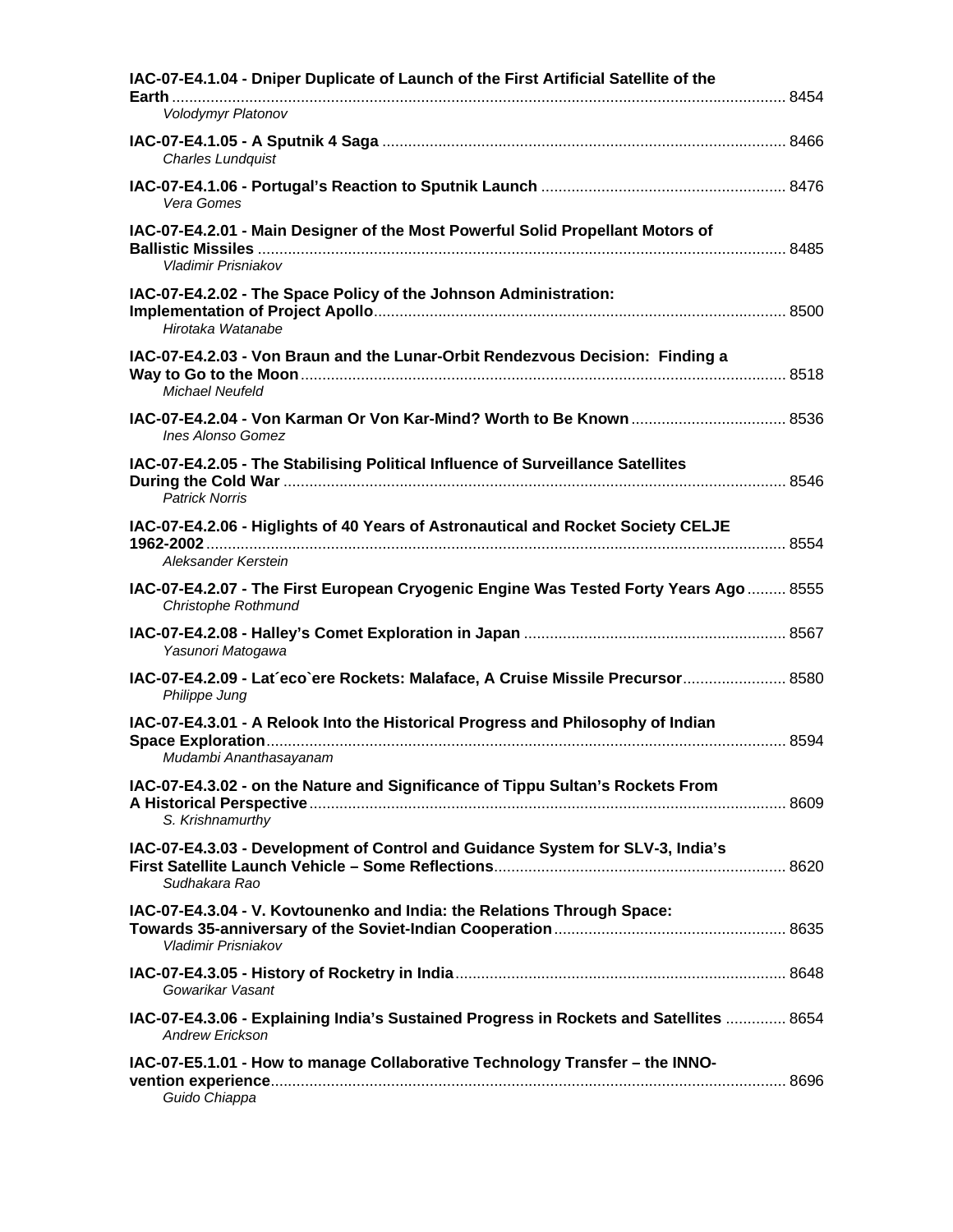**IAC-07-E4.1.04 - Dniper Duplicate of Launch of the First Artificial Satellite of the Earth** .............................................................................................................. 8454
*Volodymyr Platonov*

**IAC-07-E4.1.05 - A Sputnik 4 Saga** .............................................................................. 8466
*Charles Lundquist*

**IAC-07-E4.1.06 - Portugal's Reaction to Sputnik Launch** .......................................................... 8476
*Vera Gomes*

**IAC-07-E4.2.01 - Main Designer of the Most Powerful Solid Propellant Motors of Ballistic Missiles** ............................................................................................................. 8485
*Vladimir Prisniakov*

**IAC-07-E4.2.02 - The Space Policy of the Johnson Administration: Implementation of Project Apollo** ............................................................................................. 8500
*Hirotaka Watanabe*

**IAC-07-E4.2.03 - Von Braun and the Lunar-Orbit Rendezvous Decision: Finding a Way to Go to the Moon** ......................................................................................................... 8518
*Michael Neufeld*

**IAC-07-E4.2.04 - Von Karman Or Von Kar-Mind? Worth to Be Known** .................................... 8536
*Ines Alonso Gomez*

**IAC-07-E4.2.05 - The Stabilising Political Influence of Surveillance Satellites During the Cold War** ....................................................................................................... 8546
*Patrick Norris*

**IAC-07-E4.2.06 - Higlights of 40 Years of Astronautical and Rocket Society CELJE 1962-2002** ........................................................................................................................ 8554
*Aleksander Kerstein*

**IAC-07-E4.2.07 - The First European Cryogenic Engine Was Tested Forty Years Ago** ......... 8555
*Christophe Rothmund*

**IAC-07-E4.2.08 - Halley's Comet Exploration in Japan** ............................................................ 8567
*Yasunori Matogawa*

**IAC-07-E4.2.09 - Lat´eco`ere Rockets: Malaface, A Cruise Missile Precursor** ........................ 8580
*Philippe Jung*

**IAC-07-E4.3.01 - A Relook Into the Historical Progress and Philosophy of Indian Space Exploration** ......................................................................................................... 8594
*Mudambi Ananthasayanam*

**IAC-07-E4.3.02 - on the Nature and Significance of Tippu Sultan's Rockets From A Historical Perspective** ............................................................................................. 8609
*S. Krishnamurthy*

**IAC-07-E4.3.03 - Development of Control and Guidance System for SLV-3, India's First Satellite Launch Vehicle – Some Reflections** .................................................................. 8620
*Sudhakara Rao*

**IAC-07-E4.3.04 - V. Kovtounenko and India: the Relations Through Space: Towards 35-anniversary of the Soviet-Indian Cooperation** .................................................... 8635
*Vladimir Prisniakov*

**IAC-07-E4.3.05 - History of Rocketry in India** ............................................................................ 8648
*Gowarikar Vasant*

**IAC-07-E4.3.06 - Explaining India's Sustained Progress in Rockets and Satellites** .............. 8654
*Andrew Erickson*

**IAC-07-E5.1.01 - How to manage Collaborative Technology Transfer – the INNO-vention experience** ............................................................................................................ 8696
*Guido Chiappa*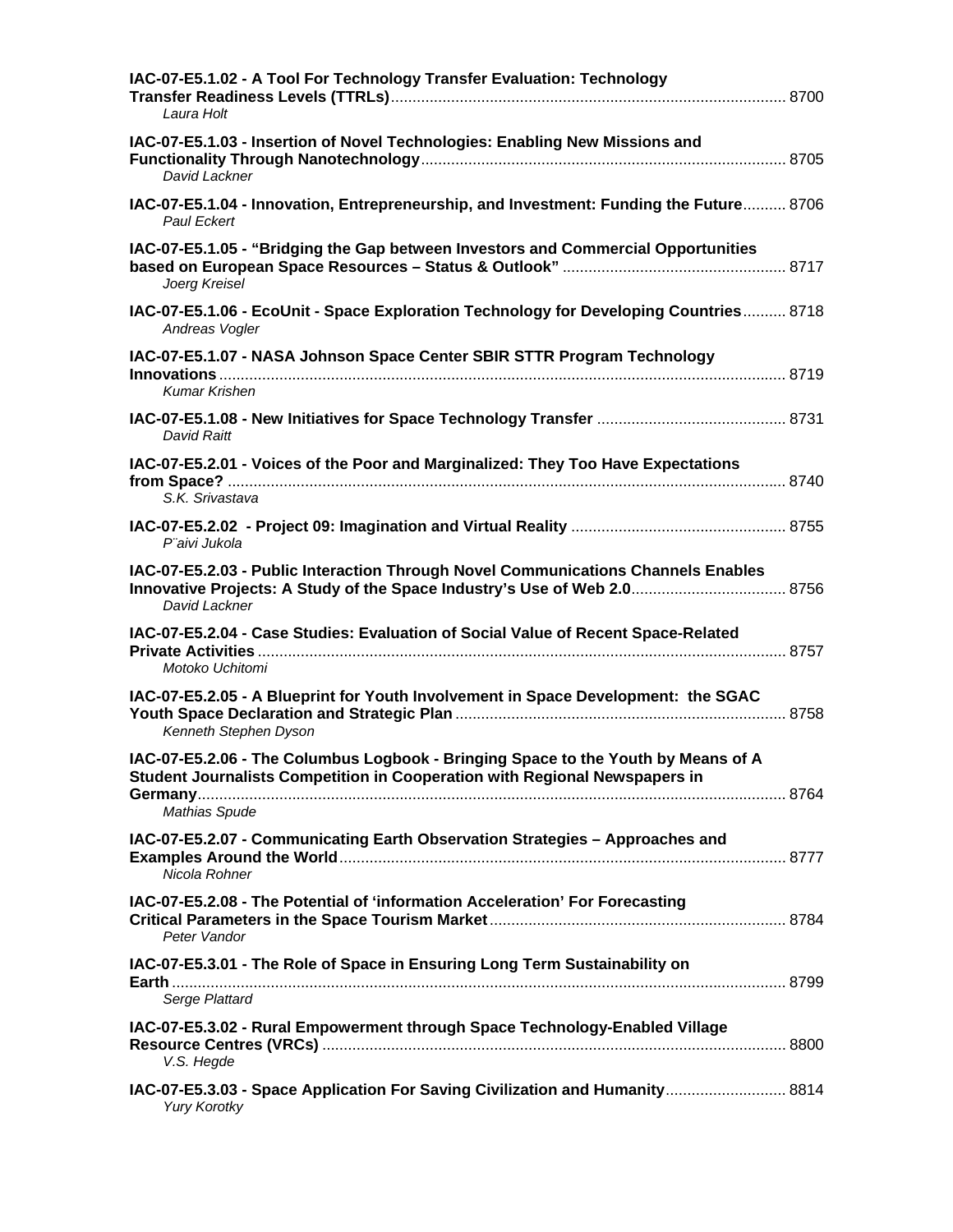**IAC-07-E5.1.02 - A Tool For Technology Transfer Evaluation: Technology Transfer Readiness Levels (TTRLs)** ........ 8700
*Laura Holt*

**IAC-07-E5.1.03 - Insertion of Novel Technologies: Enabling New Missions and Functionality Through Nanotechnology** ........ 8705
*David Lackner*

**IAC-07-E5.1.04 - Innovation, Entrepreneurship, and Investment: Funding the Future** ........ 8706
*Paul Eckert*

**IAC-07-E5.1.05 - "Bridging the Gap between Investors and Commercial Opportunities based on European Space Resources – Status & Outlook"** ........ 8717
*Joerg Kreisel*

**IAC-07-E5.1.06 - EcoUnit - Space Exploration Technology for Developing Countries** ........ 8718
*Andreas Vogler*

**IAC-07-E5.1.07 - NASA Johnson Space Center SBIR STTR Program Technology Innovations** ........ 8719
*Kumar Krishen*

**IAC-07-E5.1.08 - New Initiatives for Space Technology Transfer** ........ 8731
*David Raitt*

**IAC-07-E5.2.01 - Voices of the Poor and Marginalized: They Too Have Expectations from Space?** ........ 8740
*S.K. Srivastava*

**IAC-07-E5.2.02 - Project 09: Imagination and Virtual Reality** ........ 8755
*P¨aivi Jukola*

**IAC-07-E5.2.03 - Public Interaction Through Novel Communications Channels Enables Innovative Projects: A Study of the Space Industry's Use of Web 2.0** ........ 8756
*David Lackner*

**IAC-07-E5.2.04 - Case Studies: Evaluation of Social Value of Recent Space-Related Private Activities** ........ 8757
*Motoko Uchitomi*

**IAC-07-E5.2.05 - A Blueprint for Youth Involvement in Space Development: the SGAC Youth Space Declaration and Strategic Plan** ........ 8758
*Kenneth Stephen Dyson*

**IAC-07-E5.2.06 - The Columbus Logbook - Bringing Space to the Youth by Means of A Student Journalists Competition in Cooperation with Regional Newspapers in Germany** ........ 8764
*Mathias Spude*

**IAC-07-E5.2.07 - Communicating Earth Observation Strategies – Approaches and Examples Around the World** ........ 8777
*Nicola Rohner*

**IAC-07-E5.2.08 - The Potential of 'information Acceleration' For Forecasting Critical Parameters in the Space Tourism Market** ........ 8784
*Peter Vandor*

**IAC-07-E5.3.01 - The Role of Space in Ensuring Long Term Sustainability on Earth** ........ 8799
*Serge Plattard*

**IAC-07-E5.3.02 - Rural Empowerment through Space Technology-Enabled Village Resource Centres (VRCs)** ........ 8800
*V.S. Hegde*

**IAC-07-E5.3.03 - Space Application For Saving Civilization and Humanity** ........ 8814
*Yury Korotky*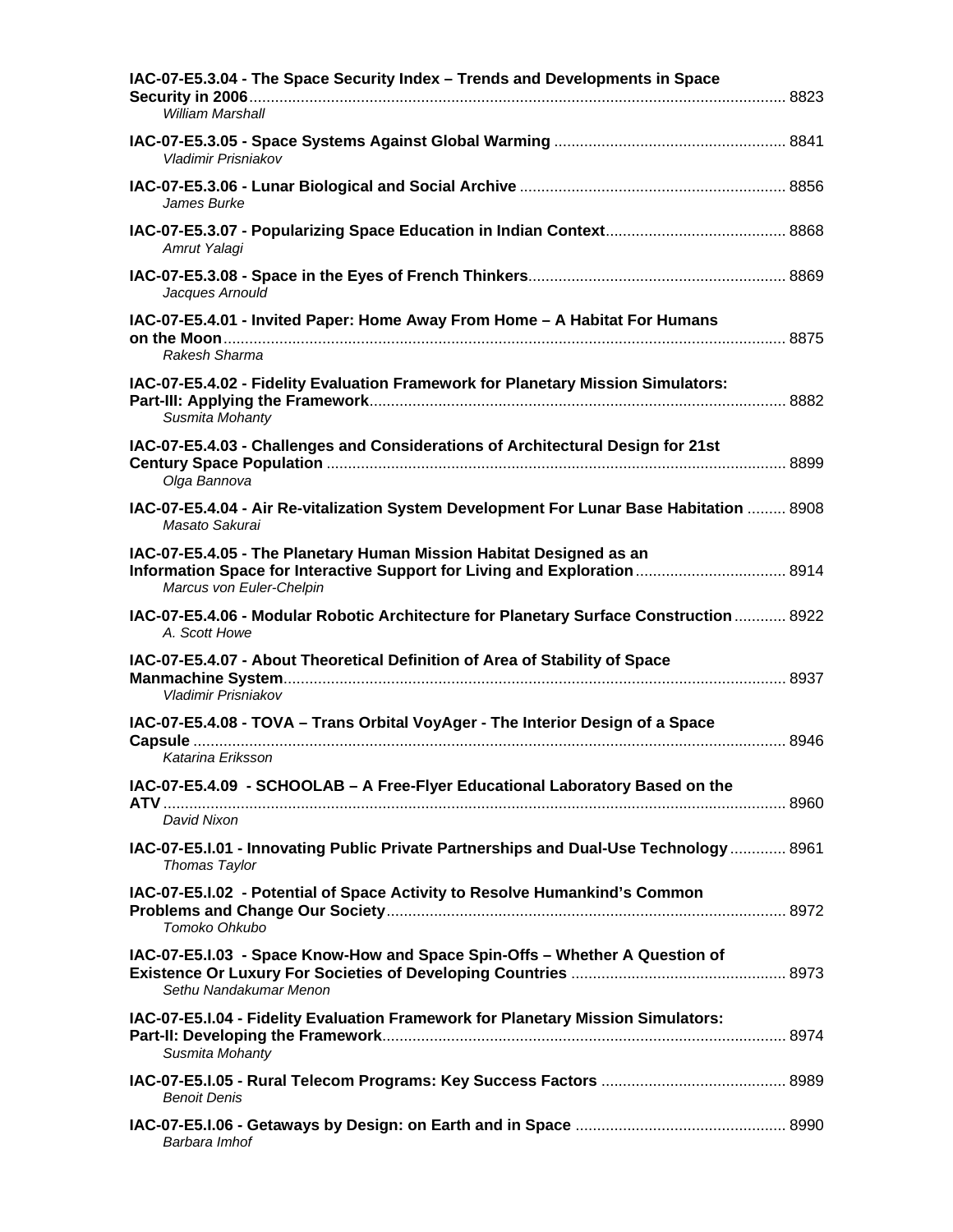**IAC-07-E5.3.04 - The Space Security Index – Trends and Developments in Space Security in 2006** ........ 8823
*William Marshall*

**IAC-07-E5.3.05 - Space Systems Against Global Warming** ........ 8841
*Vladimir Prisniakov*

**IAC-07-E5.3.06 - Lunar Biological and Social Archive** ........ 8856
*James Burke*

**IAC-07-E5.3.07 - Popularizing Space Education in Indian Context** ........ 8868
*Amrut Yalagi*

**IAC-07-E5.3.08 - Space in the Eyes of French Thinkers** ........ 8869
*Jacques Arnould*

**IAC-07-E5.4.01 - Invited Paper: Home Away From Home – A Habitat For Humans on the Moon** ........ 8875
*Rakesh Sharma*

**IAC-07-E5.4.02 - Fidelity Evaluation Framework for Planetary Mission Simulators: Part-III: Applying the Framework** ........ 8882
*Susmita Mohanty*

**IAC-07-E5.4.03 - Challenges and Considerations of Architectural Design for 21st Century Space Population** ........ 8899
*Olga Bannova*

**IAC-07-E5.4.04 - Air Re-vitalization System Development For Lunar Base Habitation** ........ 8908
*Masato Sakurai*

**IAC-07-E5.4.05 - The Planetary Human Mission Habitat Designed as an Information Space for Interactive Support for Living and Exploration** ........ 8914
*Marcus von Euler-Chelpin*

**IAC-07-E5.4.06 - Modular Robotic Architecture for Planetary Surface Construction** ........ 8922
*A. Scott Howe*

**IAC-07-E5.4.07 - About Theoretical Definition of Area of Stability of Space Manmachine System** ........ 8937
*Vladimir Prisniakov*

**IAC-07-E5.4.08 - TOVA – Trans Orbital VoyAger - The Interior Design of a Space Capsule** ........ 8946
*Katarina Eriksson*

**IAC-07-E5.4.09 - SCHOOLAB – A Free-Flyer Educational Laboratory Based on the ATV** ........ 8960
*David Nixon*

**IAC-07-E5.I.01 - Innovating Public Private Partnerships and Dual-Use Technology** ........ 8961
*Thomas Taylor*

**IAC-07-E5.I.02 - Potential of Space Activity to Resolve Humankind's Common Problems and Change Our Society** ........ 8972
*Tomoko Ohkubo*

**IAC-07-E5.I.03 - Space Know-How and Space Spin-Offs – Whether A Question of Existence Or Luxury For Societies of Developing Countries** ........ 8973
*Sethu Nandakumar Menon*

**IAC-07-E5.I.04 - Fidelity Evaluation Framework for Planetary Mission Simulators: Part-II: Developing the Framework** ........ 8974
*Susmita Mohanty*

**IAC-07-E5.I.05 - Rural Telecom Programs: Key Success Factors** ........ 8989
*Benoit Denis*

**IAC-07-E5.I.06 - Getaways by Design: on Earth and in Space** ........ 8990
*Barbara Imhof*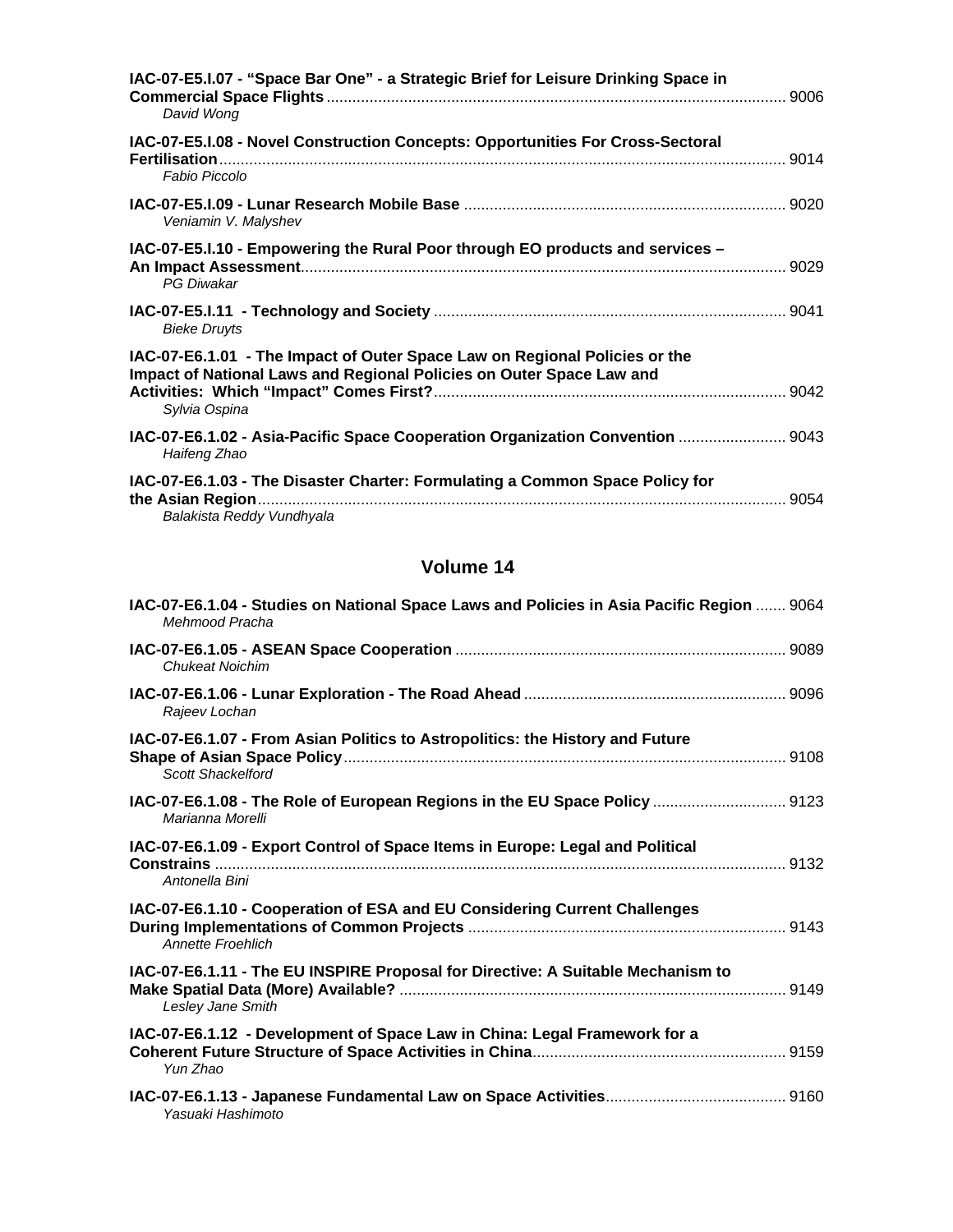**IAC-07-E5.I.07 - "Space Bar One" - a Strategic Brief for Leisure Drinking Space in Commercial Space Flights** .......... 9006
*David Wong*

**IAC-07-E5.I.08 - Novel Construction Concepts: Opportunities For Cross-Sectoral Fertilisation** .......... 9014
*Fabio Piccolo*

**IAC-07-E5.I.09 - Lunar Research Mobile Base** .......... 9020
*Veniamin V. Malyshev*

**IAC-07-E5.I.10 - Empowering the Rural Poor through EO products and services – An Impact Assessment** .......... 9029
*PG Diwakar*

**IAC-07-E5.I.11 - Technology and Society** .......... 9041
*Bieke Druyts*

**IAC-07-E6.1.01 - The Impact of Outer Space Law on Regional Policies or the Impact of National Laws and Regional Policies on Outer Space Law and Activities: Which "Impact" Comes First?** .......... 9042
*Sylvia Ospina*

**IAC-07-E6.1.02 - Asia-Pacific Space Cooperation Organization Convention** .......... 9043
*Haifeng Zhao*

**IAC-07-E6.1.03 - The Disaster Charter: Formulating a Common Space Policy for the Asian Region** .......... 9054
*Balakista Reddy Vundhyala*

## Volume 14

**IAC-07-E6.1.04 - Studies on National Space Laws and Policies in Asia Pacific Region** .......... 9064
*Mehmood Pracha*

**IAC-07-E6.1.05 - ASEAN Space Cooperation** .......... 9089
*Chukeat Noichim*

**IAC-07-E6.1.06 - Lunar Exploration - The Road Ahead** .......... 9096
*Rajeev Lochan*

**IAC-07-E6.1.07 - From Asian Politics to Astropolitics: the History and Future Shape of Asian Space Policy** .......... 9108
*Scott Shackelford*

**IAC-07-E6.1.08 - The Role of European Regions in the EU Space Policy** .......... 9123
*Marianna Morelli*

**IAC-07-E6.1.09 - Export Control of Space Items in Europe: Legal and Political Constrains** .......... 9132
*Antonella Bini*

**IAC-07-E6.1.10 - Cooperation of ESA and EU Considering Current Challenges During Implementations of Common Projects** .......... 9143
*Annette Froehlich*

**IAC-07-E6.1.11 - The EU INSPIRE Proposal for Directive: A Suitable Mechanism to Make Spatial Data (More) Available?** .......... 9149
*Lesley Jane Smith*

**IAC-07-E6.1.12 - Development of Space Law in China: Legal Framework for a Coherent Future Structure of Space Activities in China** .......... 9159
*Yun Zhao*

**IAC-07-E6.1.13 - Japanese Fundamental Law on Space Activities** .......... 9160
*Yasuaki Hashimoto*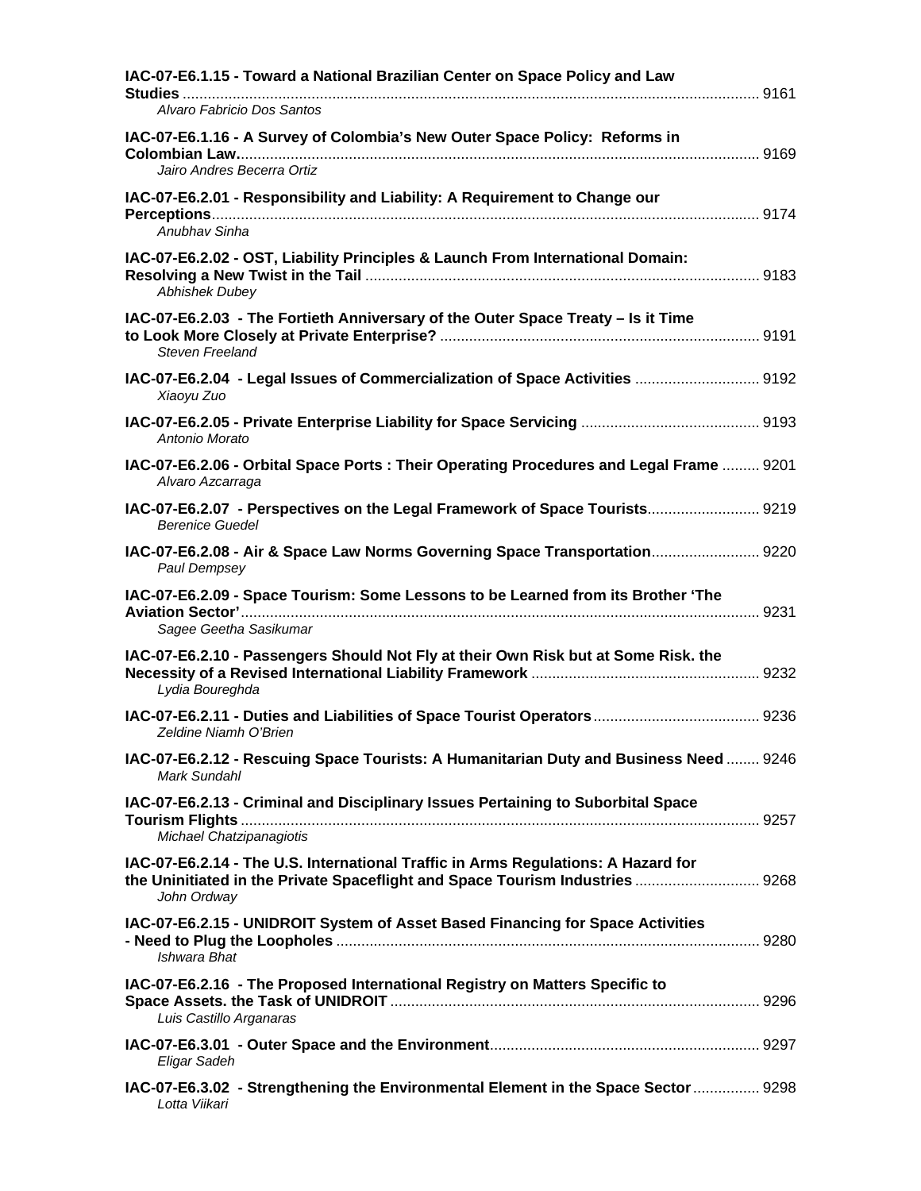**IAC-07-E6.1.15 - Toward a National Brazilian Center on Space Policy and Law Studies** .......... 9161
*Alvaro Fabricio Dos Santos*

**IAC-07-E6.1.16 - A Survey of Colombia's New Outer Space Policy: Reforms in Colombian Law** .......... 9169
*Jairo Andres Becerra Ortiz*

**IAC-07-E6.2.01 - Responsibility and Liability: A Requirement to Change our Perceptions** .......... 9174
*Anubhav Sinha*

**IAC-07-E6.2.02 - OST, Liability Principles & Launch From International Domain: Resolving a New Twist in the Tail** .......... 9183
*Abhishek Dubey*

**IAC-07-E6.2.03 - The Fortieth Anniversary of the Outer Space Treaty – Is it Time to Look More Closely at Private Enterprise?** .......... 9191
*Steven Freeland*

**IAC-07-E6.2.04 - Legal Issues of Commercialization of Space Activities** .......... 9192
*Xiaoyu Zuo*

**IAC-07-E6.2.05 - Private Enterprise Liability for Space Servicing** .......... 9193
*Antonio Morato*

**IAC-07-E6.2.06 - Orbital Space Ports : Their Operating Procedures and Legal Frame** .......... 9201
*Alvaro Azcarraga*

**IAC-07-E6.2.07 - Perspectives on the Legal Framework of Space Tourists** .......... 9219
*Berenice Guedel*

**IAC-07-E6.2.08 - Air & Space Law Norms Governing Space Transportation** .......... 9220
*Paul Dempsey*

**IAC-07-E6.2.09 - Space Tourism: Some Lessons to be Learned from its Brother 'The Aviation Sector'** .......... 9231
*Sagee Geetha Sasikumar*

**IAC-07-E6.2.10 - Passengers Should Not Fly at their Own Risk but at Some Risk. the Necessity of a Revised International Liability Framework** .......... 9232
*Lydia Boureghda*

**IAC-07-E6.2.11 - Duties and Liabilities of Space Tourist Operators** .......... 9236
*Zeldine Niamh O'Brien*

**IAC-07-E6.2.12 - Rescuing Space Tourists: A Humanitarian Duty and Business Need** .......... 9246
*Mark Sundahl*

**IAC-07-E6.2.13 - Criminal and Disciplinary Issues Pertaining to Suborbital Space Tourism Flights** .......... 9257
*Michael Chatzipanagiotis*

**IAC-07-E6.2.14 - The U.S. International Traffic in Arms Regulations: A Hazard for the Uninitiated in the Private Spaceflight and Space Tourism Industries** .......... 9268
*John Ordway*

**IAC-07-E6.2.15 - UNIDROIT System of Asset Based Financing for Space Activities - Need to Plug the Loopholes** .......... 9280
*Ishwara Bhat*

**IAC-07-E6.2.16 - The Proposed International Registry on Matters Specific to Space Assets. the Task of UNIDROIT** .......... 9296
*Luis Castillo Arganaras*

**IAC-07-E6.3.01 - Outer Space and the Environment** .......... 9297
*Eligar Sadeh*

**IAC-07-E6.3.02 - Strengthening the Environmental Element in the Space Sector** .......... 9298
*Lotta Viikari*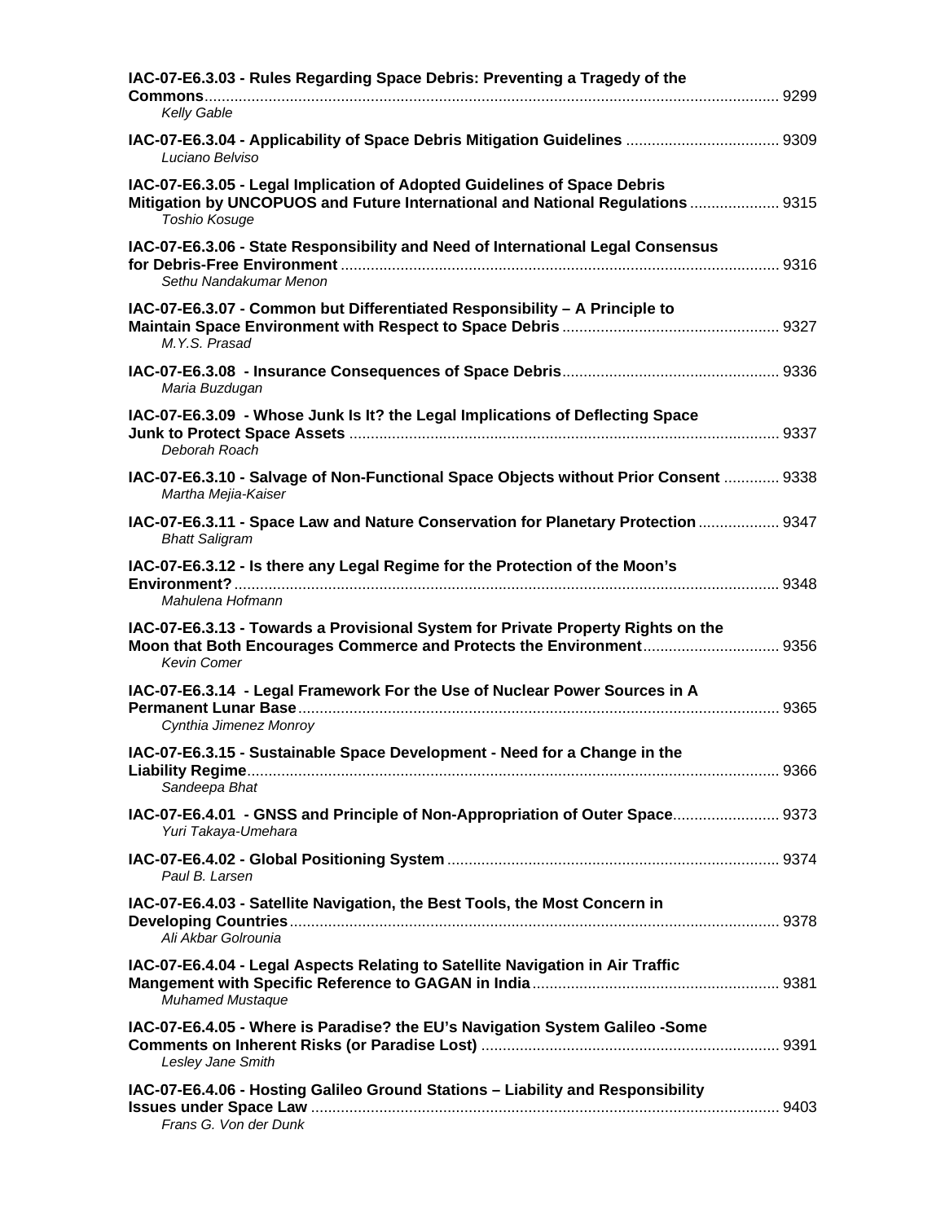**IAC-07-E6.3.03 - Rules Regarding Space Debris: Preventing a Tragedy of the Commons** ........ 9299
*Kelly Gable*

**IAC-07-E6.3.04 - Applicability of Space Debris Mitigation Guidelines** ........ 9309
*Luciano Belviso*

**IAC-07-E6.3.05 - Legal Implication of Adopted Guidelines of Space Debris Mitigation by UNCOPUOS and Future International and National Regulations** ........ 9315
*Toshio Kosuge*

**IAC-07-E6.3.06 - State Responsibility and Need of International Legal Consensus for Debris-Free Environment** ........ 9316
*Sethu Nandakumar Menon*

**IAC-07-E6.3.07 - Common but Differentiated Responsibility – A Principle to Maintain Space Environment with Respect to Space Debris** ........ 9327
*M.Y.S. Prasad*

**IAC-07-E6.3.08 - Insurance Consequences of Space Debris** ........ 9336
*Maria Buzdugan*

**IAC-07-E6.3.09 - Whose Junk Is It? the Legal Implications of Deflecting Space Junk to Protect Space Assets** ........ 9337
*Deborah Roach*

**IAC-07-E6.3.10 - Salvage of Non-Functional Space Objects without Prior Consent** ........ 9338
*Martha Mejia-Kaiser*

**IAC-07-E6.3.11 - Space Law and Nature Conservation for Planetary Protection** ........ 9347
*Bhatt Saligram*

**IAC-07-E6.3.12 - Is there any Legal Regime for the Protection of the Moon's Environment?** ........ 9348
*Mahulena Hofmann*

**IAC-07-E6.3.13 - Towards a Provisional System for Private Property Rights on the Moon that Both Encourages Commerce and Protects the Environment** ........ 9356
*Kevin Comer*

**IAC-07-E6.3.14 - Legal Framework For the Use of Nuclear Power Sources in A Permanent Lunar Base** ........ 9365
*Cynthia Jimenez Monroy*

**IAC-07-E6.3.15 - Sustainable Space Development - Need for a Change in the Liability Regime** ........ 9366
*Sandeepa Bhat*

**IAC-07-E6.4.01 - GNSS and Principle of Non-Appropriation of Outer Space** ........ 9373
*Yuri Takaya-Umehara*

**IAC-07-E6.4.02 - Global Positioning System** ........ 9374
*Paul B. Larsen*

**IAC-07-E6.4.03 - Satellite Navigation, the Best Tools, the Most Concern in Developing Countries** ........ 9378
*Ali Akbar Golrounia*

**IAC-07-E6.4.04 - Legal Aspects Relating to Satellite Navigation in Air Traffic Mangement with Specific Reference to GAGAN in India** ........ 9381
*Muhamed Mustaque*

**IAC-07-E6.4.05 - Where is Paradise? the EU's Navigation System Galileo -Some Comments on Inherent Risks (or Paradise Lost)** ........ 9391
*Lesley Jane Smith*

**IAC-07-E6.4.06 - Hosting Galileo Ground Stations – Liability and Responsibility Issues under Space Law** ........ 9403
*Frans G. Von der Dunk*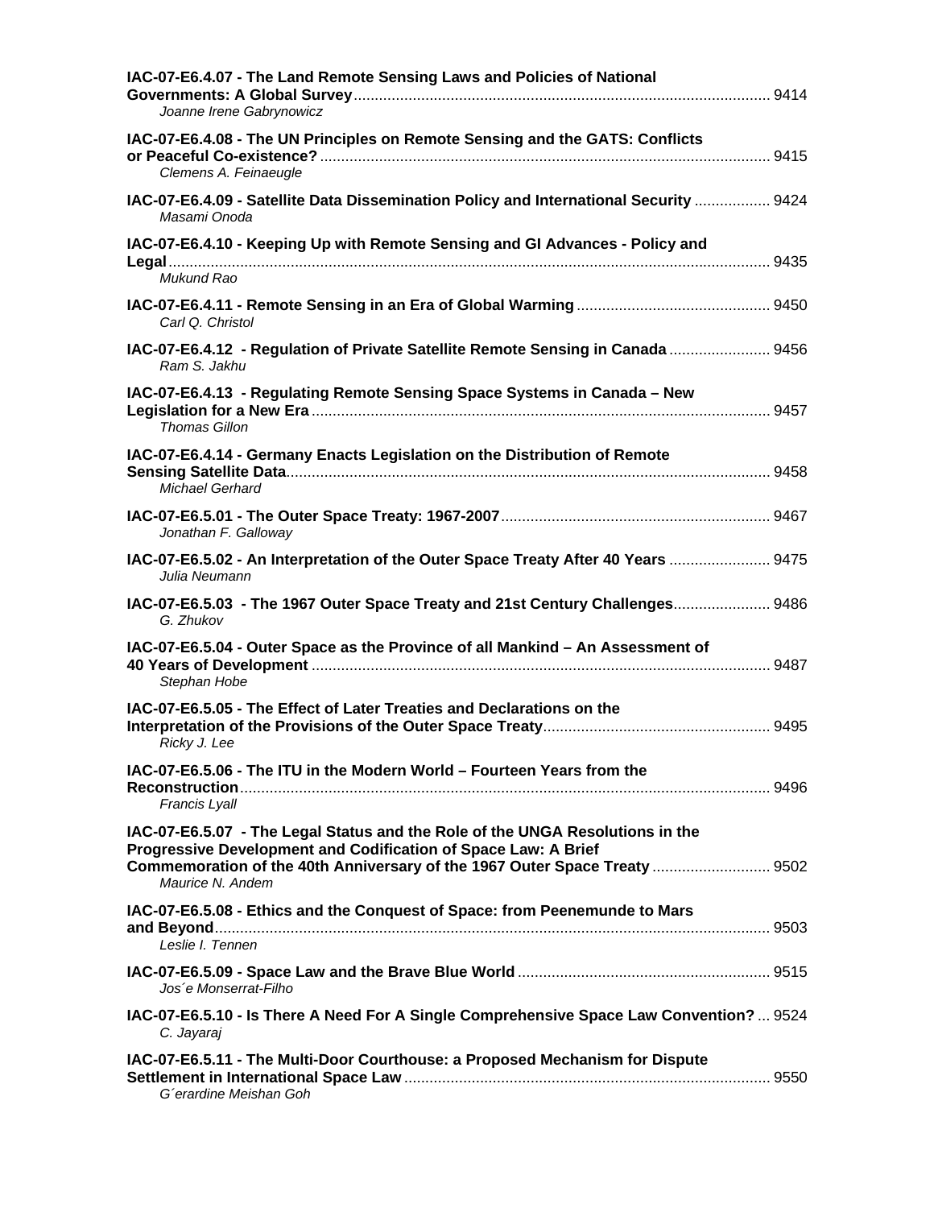**IAC-07-E6.4.07 - The Land Remote Sensing Laws and Policies of National Governments: A Global Survey** .......... 9414
*Joanne Irene Gabrynowicz*

**IAC-07-E6.4.08 - The UN Principles on Remote Sensing and the GATS: Conflicts or Peaceful Co-existence?** .......... 9415
*Clemens A. Feinaeugle*

**IAC-07-E6.4.09 - Satellite Data Dissemination Policy and International Security** .......... 9424
*Masami Onoda*

**IAC-07-E6.4.10 - Keeping Up with Remote Sensing and GI Advances - Policy and Legal** .......... 9435
*Mukund Rao*

**IAC-07-E6.4.11 - Remote Sensing in an Era of Global Warming** .......... 9450
*Carl Q. Christol*

**IAC-07-E6.4.12 - Regulation of Private Satellite Remote Sensing in Canada** .......... 9456
*Ram S. Jakhu*

**IAC-07-E6.4.13 - Regulating Remote Sensing Space Systems in Canada – New Legislation for a New Era** .......... 9457
*Thomas Gillon*

**IAC-07-E6.4.14 - Germany Enacts Legislation on the Distribution of Remote Sensing Satellite Data** .......... 9458
*Michael Gerhard*

**IAC-07-E6.5.01 - The Outer Space Treaty: 1967-2007** .......... 9467
*Jonathan F. Galloway*

**IAC-07-E6.5.02 - An Interpretation of the Outer Space Treaty After 40 Years** .......... 9475
*Julia Neumann*

**IAC-07-E6.5.03 - The 1967 Outer Space Treaty and 21st Century Challenges** .......... 9486
*G. Zhukov*

**IAC-07-E6.5.04 - Outer Space as the Province of all Mankind – An Assessment of 40 Years of Development** .......... 9487
*Stephan Hobe*

**IAC-07-E6.5.05 - The Effect of Later Treaties and Declarations on the Interpretation of the Provisions of the Outer Space Treaty** .......... 9495
*Ricky J. Lee*

**IAC-07-E6.5.06 - The ITU in the Modern World – Fourteen Years from the Reconstruction** .......... 9496
*Francis Lyall*

**IAC-07-E6.5.07 - The Legal Status and the Role of the UNGA Resolutions in the Progressive Development and Codification of Space Law: A Brief Commemoration of the 40th Anniversary of the 1967 Outer Space Treaty** .......... 9502
*Maurice N. Andem*

**IAC-07-E6.5.08 - Ethics and the Conquest of Space: from Peenemunde to Mars and Beyond** .......... 9503
*Leslie I. Tennen*

**IAC-07-E6.5.09 - Space Law and the Brave Blue World** .......... 9515
*Jos´e Monserrat-Filho*

**IAC-07-E6.5.10 - Is There A Need For A Single Comprehensive Space Law Convention?** .......... 9524
*C. Jayaraj*

**IAC-07-E6.5.11 - The Multi-Door Courthouse: a Proposed Mechanism for Dispute Settlement in International Space Law** .......... 9550
*G´erardine Meishan Goh*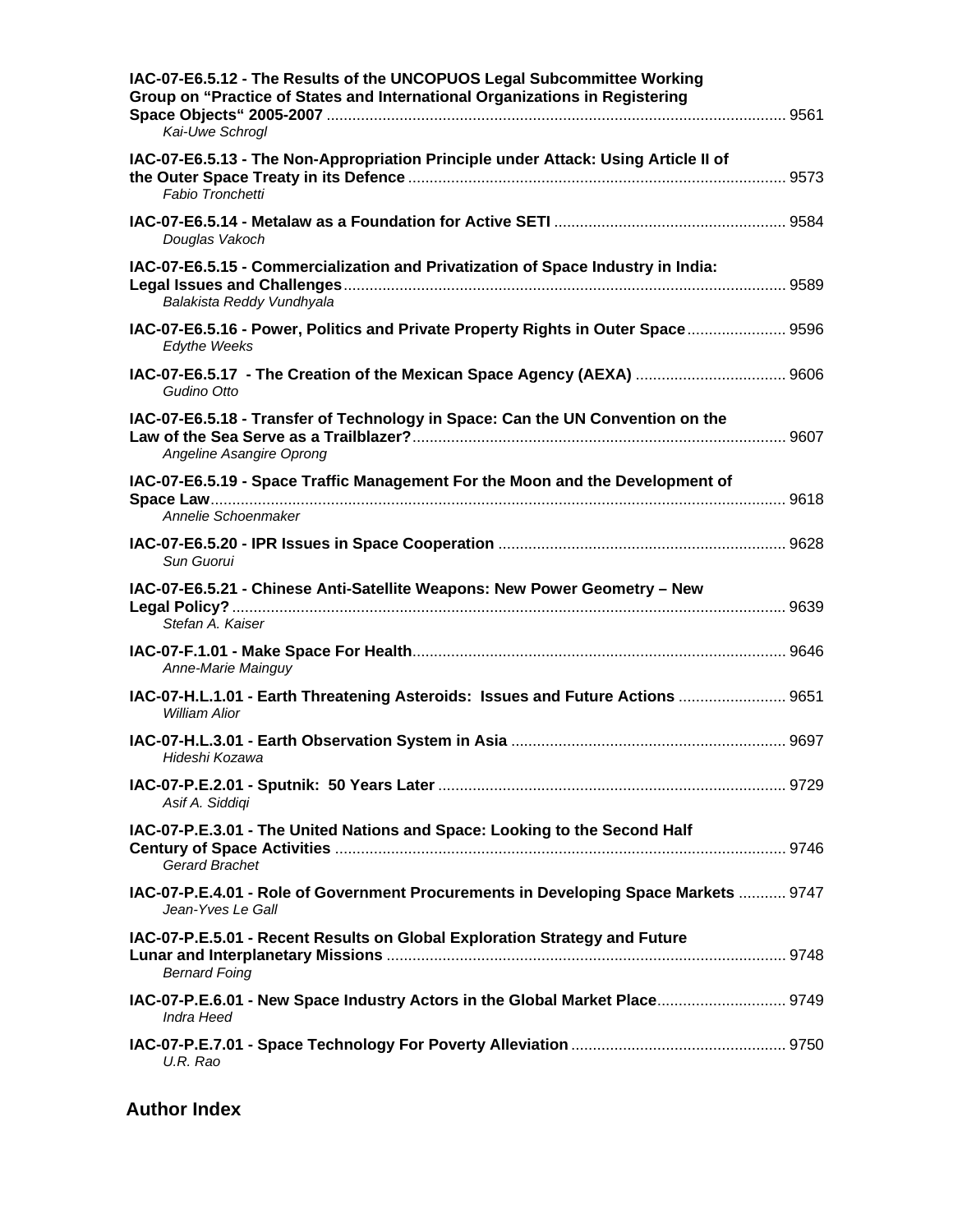**IAC-07-E6.5.12 - The Results of the UNCOPUOS Legal Subcommittee Working Group on "Practice of States and International Organizations in Registering Space Objects" 2005-2007** .......... 9561
*Kai-Uwe Schrogl*

**IAC-07-E6.5.13 - The Non-Appropriation Principle under Attack: Using Article II of the Outer Space Treaty in its Defence** .......... 9573
*Fabio Tronchetti*

**IAC-07-E6.5.14 - Metalaw as a Foundation for Active SETI** .......... 9584
*Douglas Vakoch*

**IAC-07-E6.5.15 - Commercialization and Privatization of Space Industry in India: Legal Issues and Challenges** .......... 9589
*Balakista Reddy Vundhyala*

**IAC-07-E6.5.16 - Power, Politics and Private Property Rights in Outer Space** .......... 9596
*Edythe Weeks*

**IAC-07-E6.5.17 - The Creation of the Mexican Space Agency (AEXA)** .......... 9606
*Gudino Otto*

**IAC-07-E6.5.18 - Transfer of Technology in Space: Can the UN Convention on the Law of the Sea Serve as a Trailblazer?** .......... 9607
*Angeline Asangire Oprong*

**IAC-07-E6.5.19 - Space Traffic Management For the Moon and the Development of Space Law** .......... 9618
*Annelie Schoenmaker*

**IAC-07-E6.5.20 - IPR Issues in Space Cooperation** .......... 9628
*Sun Guorui*

**IAC-07-E6.5.21 - Chinese Anti-Satellite Weapons: New Power Geometry – New Legal Policy?** .......... 9639
*Stefan A. Kaiser*

**IAC-07-F.1.01 - Make Space For Health** .......... 9646
*Anne-Marie Mainguy*

**IAC-07-H.L.1.01 - Earth Threatening Asteroids: Issues and Future Actions** .......... 9651
*William Alior*

**IAC-07-H.L.3.01 - Earth Observation System in Asia** .......... 9697
*Hideshi Kozawa*

**IAC-07-P.E.2.01 - Sputnik: 50 Years Later** .......... 9729
*Asif A. Siddiqi*

**IAC-07-P.E.3.01 - The United Nations and Space: Looking to the Second Half Century of Space Activities** .......... 9746
*Gerard Brachet*

**IAC-07-P.E.4.01 - Role of Government Procurements in Developing Space Markets** .......... 9747
*Jean-Yves Le Gall*

**IAC-07-P.E.5.01 - Recent Results on Global Exploration Strategy and Future Lunar and Interplanetary Missions** .......... 9748
*Bernard Foing*

**IAC-07-P.E.6.01 - New Space Industry Actors in the Global Market Place** .......... 9749
*Indra Heed*

**IAC-07-P.E.7.01 - Space Technology For Poverty Alleviation** .......... 9750
*U.R. Rao*

## Author Index